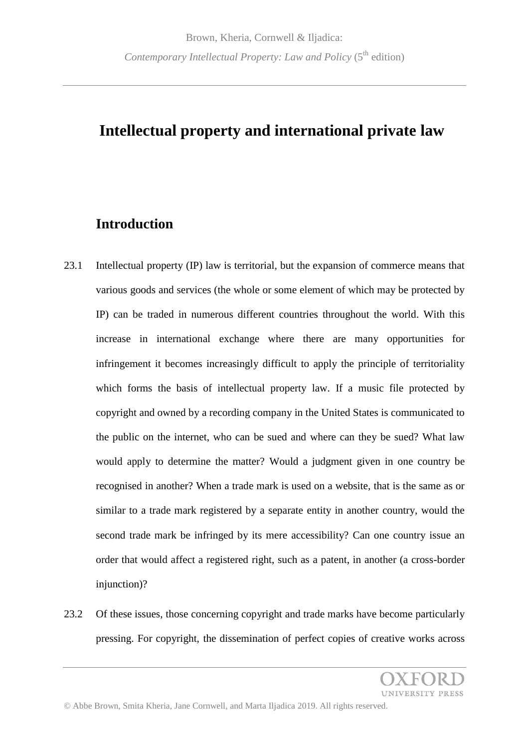# Intellectual property and international private law

## Introduction

23.1 Intellectual property (IP) law is territorial, but the expansion of commerce means that various goods and services (the whole or some element of which may be protected by IP) can be traded in numerous different countries throughout the world. With this increase in international exchange where there are many opportunities for infringement it becomes increasingly difficult to apply the principle of territoriality which forms the basis of intellectual property law. If a music file protected by copyright and owned by a recording company in the United States is communicated to the public on the internet, who can be sued and where can they be sued? What law would apply to determine the matter? Would a judgment given in one country be recognised in another? When a trade mark is used on a website, that is the same as or similar to a trade mark registered by a separate entity in another country, would the second trade mark be infringed by its mere accessibility? Can one country issue an order that would affect a registered right, such as a patent, in another (a cross-border injunction)?

23.2 Of these issues, those concerning copyright and trade marks have become particularly pressing. For copyright, the dissemination of perfect copies of creative works across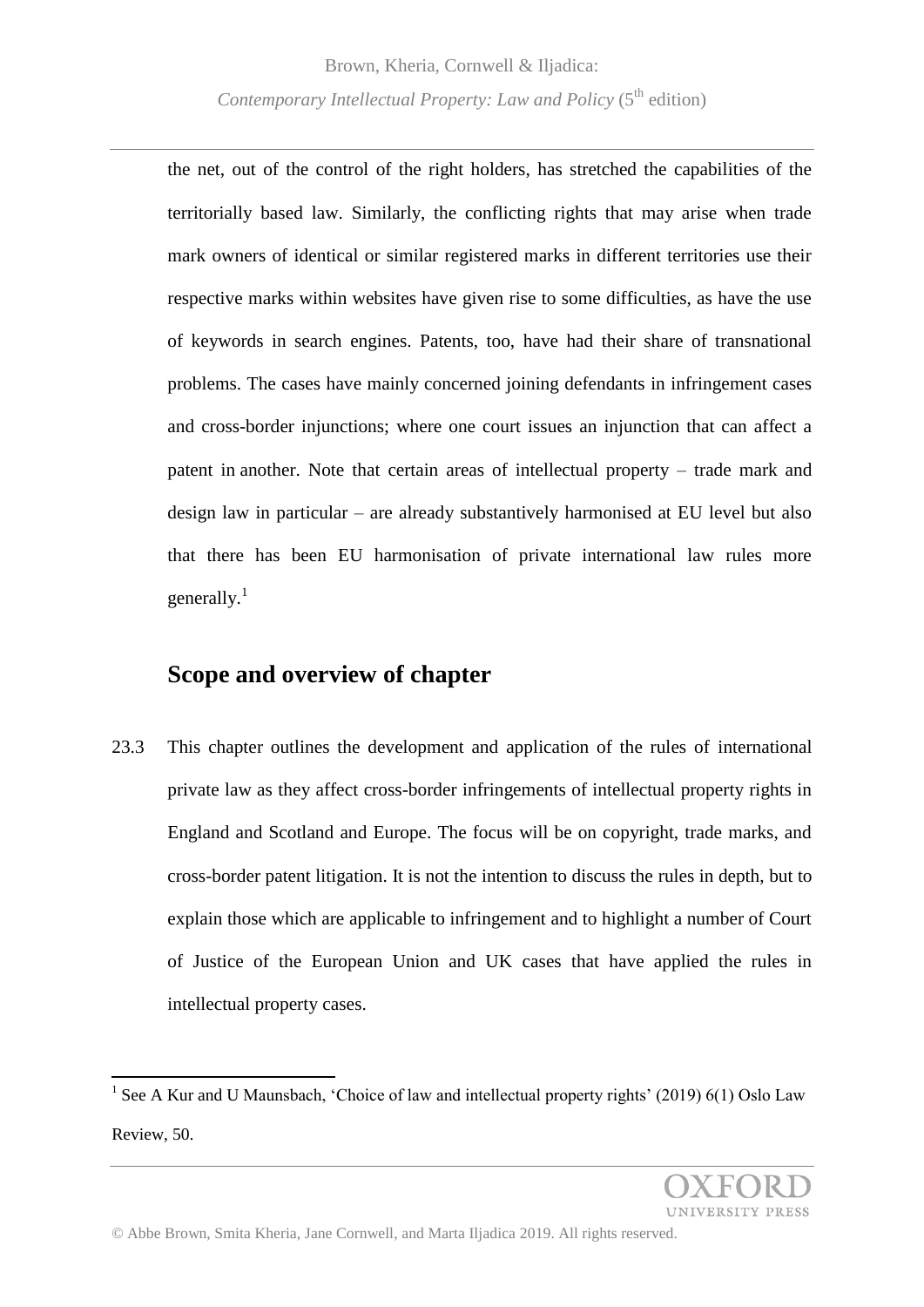the net, out of the control of the right holders, has stretched the capabilities of the territorially based law. Similarly, the conflicting rights that may arise when trade mark owners of identical or similar registered marks in different territories use their respective marks within websites have given rise to some difficulties, as have the use of keywords in search engines. Patents, too, have had their share of transnational problems. The cases have mainly concerned joining defendants in infringement cases and cross-border injunctions; where one court issues an injunction that can affect a patent in another. Note that certain areas of intellectual property – trade mark and design law in particular – are already substantively harmonised at EU level but also that there has been EU harmonisation of private international law rules more generally.[1]

## Scope and overview of chapter

23.3 This chapter outlines the development and application of the rules of international private law as they affect cross-border infringements of intellectual property rights in England and Scotland and Europe. The focus will be on copyright, trade marks, and cross-border patent litigation. It is not the intention to discuss the rules in depth, but to explain those which are applicable to infringement and to highlight a number of Court of Justice of the European Union and UK cases that have applied the rules in intellectual property cases.

---

[1] See A Kur and U Maunsbach, 'Choice of law and intellectual property rights' (2019) 6(1) Oslo Law Review, 50.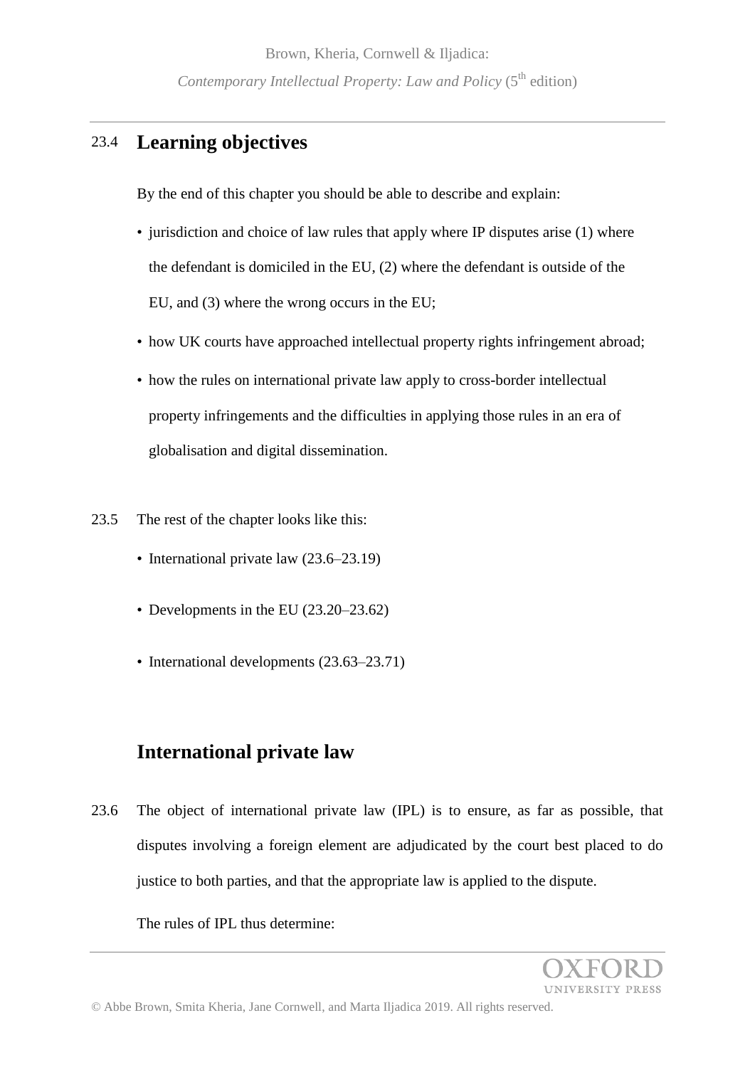## 23.4 Learning objectives

By the end of this chapter you should be able to describe and explain:

- jurisdiction and choice of law rules that apply where IP disputes arise (1) where the defendant is domiciled in the EU, (2) where the defendant is outside of the EU, and (3) where the wrong occurs in the EU;
- how UK courts have approached intellectual property rights infringement abroad;
- how the rules on international private law apply to cross-border intellectual property infringements and the difficulties in applying those rules in an era of globalisation and digital dissemination.

23.5 The rest of the chapter looks like this:

- International private law (23.6–23.19)
- Developments in the EU (23.20–23.62)
- International developments (23.63–23.71)

## International private law

23.6 The object of international private law (IPL) is to ensure, as far as possible, that disputes involving a foreign element are adjudicated by the court best placed to do justice to both parties, and that the appropriate law is applied to the dispute.

The rules of IPL thus determine: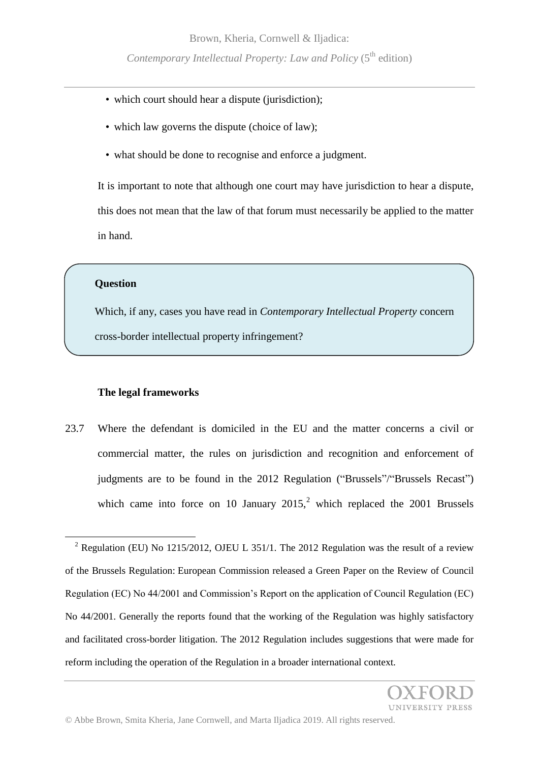- which court should hear a dispute (jurisdiction);
- which law governs the dispute (choice of law);
- what should be done to recognise and enforce a judgment.

It is important to note that although one court may have jurisdiction to hear a dispute, this does not mean that the law of that forum must necessarily be applied to the matter in hand.

> **Question**
>
> Which, if any, cases you have read in *Contemporary Intellectual Property* concern cross-border intellectual property infringement?

### The legal frameworks

23.7 Where the defendant is domiciled in the EU and the matter concerns a civil or commercial matter, the rules on jurisdiction and recognition and enforcement of judgments are to be found in the 2012 Regulation ("Brussels"/"Brussels Recast") which came into force on 10 January 2015,[2] which replaced the 2001 Brussels

[2] Regulation (EU) No 1215/2012, OJEU L 351/1. The 2012 Regulation was the result of a review of the Brussels Regulation: European Commission released a Green Paper on the Review of Council Regulation (EC) No 44/2001 and Commission's Report on the application of Council Regulation (EC) No 44/2001. Generally the reports found that the working of the Regulation was highly satisfactory and facilitated cross-border litigation. The 2012 Regulation includes suggestions that were made for reform including the operation of the Regulation in a broader international context.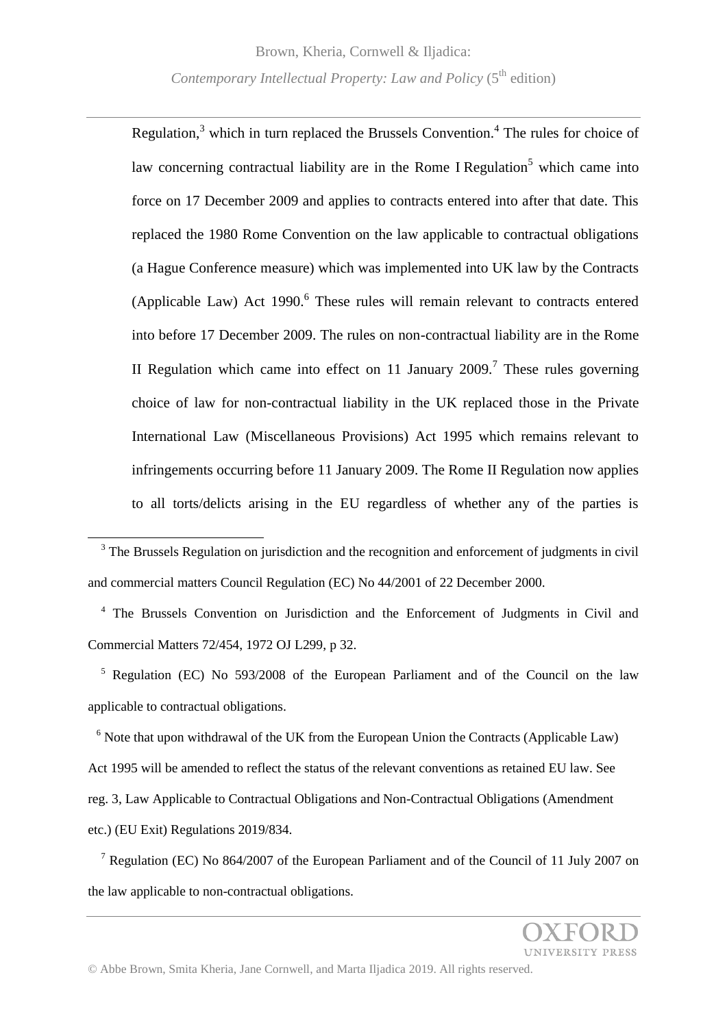Regulation,[3] which in turn replaced the Brussels Convention.[4] The rules for choice of law concerning contractual liability are in the Rome I Regulation[5] which came into force on 17 December 2009 and applies to contracts entered into after that date. This replaced the 1980 Rome Convention on the law applicable to contractual obligations (a Hague Conference measure) which was implemented into UK law by the Contracts (Applicable Law) Act 1990.[6] These rules will remain relevant to contracts entered into before 17 December 2009. The rules on non-contractual liability are in the Rome II Regulation which came into effect on 11 January 2009.[7] These rules governing choice of law for non-contractual liability in the UK replaced those in the Private International Law (Miscellaneous Provisions) Act 1995 which remains relevant to infringements occurring before 11 January 2009. The Rome II Regulation now applies to all torts/delicts arising in the EU regardless of whether any of the parties is

---

[3] The Brussels Regulation on jurisdiction and the recognition and enforcement of judgments in civil and commercial matters Council Regulation (EC) No 44/2001 of 22 December 2000.

[4] The Brussels Convention on Jurisdiction and the Enforcement of Judgments in Civil and Commercial Matters 72/454, 1972 OJ L299, p 32.

[5] Regulation (EC) No 593/2008 of the European Parliament and of the Council on the law applicable to contractual obligations.

[6] Note that upon withdrawal of the UK from the European Union the Contracts (Applicable Law) Act 1995 will be amended to reflect the status of the relevant conventions as retained EU law. See reg. 3, Law Applicable to Contractual Obligations and Non-Contractual Obligations (Amendment etc.) (EU Exit) Regulations 2019/834.

[7] Regulation (EC) No 864/2007 of the European Parliament and of the Council of 11 July 2007 on the law applicable to non-contractual obligations.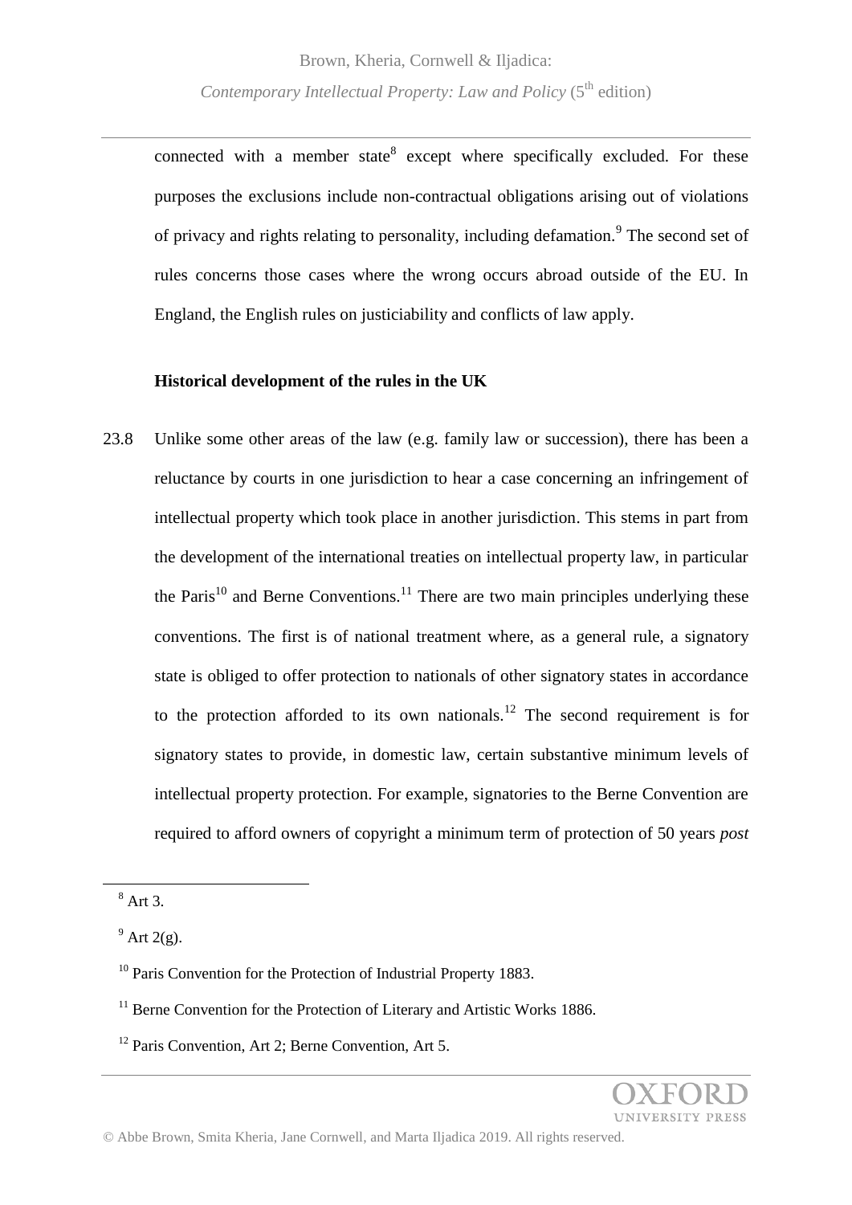connected with a member state[8] except where specifically excluded. For these purposes the exclusions include non-contractual obligations arising out of violations of privacy and rights relating to personality, including defamation.[9] The second set of rules concerns those cases where the wrong occurs abroad outside of the EU. In England, the English rules on justiciability and conflicts of law apply.

**Historical development of the rules in the UK**

23.8 Unlike some other areas of the law (e.g. family law or succession), there has been a reluctance by courts in one jurisdiction to hear a case concerning an infringement of intellectual property which took place in another jurisdiction. This stems in part from the development of the international treaties on intellectual property law, in particular the Paris[10] and Berne Conventions.[11] There are two main principles underlying these conventions. The first is of national treatment where, as a general rule, a signatory state is obliged to offer protection to nationals of other signatory states in accordance to the protection afforded to its own nationals.[12] The second requirement is for signatory states to provide, in domestic law, certain substantive minimum levels of intellectual property protection. For example, signatories to the Berne Convention are required to afford owners of copyright a minimum term of protection of 50 years *post*

---

[8] Art 3.

[9] Art 2(g).

[10] Paris Convention for the Protection of Industrial Property 1883.

[11] Berne Convention for the Protection of Literary and Artistic Works 1886.

[12] Paris Convention, Art 2; Berne Convention, Art 5.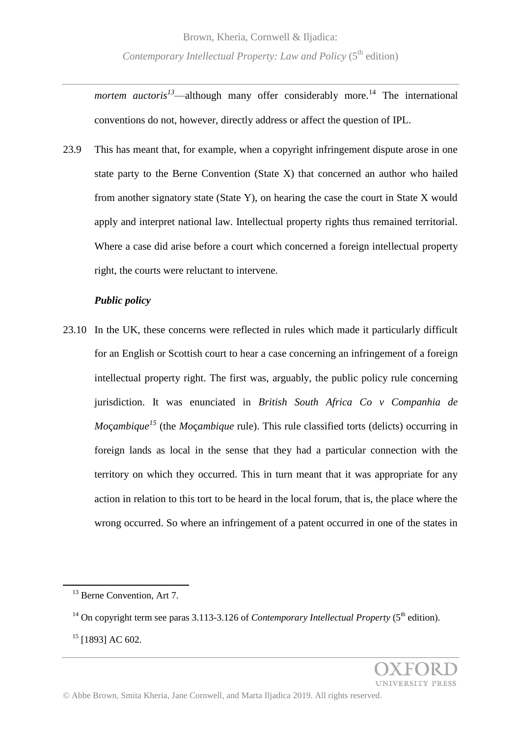*mortem auctoris*[13]—although many offer considerably more.[14] The international conventions do not, however, directly address or affect the question of IPL.

23.9 This has meant that, for example, when a copyright infringement dispute arose in one state party to the Berne Convention (State X) that concerned an author who hailed from another signatory state (State Y), on hearing the case the court in State X would apply and interpret national law. Intellectual property rights thus remained territorial. Where a case did arise before a court which concerned a foreign intellectual property right, the courts were reluctant to intervene.

***Public policy***

23.10 In the UK, these concerns were reflected in rules which made it particularly difficult for an English or Scottish court to hear a case concerning an infringement of a foreign intellectual property right. The first was, arguably, the public policy rule concerning jurisdiction. It was enunciated in *British South Africa Co v Companhia de Moçambique*[15] (the *Moçambique* rule). This rule classified torts (delicts) occurring in foreign lands as local in the sense that they had a particular connection with the territory on which they occurred. This in turn meant that it was appropriate for any action in relation to this tort to be heard in the local forum, that is, the place where the wrong occurred. So where an infringement of a patent occurred in one of the states in

---

[13] Berne Convention, Art 7.

[14] On copyright term see paras 3.113-3.126 of *Contemporary Intellectual Property* (5th edition).

[15] [1893] AC 602.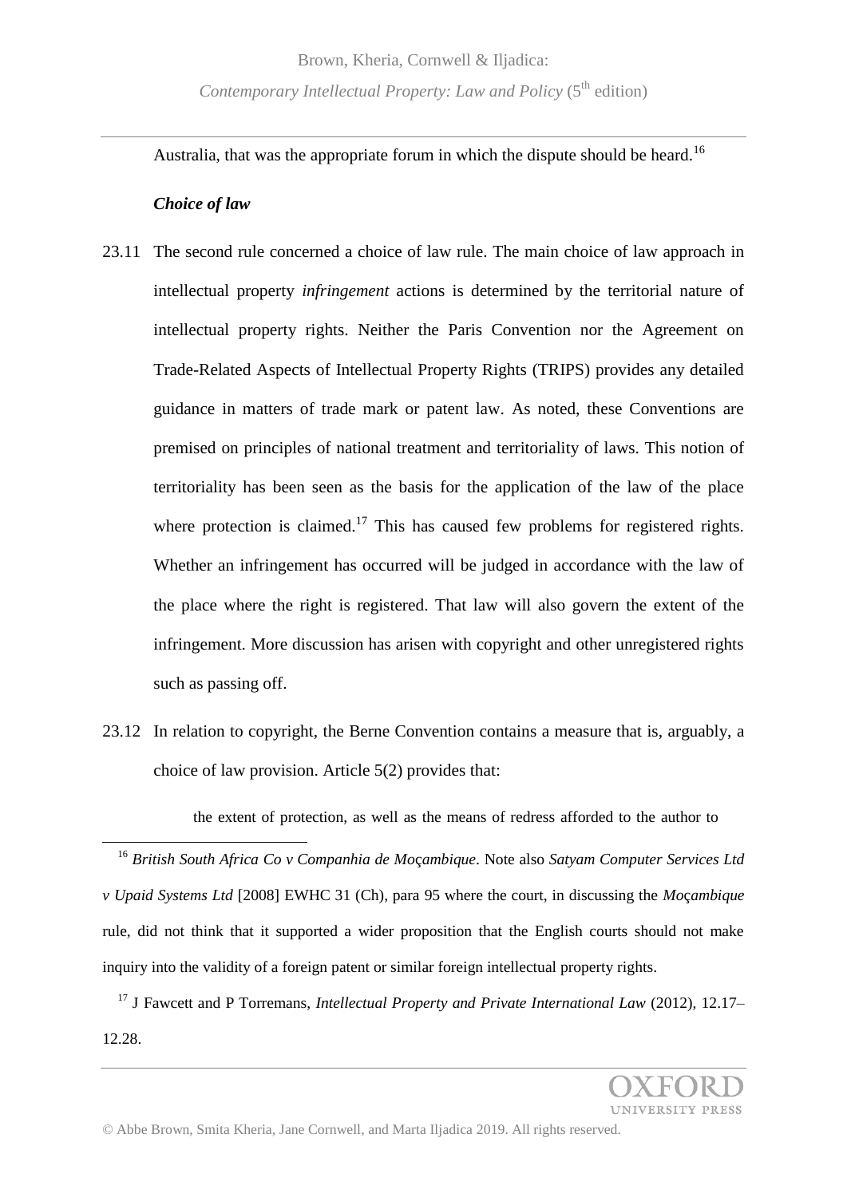Australia, that was the appropriate forum in which the dispute should be heard.[16]

***Choice of law***

23.11 The second rule concerned a choice of law rule. The main choice of law approach in intellectual property *infringement* actions is determined by the territorial nature of intellectual property rights. Neither the Paris Convention nor the Agreement on Trade-Related Aspects of Intellectual Property Rights (TRIPS) provides any detailed guidance in matters of trade mark or patent law. As noted, these Conventions are premised on principles of national treatment and territoriality of laws. This notion of territoriality has been seen as the basis for the application of the law of the place where protection is claimed.[17] This has caused few problems for registered rights. Whether an infringement has occurred will be judged in accordance with the law of the place where the right is registered. That law will also govern the extent of the infringement. More discussion has arisen with copyright and other unregistered rights such as passing off.

23.12 In relation to copyright, the Berne Convention contains a measure that is, arguably, a choice of law provision. Article 5(2) provides that:

> the extent of protection, as well as the means of redress afforded to the author to

---

[16] *British South Africa Co v Companhia de Moçambique*. Note also *Satyam Computer Services Ltd v Upaid Systems Ltd* [2008] EWHC 31 (Ch), para 95 where the court, in discussing the *Moçambique* rule, did not think that it supported a wider proposition that the English courts should not make inquiry into the validity of a foreign patent or similar foreign intellectual property rights.

[17] J Fawcett and P Torremans, *Intellectual Property and Private International Law* (2012), 12.17–12.28.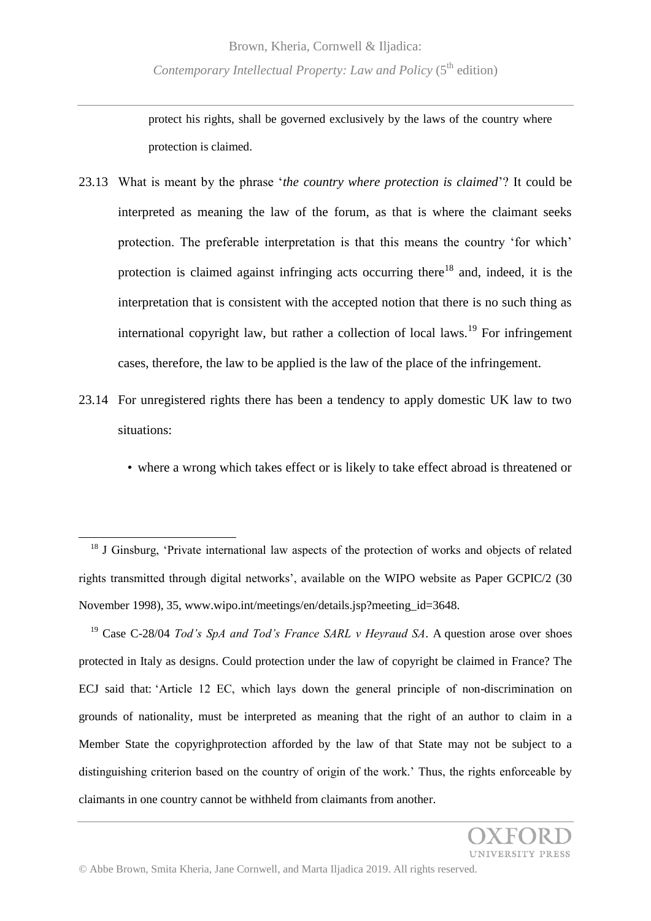protect his rights, shall be governed exclusively by the laws of the country where protection is claimed.

23.13 What is meant by the phrase '*the country where protection is claimed*'? It could be interpreted as meaning the law of the forum, as that is where the claimant seeks protection. The preferable interpretation is that this means the country 'for which' protection is claimed against infringing acts occurring there[18] and, indeed, it is the interpretation that is consistent with the accepted notion that there is no such thing as international copyright law, but rather a collection of local laws.[19] For infringement cases, therefore, the law to be applied is the law of the place of the infringement.

23.14 For unregistered rights there has been a tendency to apply domestic UK law to two situations:

- where a wrong which takes effect or is likely to take effect abroad is threatened or

---

[18] J Ginsburg, 'Private international law aspects of the protection of works and objects of related rights transmitted through digital networks', available on the WIPO website as Paper GCPIC/2 (30 November 1998), 35, www.wipo.int/meetings/en/details.jsp?meeting_id=3648.

[19] Case C-28/04 *Tod's SpA and Tod's France SARL v Heyraud SA*. A question arose over shoes protected in Italy as designs. Could protection under the law of copyright be claimed in France? The ECJ said that: 'Article 12 EC, which lays down the general principle of non-discrimination on grounds of nationality, must be interpreted as meaning that the right of an author to claim in a Member State the copyrighprotection afforded by the law of that State may not be subject to a distinguishing criterion based on the country of origin of the work.' Thus, the rights enforceable by claimants in one country cannot be withheld from claimants from another.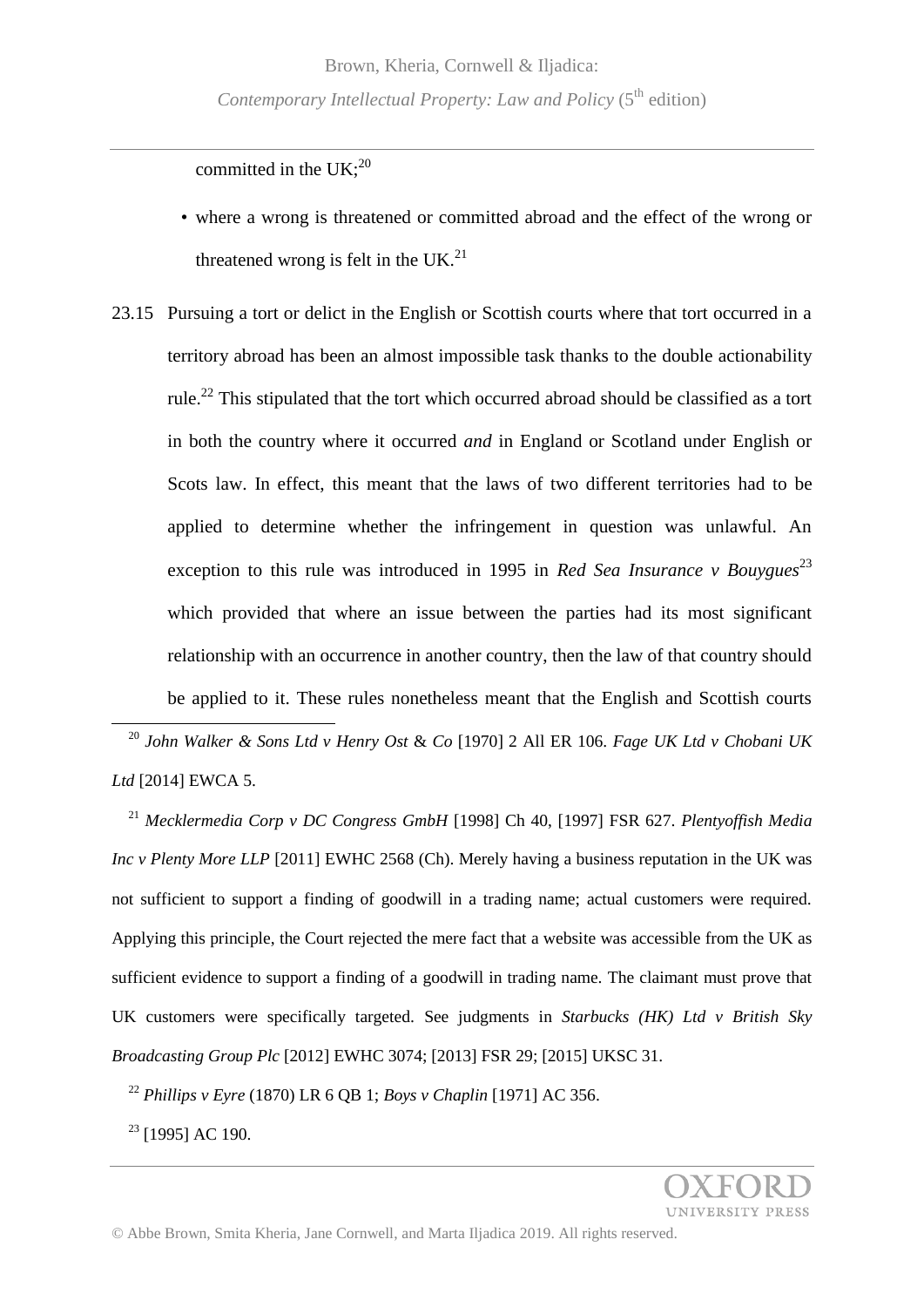committed in the UK;[20]

- where a wrong is threatened or committed abroad and the effect of the wrong or threatened wrong is felt in the UK.[21]

23.15 Pursuing a tort or delict in the English or Scottish courts where that tort occurred in a territory abroad has been an almost impossible task thanks to the double actionability rule.[22] This stipulated that the tort which occurred abroad should be classified as a tort in both the country where it occurred *and* in England or Scotland under English or Scots law. In effect, this meant that the laws of two different territories had to be applied to determine whether the infringement in question was unlawful. An exception to this rule was introduced in 1995 in *Red Sea Insurance v Bouygues*[23] which provided that where an issue between the parties had its most significant relationship with an occurrence in another country, then the law of that country should be applied to it. These rules nonetheless meant that the English and Scottish courts

---

[20] *John Walker & Sons Ltd v Henry Ost & Co* [1970] 2 All ER 106. *Fage UK Ltd v Chobani UK Ltd* [2014] EWCA 5.

[21] *Mecklermedia Corp v DC Congress GmbH* [1998] Ch 40, [1997] FSR 627. *Plentyoffish Media Inc v Plenty More LLP* [2011] EWHC 2568 (Ch). Merely having a business reputation in the UK was not sufficient to support a finding of goodwill in a trading name; actual customers were required. Applying this principle, the Court rejected the mere fact that a website was accessible from the UK as sufficient evidence to support a finding of a goodwill in trading name. The claimant must prove that UK customers were specifically targeted. See judgments in *Starbucks (HK) Ltd v British Sky Broadcasting Group Plc* [2012] EWHC 3074; [2013] FSR 29; [2015] UKSC 31.

[22] *Phillips v Eyre* (1870) LR 6 QB 1; *Boys v Chaplin* [1971] AC 356.

[23] [1995] AC 190.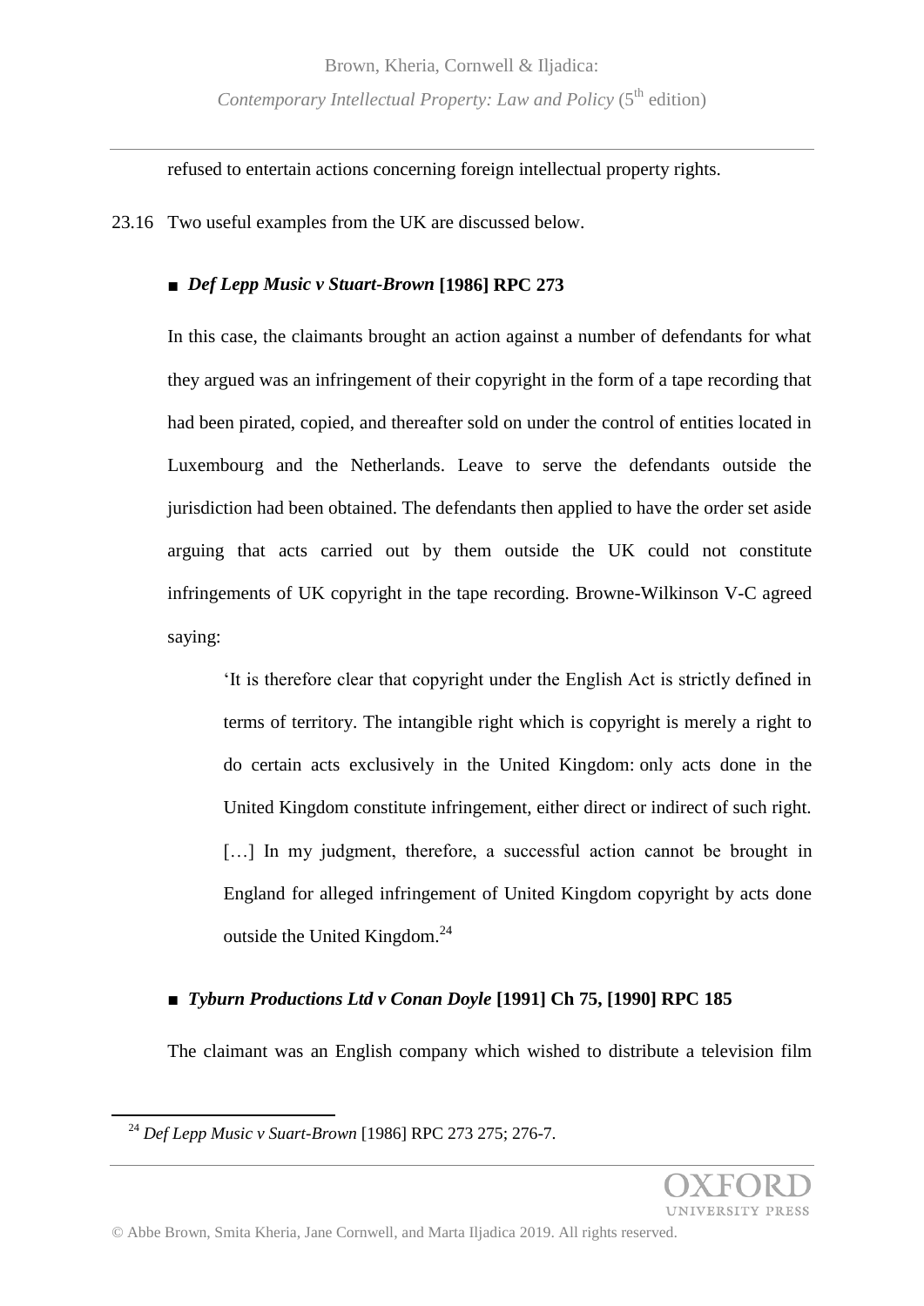refused to entertain actions concerning foreign intellectual property rights.

23.16 Two useful examples from the UK are discussed below.

■ ***Def Lepp Music v Stuart-Brown* [1986] RPC 273**

In this case, the claimants brought an action against a number of defendants for what they argued was an infringement of their copyright in the form of a tape recording that had been pirated, copied, and thereafter sold on under the control of entities located in Luxembourg and the Netherlands. Leave to serve the defendants outside the jurisdiction had been obtained. The defendants then applied to have the order set aside arguing that acts carried out by them outside the UK could not constitute infringements of UK copyright in the tape recording. Browne-Wilkinson V-C agreed saying:

> 'It is therefore clear that copyright under the English Act is strictly defined in terms of territory. The intangible right which is copyright is merely a right to do certain acts exclusively in the United Kingdom: only acts done in the United Kingdom constitute infringement, either direct or indirect of such right. […] In my judgment, therefore, a successful action cannot be brought in England for alleged infringement of United Kingdom copyright by acts done outside the United Kingdom.[24]

■ ***Tyburn Productions Ltd v Conan Doyle* [1991] Ch 75, [1990] RPC 185**

The claimant was an English company which wished to distribute a television film

---

[24] *Def Lepp Music v Suart-Brown* [1986] RPC 273 275; 276-7.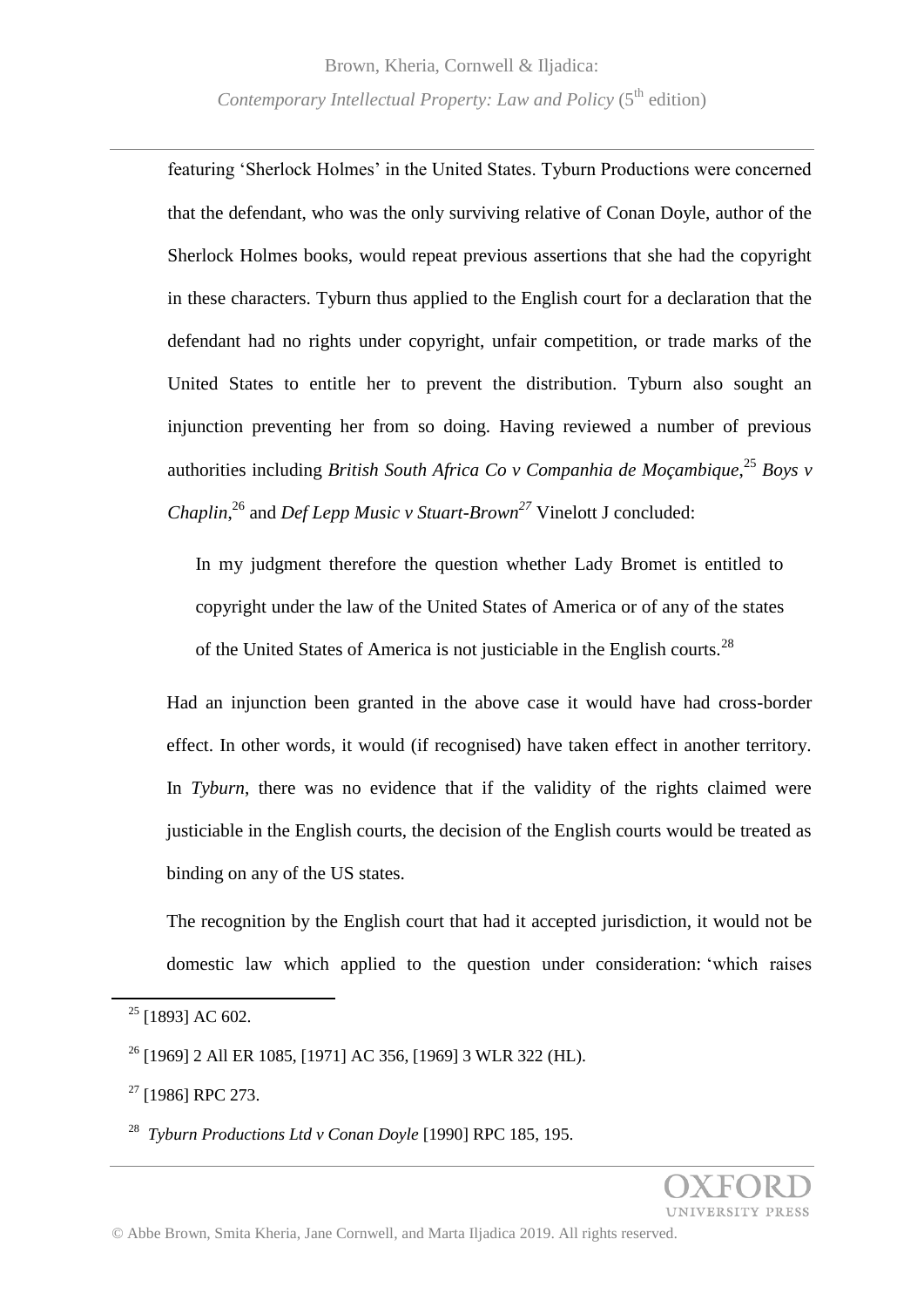featuring 'Sherlock Holmes' in the United States. Tyburn Productions were concerned that the defendant, who was the only surviving relative of Conan Doyle, author of the Sherlock Holmes books, would repeat previous assertions that she had the copyright in these characters. Tyburn thus applied to the English court for a declaration that the defendant had no rights under copyright, unfair competition, or trade marks of the United States to entitle her to prevent the distribution. Tyburn also sought an injunction preventing her from so doing. Having reviewed a number of previous authorities including *British South Africa Co v Companhia de Moçambique*,[25] *Boys v Chaplin*,[26] and *Def Lepp Music v Stuart-Brown*[27] Vinelott J concluded:

> In my judgment therefore the question whether Lady Bromet is entitled to copyright under the law of the United States of America or of any of the states of the United States of America is not justiciable in the English courts.[28]

Had an injunction been granted in the above case it would have had cross-border effect. In other words, it would (if recognised) have taken effect in another territory. In *Tyburn*, there was no evidence that if the validity of the rights claimed were justiciable in the English courts, the decision of the English courts would be treated as binding on any of the US states.

The recognition by the English court that had it accepted jurisdiction, it would not be domestic law which applied to the question under consideration: 'which raises

---

[25] [1893] AC 602.

[26] [1969] 2 All ER 1085, [1971] AC 356, [1969] 3 WLR 322 (HL).

[27] [1986] RPC 273.

[28] *Tyburn Productions Ltd v Conan Doyle* [1990] RPC 185, 195.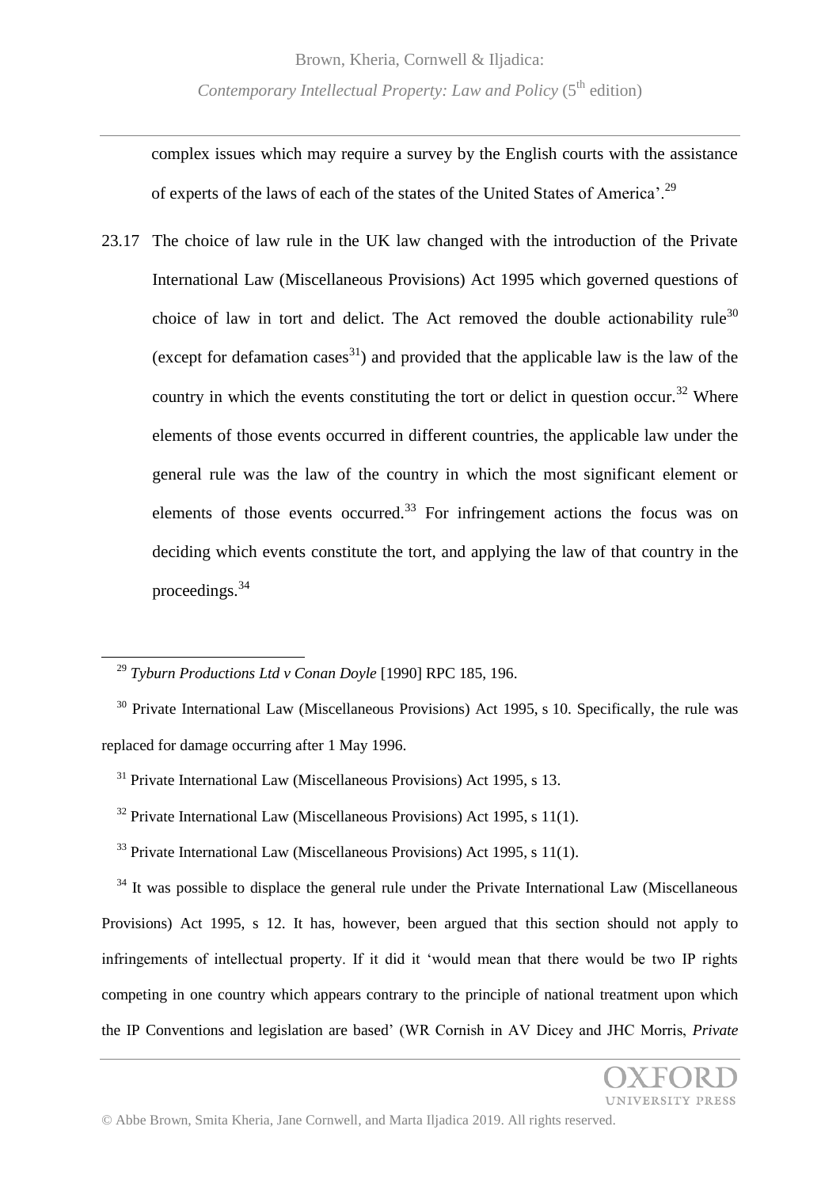complex issues which may require a survey by the English courts with the assistance of experts of the laws of each of the states of the United States of America'.[29]

23.17 The choice of law rule in the UK law changed with the introduction of the Private International Law (Miscellaneous Provisions) Act 1995 which governed questions of choice of law in tort and delict. The Act removed the double actionability rule[30] (except for defamation cases[31]) and provided that the applicable law is the law of the country in which the events constituting the tort or delict in question occur.[32] Where elements of those events occurred in different countries, the applicable law under the general rule was the law of the country in which the most significant element or elements of those events occurred.[33] For infringement actions the focus was on deciding which events constitute the tort, and applying the law of that country in the proceedings.[34]

---

[29] *Tyburn Productions Ltd v Conan Doyle* [1990] RPC 185, 196.

[30] Private International Law (Miscellaneous Provisions) Act 1995, s 10. Specifically, the rule was replaced for damage occurring after 1 May 1996.

[31] Private International Law (Miscellaneous Provisions) Act 1995, s 13.

[32] Private International Law (Miscellaneous Provisions) Act 1995, s 11(1).

[33] Private International Law (Miscellaneous Provisions) Act 1995, s 11(1).

[34] It was possible to displace the general rule under the Private International Law (Miscellaneous Provisions) Act 1995, s 12. It has, however, been argued that this section should not apply to infringements of intellectual property. If it did it 'would mean that there would be two IP rights competing in one country which appears contrary to the principle of national treatment upon which the IP Conventions and legislation are based' (WR Cornish in AV Dicey and JHC Morris, *Private*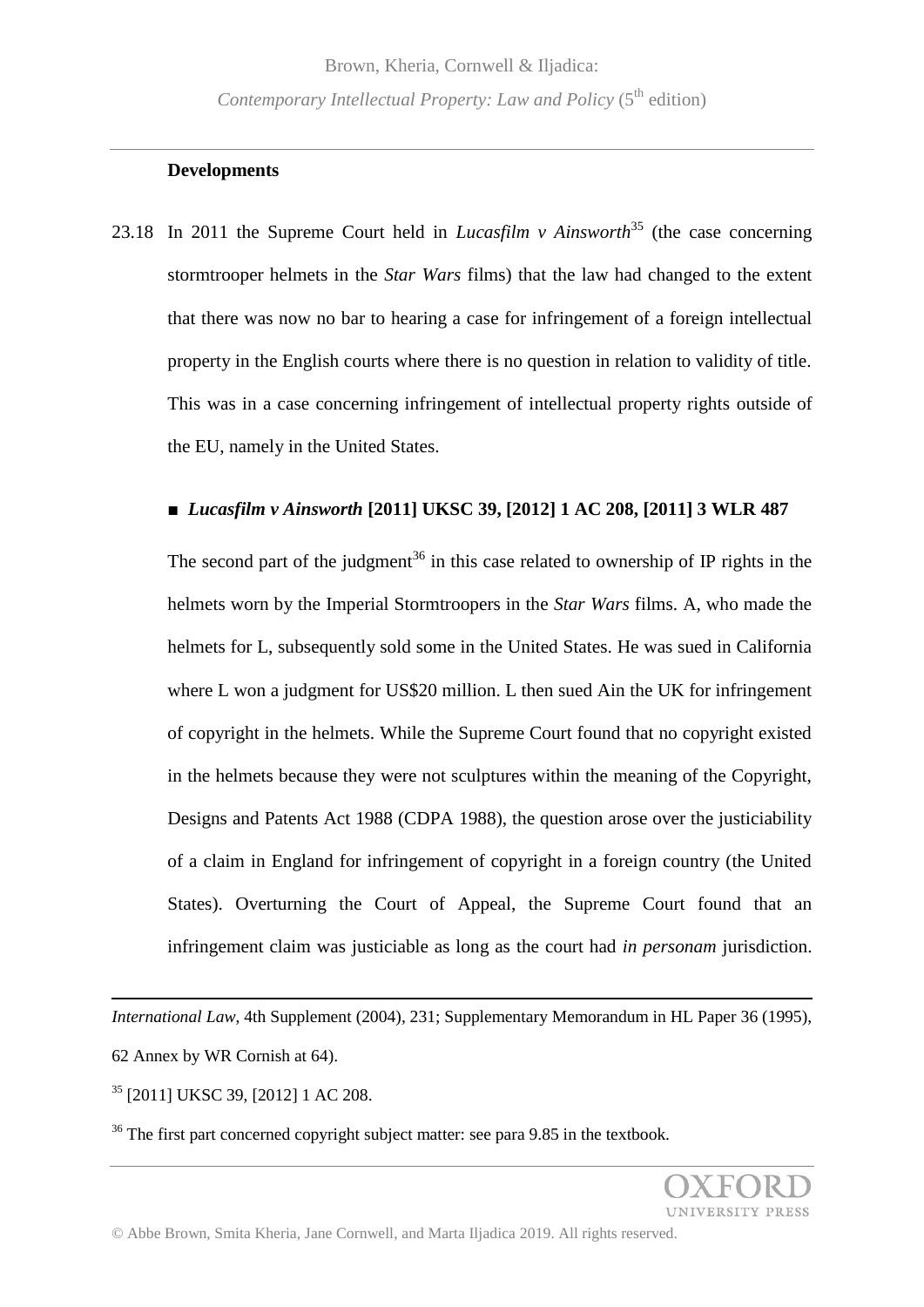**Developments**

23.18 In 2011 the Supreme Court held in *Lucasfilm v Ainsworth*[35] (the case concerning stormtrooper helmets in the *Star Wars* films) that the law had changed to the extent that there was now no bar to hearing a case for infringement of a foreign intellectual property in the English courts where there is no question in relation to validity of title. This was in a case concerning infringement of intellectual property rights outside of the EU, namely in the United States.

■ ***Lucasfilm v Ainsworth* [2011] UKSC 39, [2012] 1 AC 208, [2011] 3 WLR 487**

The second part of the judgment[36] in this case related to ownership of IP rights in the helmets worn by the Imperial Stormtroopers in the *Star Wars* films. A, who made the helmets for L, subsequently sold some in the United States. He was sued in California where L won a judgment for US$20 million. L then sued Ain the UK for infringement of copyright in the helmets. While the Supreme Court found that no copyright existed in the helmets because they were not sculptures within the meaning of the Copyright, Designs and Patents Act 1988 (CDPA 1988), the question arose over the justiciability of a claim in England for infringement of copyright in a foreign country (the United States). Overturning the Court of Appeal, the Supreme Court found that an infringement claim was justiciable as long as the court had *in personam* jurisdiction.

---

*International Law*, 4th Supplement (2004), 231; Supplementary Memorandum in HL Paper 36 (1995), 62 Annex by WR Cornish at 64).

[35] [2011] UKSC 39, [2012] 1 AC 208.

[36] The first part concerned copyright subject matter: see para 9.85 in the textbook.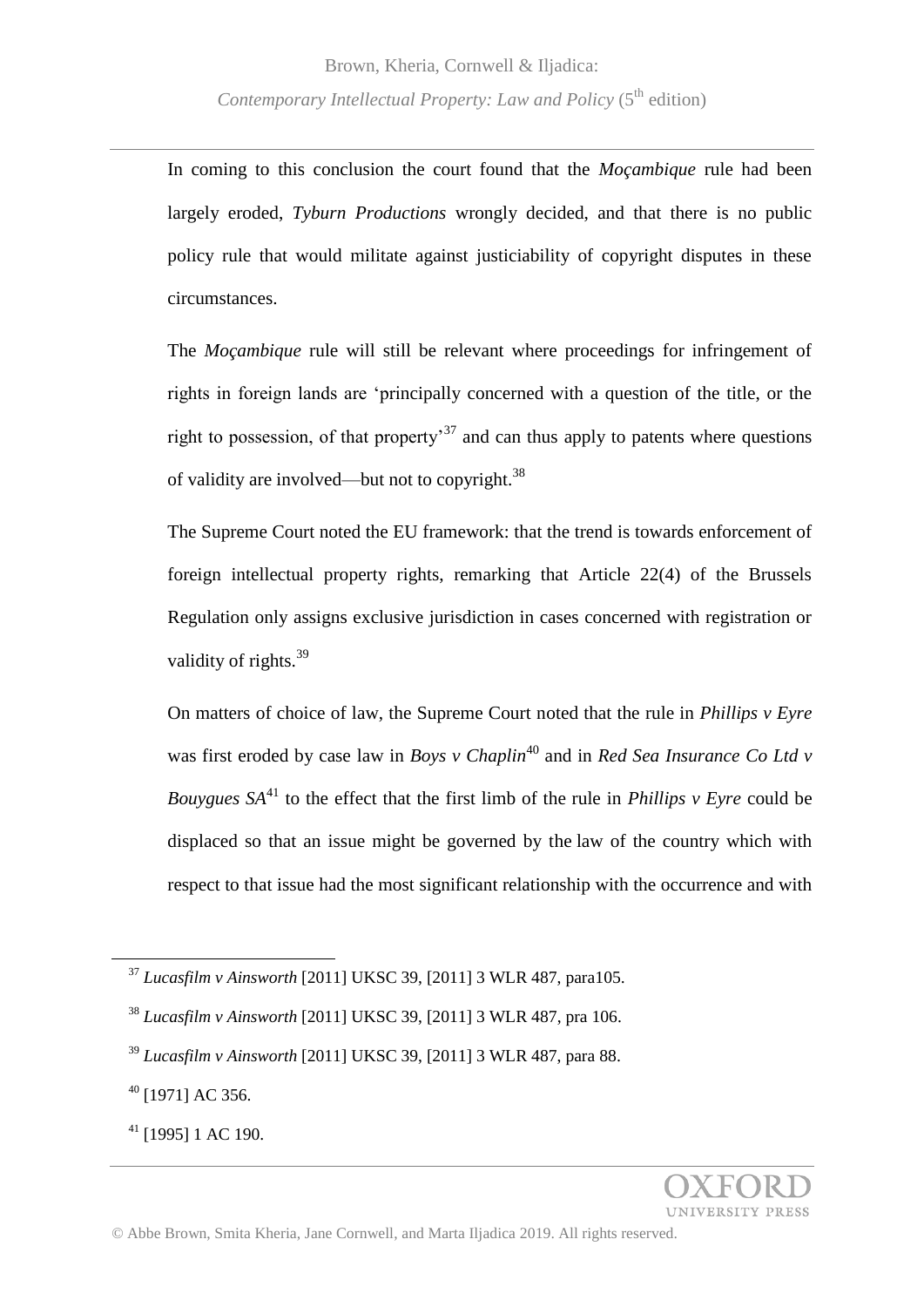In coming to this conclusion the court found that the *Moçambique* rule had been largely eroded, *Tyburn Productions* wrongly decided, and that there is no public policy rule that would militate against justiciability of copyright disputes in these circumstances.

The *Moçambique* rule will still be relevant where proceedings for infringement of rights in foreign lands are 'principally concerned with a question of the title, or the right to possession, of that property'[37] and can thus apply to patents where questions of validity are involved—but not to copyright.[38]

The Supreme Court noted the EU framework: that the trend is towards enforcement of foreign intellectual property rights, remarking that Article 22(4) of the Brussels Regulation only assigns exclusive jurisdiction in cases concerned with registration or validity of rights.[39]

On matters of choice of law, the Supreme Court noted that the rule in *Phillips v Eyre* was first eroded by case law in *Boys v Chaplin*[40] and in *Red Sea Insurance Co Ltd v Bouygues SA*[41] to the effect that the first limb of the rule in *Phillips v Eyre* could be displaced so that an issue might be governed by the law of the country which with respect to that issue had the most significant relationship with the occurrence and with

---

[37] *Lucasfilm v Ainsworth* [2011] UKSC 39, [2011] 3 WLR 487, para105.

[38] *Lucasfilm v Ainsworth* [2011] UKSC 39, [2011] 3 WLR 487, pra 106.

[39] *Lucasfilm v Ainsworth* [2011] UKSC 39, [2011] 3 WLR 487, para 88.

[40] [1971] AC 356.

[41] [1995] 1 AC 190.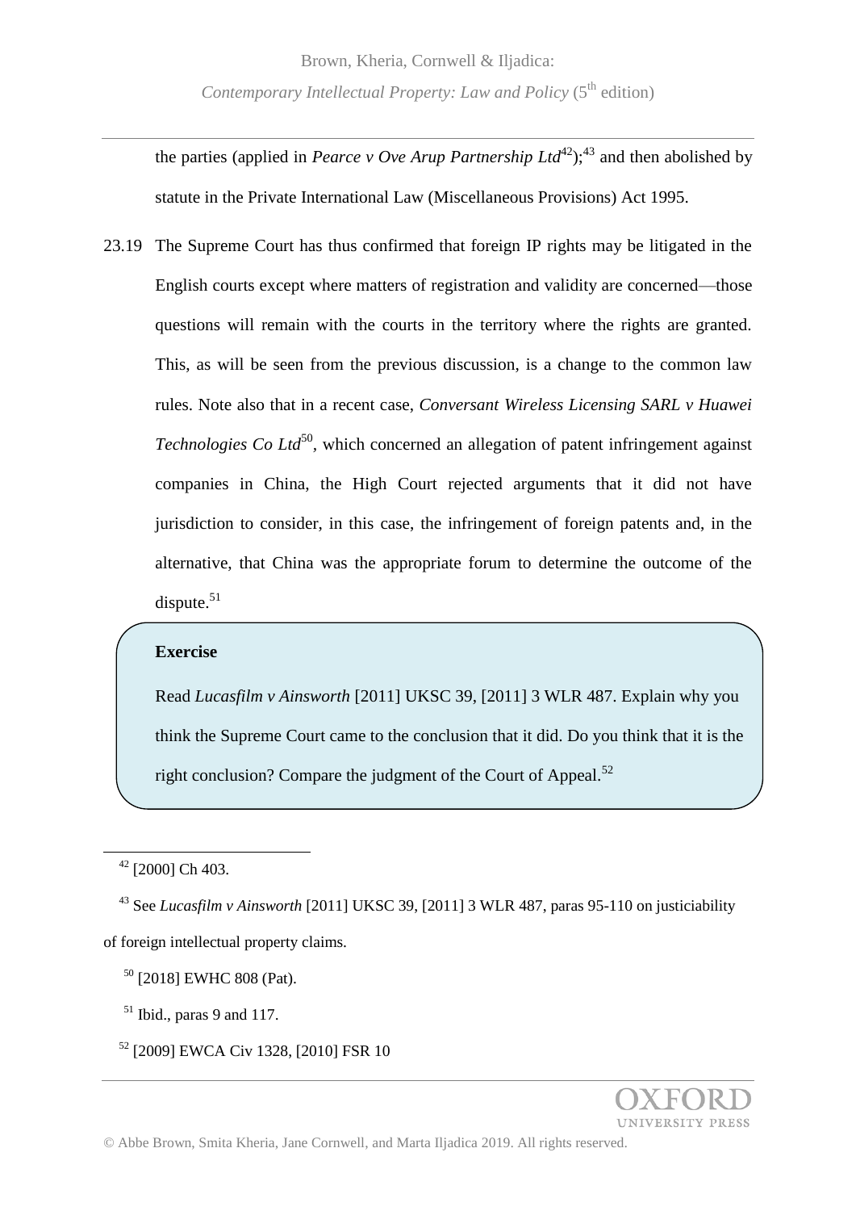the parties (applied in *Pearce v Ove Arup Partnership Ltd*[42]);[43] and then abolished by statute in the Private International Law (Miscellaneous Provisions) Act 1995.

23.19 The Supreme Court has thus confirmed that foreign IP rights may be litigated in the English courts except where matters of registration and validity are concerned—those questions will remain with the courts in the territory where the rights are granted. This, as will be seen from the previous discussion, is a change to the common law rules. Note also that in a recent case, *Conversant Wireless Licensing SARL v Huawei Technologies Co Ltd*[50], which concerned an allegation of patent infringement against companies in China, the High Court rejected arguments that it did not have jurisdiction to consider, in this case, the infringement of foreign patents and, in the alternative, that China was the appropriate forum to determine the outcome of the dispute.[51]

> **Exercise**
>
> Read *Lucasfilm v Ainsworth* [2011] UKSC 39, [2011] 3 WLR 487. Explain why you think the Supreme Court came to the conclusion that it did. Do you think that it is the right conclusion? Compare the judgment of the Court of Appeal.[52]

---

[42] [2000] Ch 403.

[43] See *Lucasfilm v Ainsworth* [2011] UKSC 39, [2011] 3 WLR 487, paras 95-110 on justiciability of foreign intellectual property claims.

[50] [2018] EWHC 808 (Pat).

[51] Ibid., paras 9 and 117.

[52] [2009] EWCA Civ 1328, [2010] FSR 10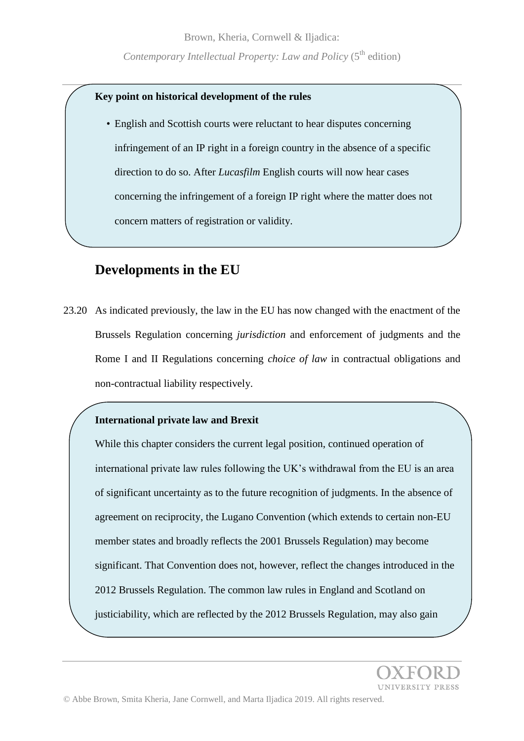**Key point on historical development of the rules**

- English and Scottish courts were reluctant to hear disputes concerning infringement of an IP right in a foreign country in the absence of a specific direction to do so. After *Lucasfilm* English courts will now hear cases concerning the infringement of a foreign IP right where the matter does not concern matters of registration or validity.

## Developments in the EU

23.20 As indicated previously, the law in the EU has now changed with the enactment of the Brussels Regulation concerning *jurisdiction* and enforcement of judgments and the Rome I and II Regulations concerning *choice of law* in contractual obligations and non-contractual liability respectively.

**International private law and Brexit**

While this chapter considers the current legal position, continued operation of international private law rules following the UK's withdrawal from the EU is an area of significant uncertainty as to the future recognition of judgments. In the absence of agreement on reciprocity, the Lugano Convention (which extends to certain non-EU member states and broadly reflects the 2001 Brussels Regulation) may become significant. That Convention does not, however, reflect the changes introduced in the 2012 Brussels Regulation. The common law rules in England and Scotland on justiciability, which are reflected by the 2012 Brussels Regulation, may also gain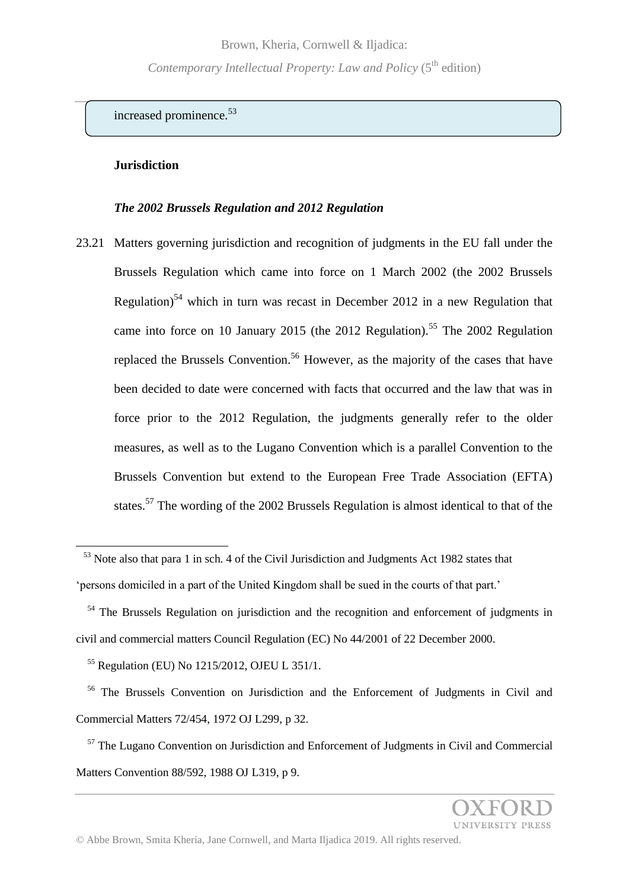increased prominence.[53]

**Jurisdiction**

***The 2002 Brussels Regulation and 2012 Regulation***

23.21 Matters governing jurisdiction and recognition of judgments in the EU fall under the Brussels Regulation which came into force on 1 March 2002 (the 2002 Brussels Regulation)[54] which in turn was recast in December 2012 in a new Regulation that came into force on 10 January 2015 (the 2012 Regulation).[55] The 2002 Regulation replaced the Brussels Convention.[56] However, as the majority of the cases that have been decided to date were concerned with facts that occurred and the law that was in force prior to the 2012 Regulation, the judgments generally refer to the older measures, as well as to the Lugano Convention which is a parallel Convention to the Brussels Convention but extend to the European Free Trade Association (EFTA) states.[57] The wording of the 2002 Brussels Regulation is almost identical to that of the

---

[53] Note also that para 1 in sch. 4 of the Civil Jurisdiction and Judgments Act 1982 states that 'persons domiciled in a part of the United Kingdom shall be sued in the courts of that part.'

[54] The Brussels Regulation on jurisdiction and the recognition and enforcement of judgments in civil and commercial matters Council Regulation (EC) No 44/2001 of 22 December 2000.

[55] Regulation (EU) No 1215/2012, OJEU L 351/1.

[56] The Brussels Convention on Jurisdiction and the Enforcement of Judgments in Civil and Commercial Matters 72/454, 1972 OJ L299, p 32.

[57] The Lugano Convention on Jurisdiction and Enforcement of Judgments in Civil and Commercial Matters Convention 88/592, 1988 OJ L319, p 9.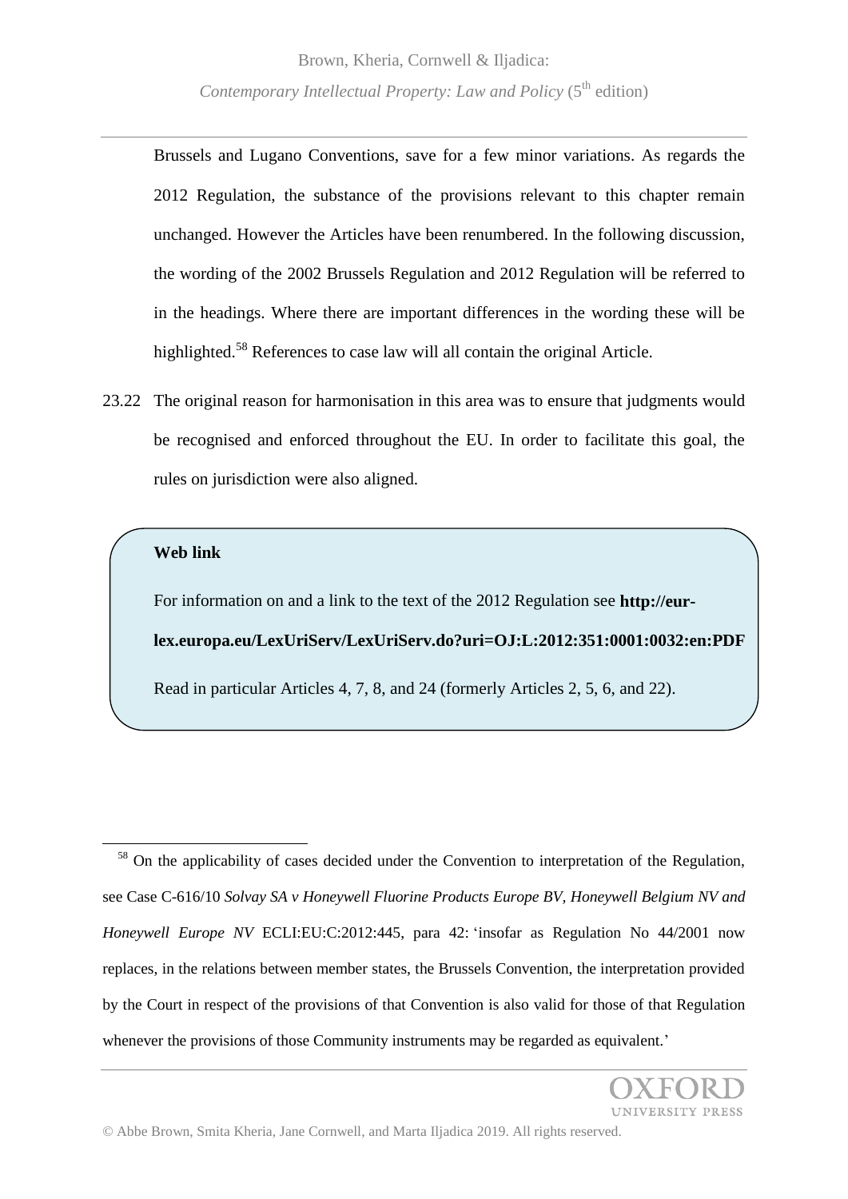Brussels and Lugano Conventions, save for a few minor variations. As regards the 2012 Regulation, the substance of the provisions relevant to this chapter remain unchanged. However the Articles have been renumbered. In the following discussion, the wording of the 2002 Brussels Regulation and 2012 Regulation will be referred to in the headings. Where there are important differences in the wording these will be highlighted.[58] References to case law will all contain the original Article.

23.22 The original reason for harmonisation in this area was to ensure that judgments would be recognised and enforced throughout the EU. In order to facilitate this goal, the rules on jurisdiction were also aligned.

> **Web link**
>
> For information on and a link to the text of the 2012 Regulation see **http://eur-lex.europa.eu/LexUriServ/LexUriServ.do?uri=OJ:L:2012:351:0001:0032:en:PDF**
>
> Read in particular Articles 4, 7, 8, and 24 (formerly Articles 2, 5, 6, and 22).

---

[58] On the applicability of cases decided under the Convention to interpretation of the Regulation, see Case C-616/10 *Solvay SA v Honeywell Fluorine Products Europe BV, Honeywell Belgium NV and Honeywell Europe NV* ECLI:EU:C:2012:445, para 42: 'insofar as Regulation No 44/2001 now replaces, in the relations between member states, the Brussels Convention, the interpretation provided by the Court in respect of the provisions of that Convention is also valid for those of that Regulation whenever the provisions of those Community instruments may be regarded as equivalent.'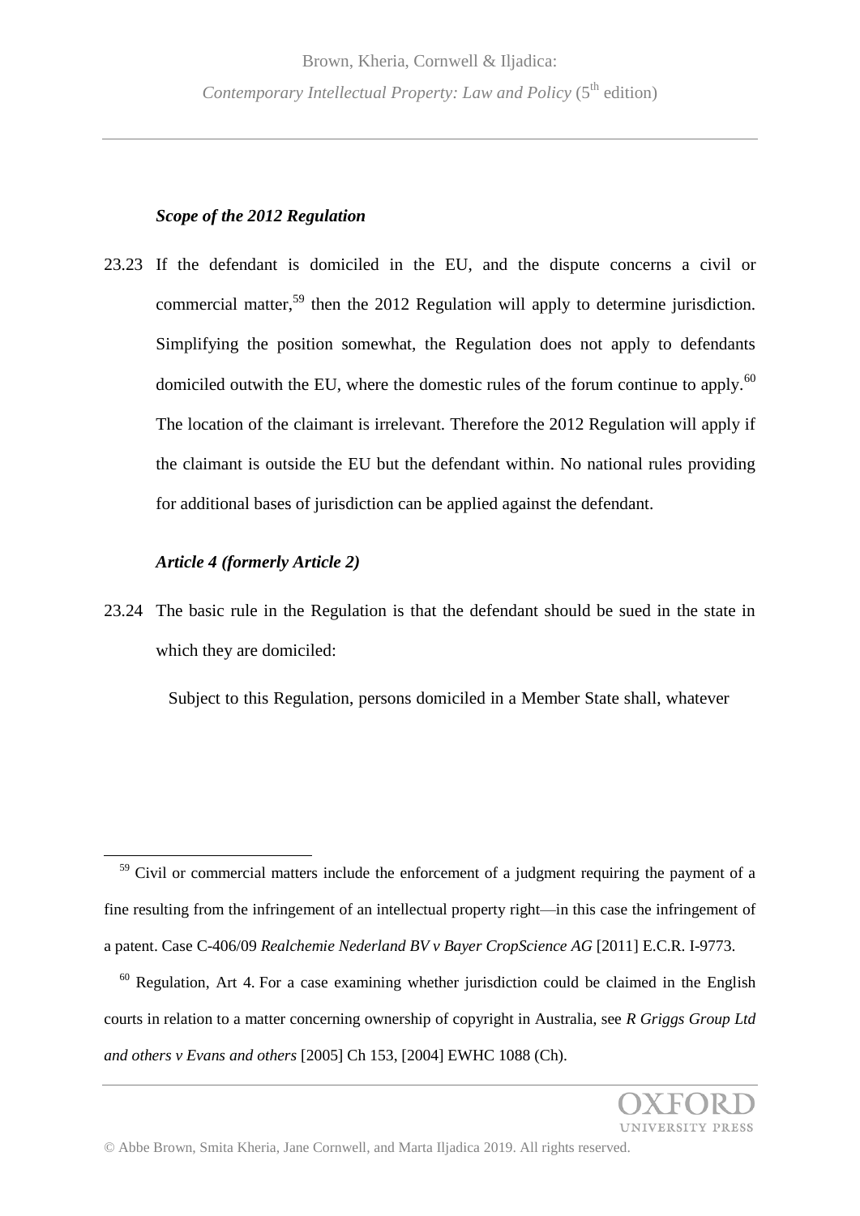### *Scope of the 2012 Regulation*

23.23 If the defendant is domiciled in the EU, and the dispute concerns a civil or commercial matter,[59] then the 2012 Regulation will apply to determine jurisdiction. Simplifying the position somewhat, the Regulation does not apply to defendants domiciled outwith the EU, where the domestic rules of the forum continue to apply.[60] The location of the claimant is irrelevant. Therefore the 2012 Regulation will apply if the claimant is outside the EU but the defendant within. No national rules providing for additional bases of jurisdiction can be applied against the defendant.

### *Article 4 (formerly Article 2)*

23.24 The basic rule in the Regulation is that the defendant should be sued in the state in which they are domiciled:

> Subject to this Regulation, persons domiciled in a Member State shall, whatever

---

[59] Civil or commercial matters include the enforcement of a judgment requiring the payment of a fine resulting from the infringement of an intellectual property right—in this case the infringement of a patent. Case C-406/09 *Realchemie Nederland BV v Bayer CropScience AG* [2011] E.C.R. I-9773.

[60] Regulation, Art 4. For a case examining whether jurisdiction could be claimed in the English courts in relation to a matter concerning ownership of copyright in Australia, see *R Griggs Group Ltd and others v Evans and others* [2005] Ch 153, [2004] EWHC 1088 (Ch).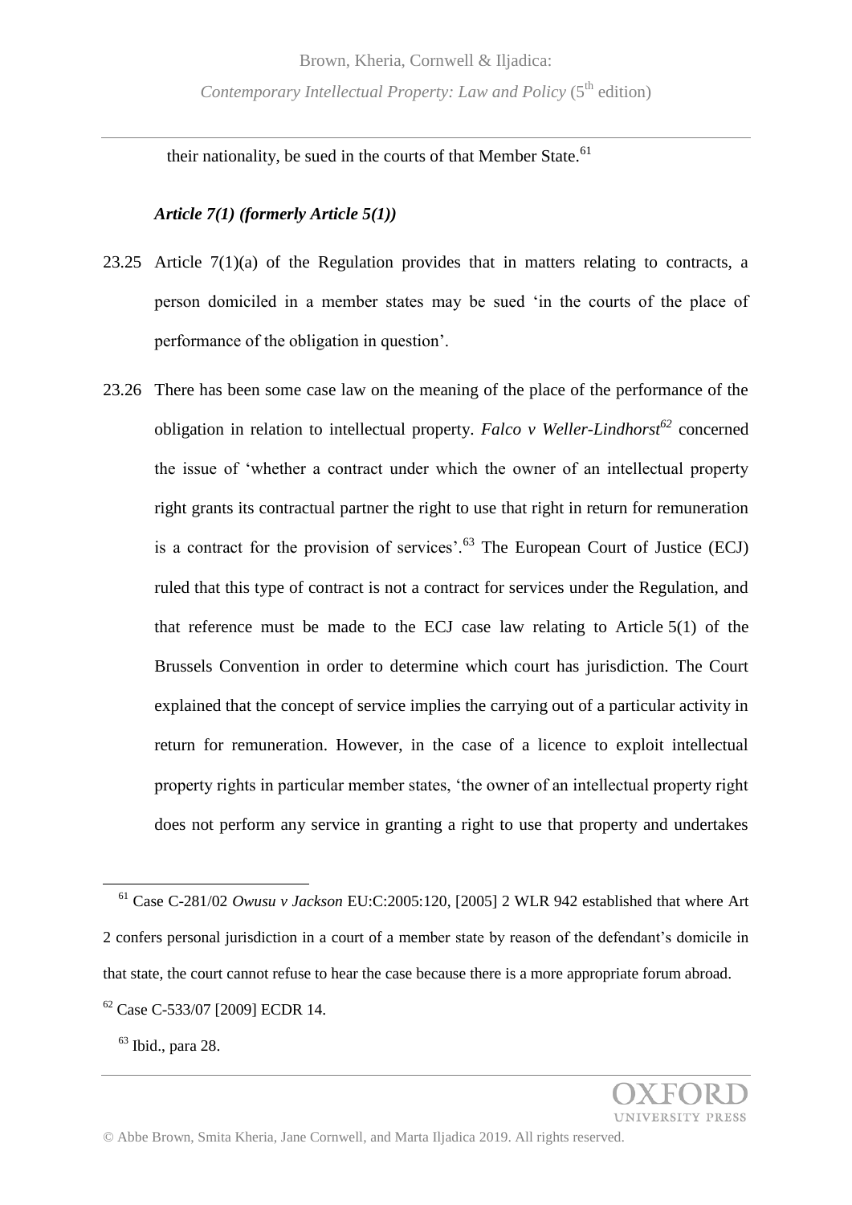their nationality, be sued in the courts of that Member State.[61]

### *Article 7(1) (formerly Article 5(1))*

23.25 Article 7(1)(a) of the Regulation provides that in matters relating to contracts, a person domiciled in a member states may be sued 'in the courts of the place of performance of the obligation in question'.

23.26 There has been some case law on the meaning of the place of the performance of the obligation in relation to intellectual property. *Falco v Weller-Lindhorst*[62] concerned the issue of 'whether a contract under which the owner of an intellectual property right grants its contractual partner the right to use that right in return for remuneration is a contract for the provision of services'.[63] The European Court of Justice (ECJ) ruled that this type of contract is not a contract for services under the Regulation, and that reference must be made to the ECJ case law relating to Article 5(1) of the Brussels Convention in order to determine which court has jurisdiction. The Court explained that the concept of service implies the carrying out of a particular activity in return for remuneration. However, in the case of a licence to exploit intellectual property rights in particular member states, 'the owner of an intellectual property right does not perform any service in granting a right to use that property and undertakes

---

[61] Case C-281/02 *Owusu v Jackson* EU:C:2005:120, [2005] 2 WLR 942 established that where Art 2 confers personal jurisdiction in a court of a member state by reason of the defendant's domicile in that state, the court cannot refuse to hear the case because there is a more appropriate forum abroad.

[62] Case C-533/07 [2009] ECDR 14.

[63] Ibid., para 28.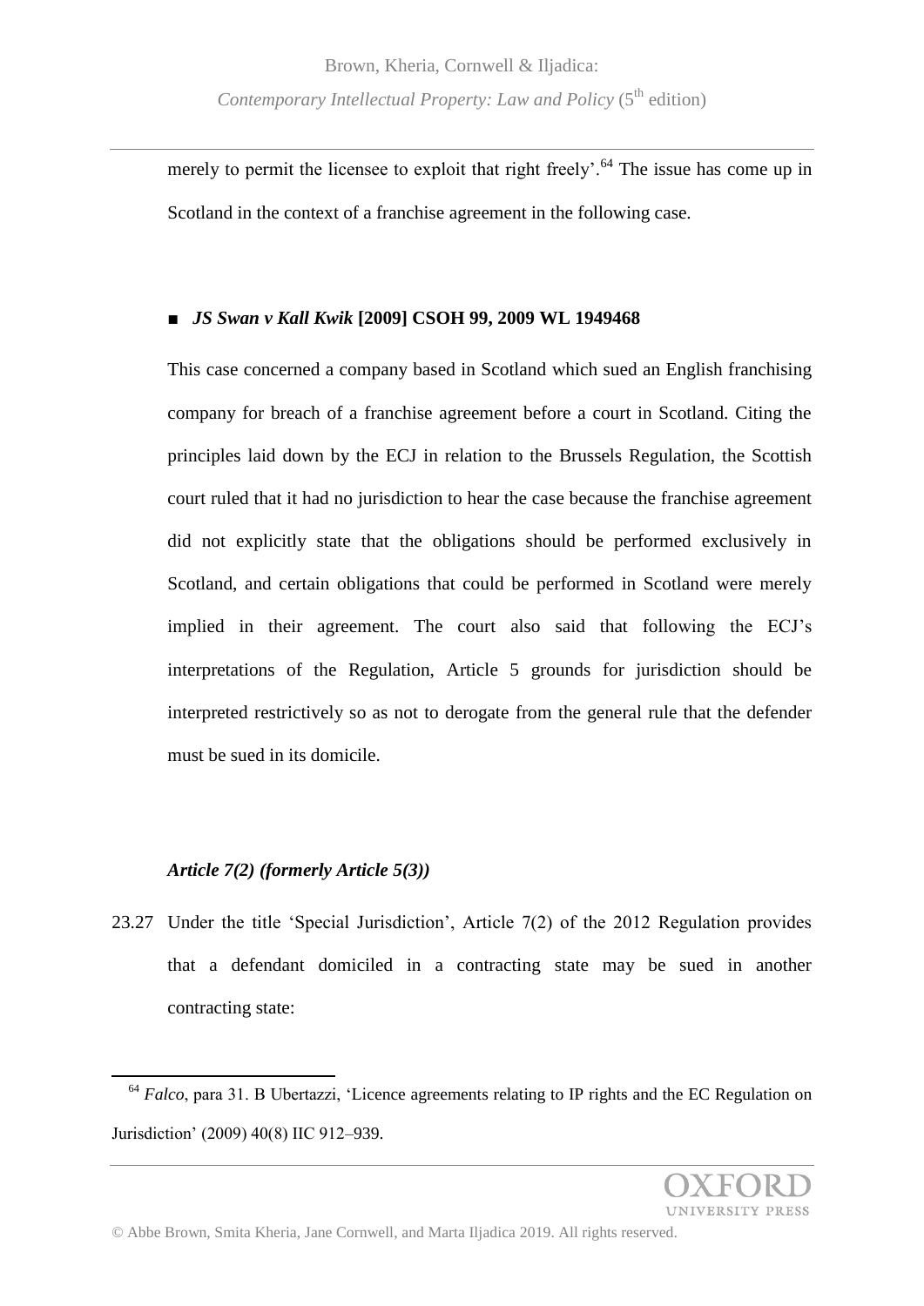merely to permit the licensee to exploit that right freely'.[64] The issue has come up in Scotland in the context of a franchise agreement in the following case.

■ ***JS Swan v Kall Kwik* [2009] CSOH 99, 2009 WL 1949468**

This case concerned a company based in Scotland which sued an English franchising company for breach of a franchise agreement before a court in Scotland. Citing the principles laid down by the ECJ in relation to the Brussels Regulation, the Scottish court ruled that it had no jurisdiction to hear the case because the franchise agreement did not explicitly state that the obligations should be performed exclusively in Scotland, and certain obligations that could be performed in Scotland were merely implied in their agreement. The court also said that following the ECJ's interpretations of the Regulation, Article 5 grounds for jurisdiction should be interpreted restrictively so as not to derogate from the general rule that the defender must be sued in its domicile.

### *Article 7(2) (formerly Article 5(3))*

23.27 Under the title 'Special Jurisdiction', Article 7(2) of the 2012 Regulation provides that a defendant domiciled in a contracting state may be sued in another contracting state:

---

[64] *Falco*, para 31. B Ubertazzi, 'Licence agreements relating to IP rights and the EC Regulation on Jurisdiction' (2009) 40(8) IIC 912–939.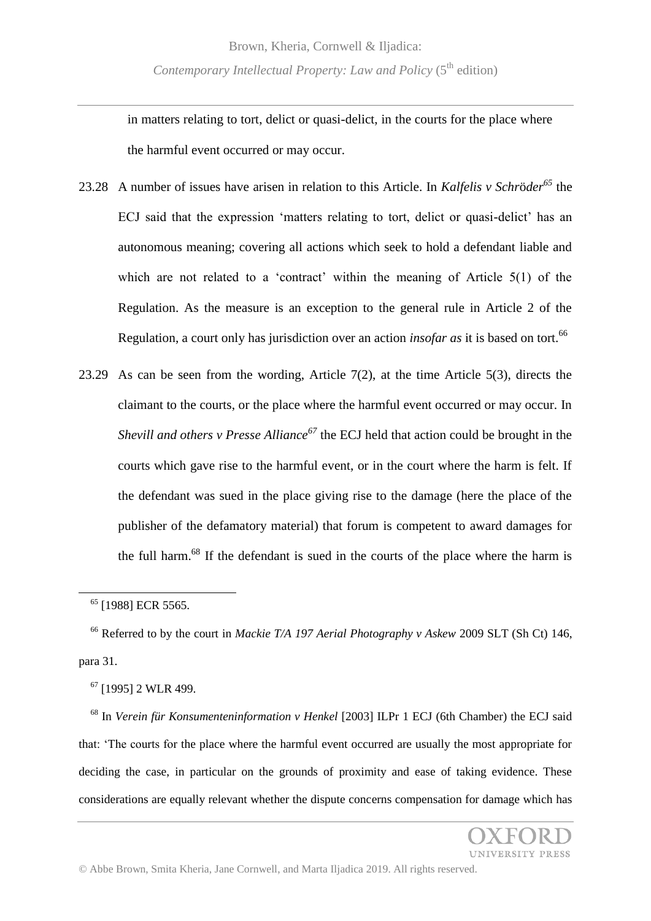in matters relating to tort, delict or quasi-delict, in the courts for the place where the harmful event occurred or may occur.

23.28 A number of issues have arisen in relation to this Article. In *Kalfelis v Schröder*[65] the ECJ said that the expression 'matters relating to tort, delict or quasi-delict' has an autonomous meaning; covering all actions which seek to hold a defendant liable and which are not related to a 'contract' within the meaning of Article 5(1) of the Regulation. As the measure is an exception to the general rule in Article 2 of the Regulation, a court only has jurisdiction over an action *insofar as* it is based on tort.[66]

23.29 As can be seen from the wording, Article 7(2), at the time Article 5(3), directs the claimant to the courts, or the place where the harmful event occurred or may occur. In *Shevill and others v Presse Alliance*[67] the ECJ held that action could be brought in the courts which gave rise to the harmful event, or in the court where the harm is felt. If the defendant was sued in the place giving rise to the damage (here the place of the publisher of the defamatory material) that forum is competent to award damages for the full harm.[68] If the defendant is sued in the courts of the place where the harm is

---

[65] [1988] ECR 5565.

[66] Referred to by the court in *Mackie T/A 197 Aerial Photography v Askew* 2009 SLT (Sh Ct) 146, para 31.

[67] [1995] 2 WLR 499.

[68] In *Verein für Konsumenteninformation v Henkel* [2003] ILPr 1 ECJ (6th Chamber) the ECJ said that: 'The courts for the place where the harmful event occurred are usually the most appropriate for deciding the case, in particular on the grounds of proximity and ease of taking evidence. These considerations are equally relevant whether the dispute concerns compensation for damage which has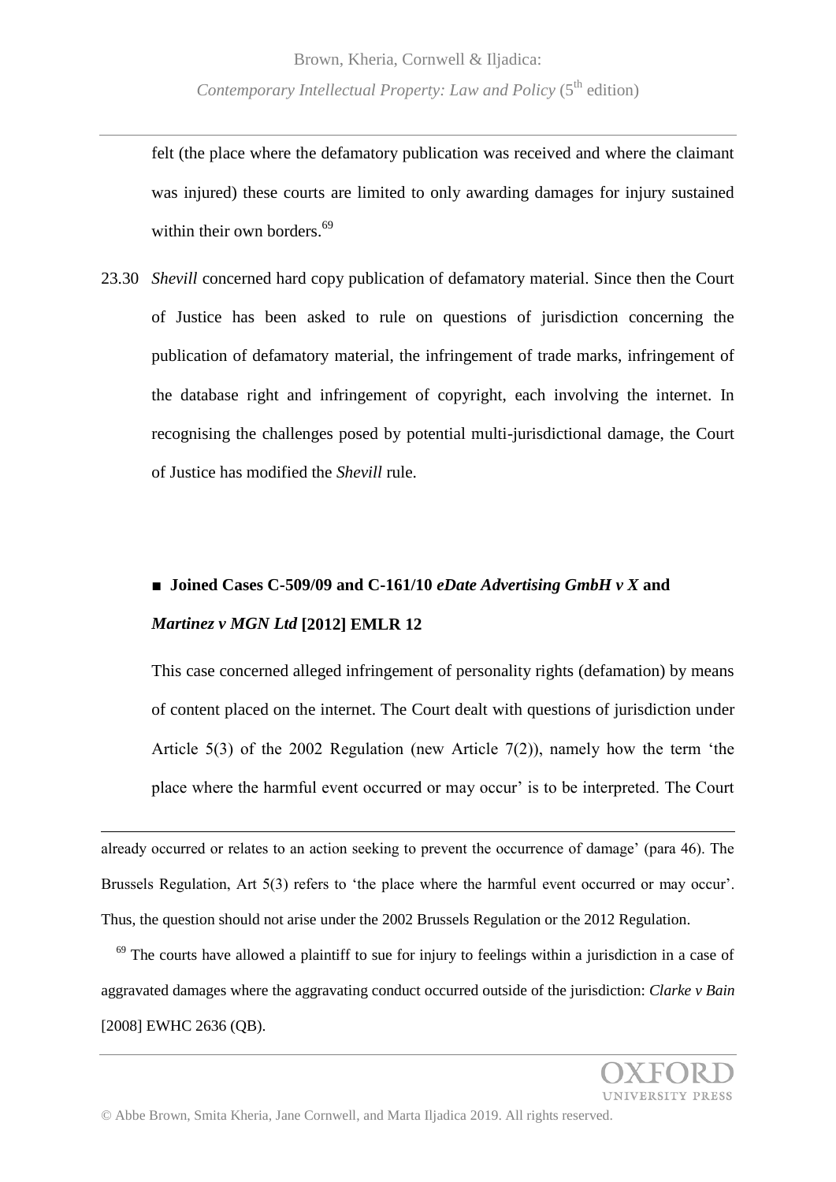felt (the place where the defamatory publication was received and where the claimant was injured) these courts are limited to only awarding damages for injury sustained within their own borders.[69]

23.30 *Shevill* concerned hard copy publication of defamatory material. Since then the Court of Justice has been asked to rule on questions of jurisdiction concerning the publication of defamatory material, the infringement of trade marks, infringement of the database right and infringement of copyright, each involving the internet. In recognising the challenges posed by potential multi-jurisdictional damage, the Court of Justice has modified the *Shevill* rule.

■ **Joined Cases C-509/09 and C-161/10 *eDate Advertising GmbH v X* and *Martinez v MGN Ltd* [2012] EMLR 12**

This case concerned alleged infringement of personality rights (defamation) by means of content placed on the internet. The Court dealt with questions of jurisdiction under Article 5(3) of the 2002 Regulation (new Article 7(2)), namely how the term 'the place where the harmful event occurred or may occur' is to be interpreted. The Court

---

already occurred or relates to an action seeking to prevent the occurrence of damage' (para 46). The Brussels Regulation, Art 5(3) refers to 'the place where the harmful event occurred or may occur'. Thus, the question should not arise under the 2002 Brussels Regulation or the 2012 Regulation.

[69] The courts have allowed a plaintiff to sue for injury to feelings within a jurisdiction in a case of aggravated damages where the aggravating conduct occurred outside of the jurisdiction: *Clarke v Bain* [2008] EWHC 2636 (QB).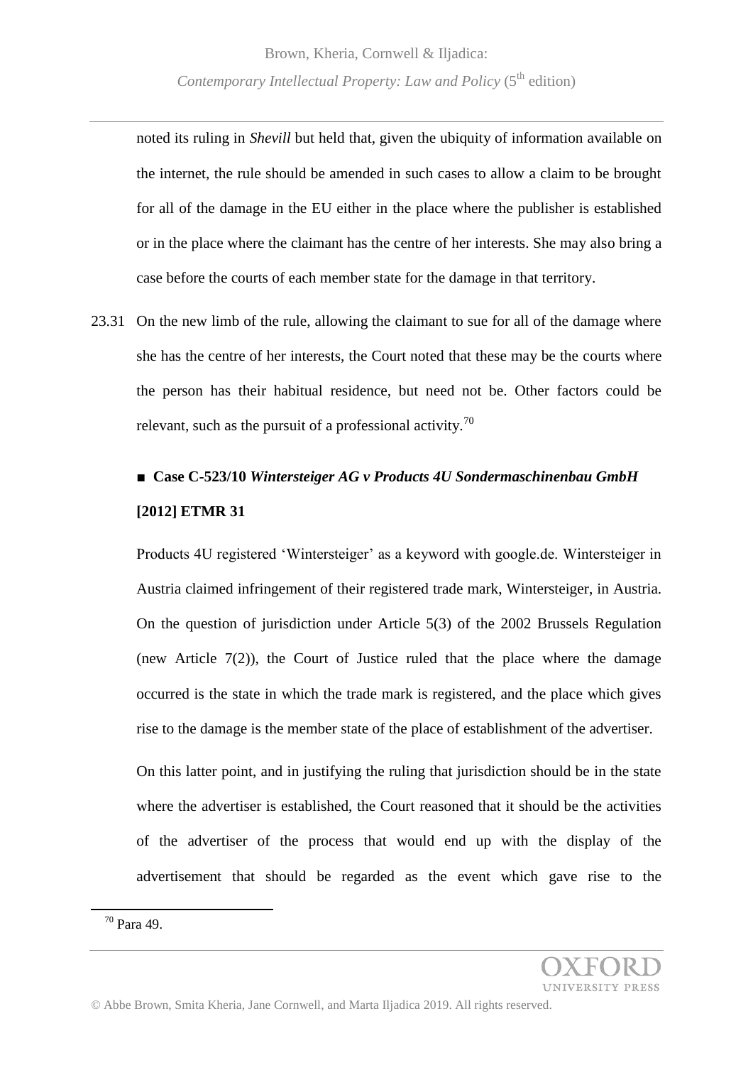noted its ruling in *Shevill* but held that, given the ubiquity of information available on the internet, the rule should be amended in such cases to allow a claim to be brought for all of the damage in the EU either in the place where the publisher is established or in the place where the claimant has the centre of her interests. She may also bring a case before the courts of each member state for the damage in that territory.

23.31 On the new limb of the rule, allowing the claimant to sue for all of the damage where she has the centre of her interests, the Court noted that these may be the courts where the person has their habitual residence, but need not be. Other factors could be relevant, such as the pursuit of a professional activity.[70]

■ **Case C-523/10 *Wintersteiger AG v Products 4U Sondermaschinenbau GmbH* [2012] ETMR 31**

Products 4U registered 'Wintersteiger' as a keyword with google.de. Wintersteiger in Austria claimed infringement of their registered trade mark, Wintersteiger, in Austria. On the question of jurisdiction under Article 5(3) of the 2002 Brussels Regulation (new Article 7(2)), the Court of Justice ruled that the place where the damage occurred is the state in which the trade mark is registered, and the place which gives rise to the damage is the member state of the place of establishment of the advertiser.

On this latter point, and in justifying the ruling that jurisdiction should be in the state where the advertiser is established, the Court reasoned that it should be the activities of the advertiser of the process that would end up with the display of the advertisement that should be regarded as the event which gave rise to the

[70] Para 49.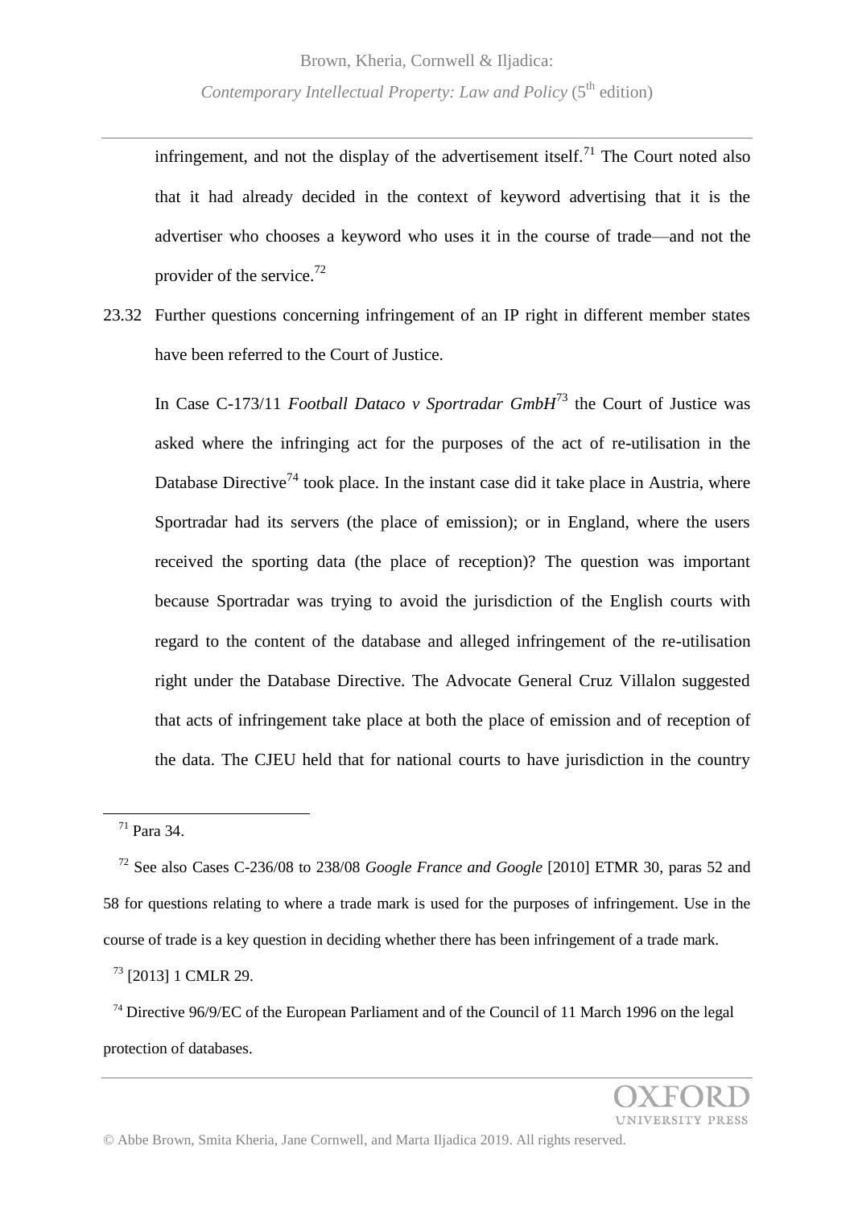infringement, and not the display of the advertisement itself.[71] The Court noted also that it had already decided in the context of keyword advertising that it is the advertiser who chooses a keyword who uses it in the course of trade—and not the provider of the service.[72]

23.32 Further questions concerning infringement of an IP right in different member states have been referred to the Court of Justice.

In Case C-173/11 *Football Dataco v Sportradar GmbH*[73] the Court of Justice was asked where the infringing act for the purposes of the act of re-utilisation in the Database Directive[74] took place. In the instant case did it take place in Austria, where Sportradar had its servers (the place of emission); or in England, where the users received the sporting data (the place of reception)? The question was important because Sportradar was trying to avoid the jurisdiction of the English courts with regard to the content of the database and alleged infringement of the re-utilisation right under the Database Directive. The Advocate General Cruz Villalon suggested that acts of infringement take place at both the place of emission and of reception of the data. The CJEU held that for national courts to have jurisdiction in the country

---

[71] Para 34.

[72] See also Cases C-236/08 to 238/08 *Google France and Google* [2010] ETMR 30, paras 52 and 58 for questions relating to where a trade mark is used for the purposes of infringement. Use in the course of trade is a key question in deciding whether there has been infringement of a trade mark.

[73] [2013] 1 CMLR 29.

[74] Directive 96/9/EC of the European Parliament and of the Council of 11 March 1996 on the legal protection of databases.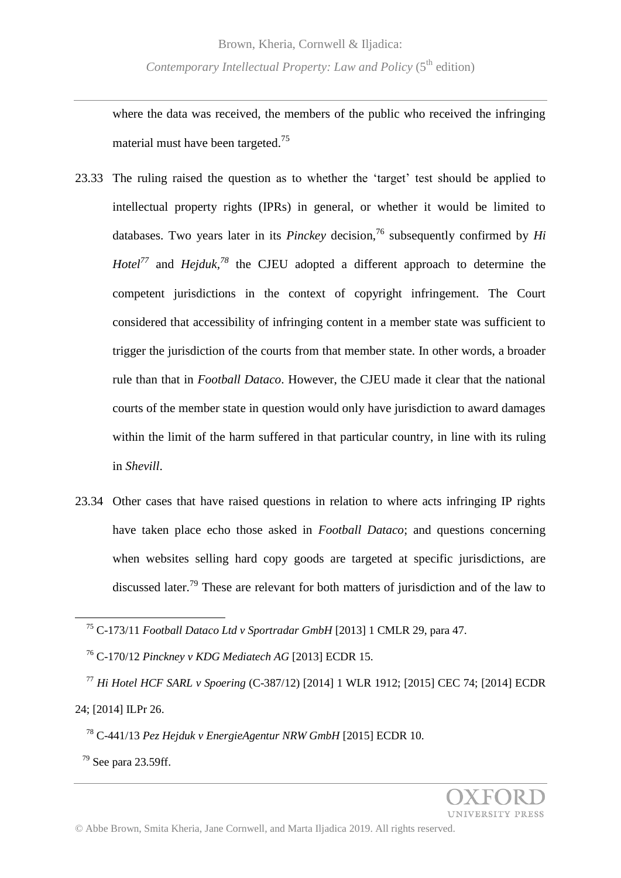where the data was received, the members of the public who received the infringing material must have been targeted.[75]

23.33 The ruling raised the question as to whether the 'target' test should be applied to intellectual property rights (IPRs) in general, or whether it would be limited to databases. Two years later in its *Pinckey* decision,[76] subsequently confirmed by *Hi Hotel*[77] and *Hejduk*,[78] the CJEU adopted a different approach to determine the competent jurisdictions in the context of copyright infringement. The Court considered that accessibility of infringing content in a member state was sufficient to trigger the jurisdiction of the courts from that member state. In other words, a broader rule than that in *Football Dataco*. However, the CJEU made it clear that the national courts of the member state in question would only have jurisdiction to award damages within the limit of the harm suffered in that particular country, in line with its ruling in *Shevill*.

23.34 Other cases that have raised questions in relation to where acts infringing IP rights have taken place echo those asked in *Football Dataco*; and questions concerning when websites selling hard copy goods are targeted at specific jurisdictions, are discussed later.[79] These are relevant for both matters of jurisdiction and of the law to

---

[75] C-173/11 *Football Dataco Ltd v Sportradar GmbH* [2013] 1 CMLR 29, para 47.

[76] C-170/12 *Pinckney v KDG Mediatech AG* [2013] ECDR 15.

[77] *Hi Hotel HCF SARL v Spoering* (C-387/12) [2014] 1 WLR 1912; [2015] CEC 74; [2014] ECDR 24; [2014] ILPr 26.

[78] C-441/13 *Pez Hejduk v EnergieAgentur NRW GmbH* [2015] ECDR 10.

[79] See para 23.59ff.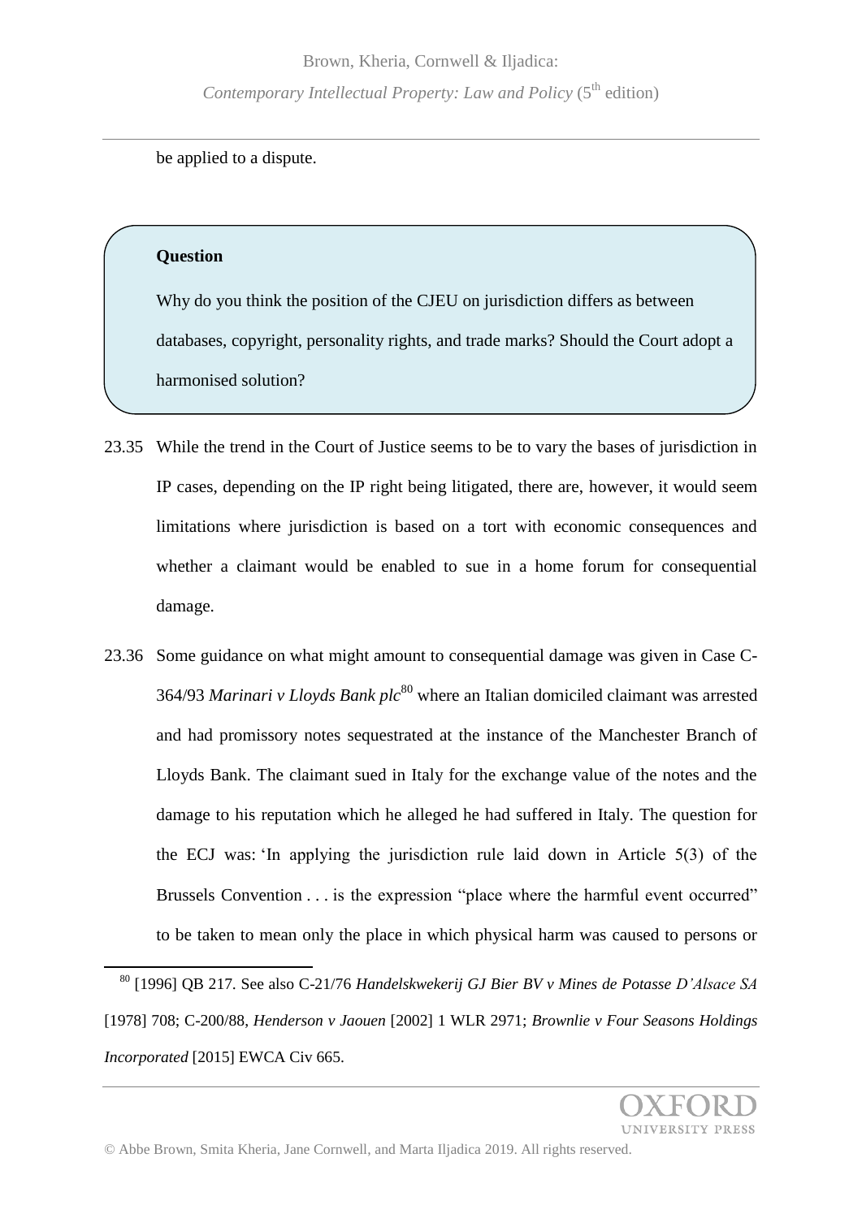be applied to a dispute.

**Question**

Why do you think the position of the CJEU on jurisdiction differs as between databases, copyright, personality rights, and trade marks? Should the Court adopt a harmonised solution?

23.35 While the trend in the Court of Justice seems to be to vary the bases of jurisdiction in IP cases, depending on the IP right being litigated, there are, however, it would seem limitations where jurisdiction is based on a tort with economic consequences and whether a claimant would be enabled to sue in a home forum for consequential damage.

23.36 Some guidance on what might amount to consequential damage was given in Case C-364/93 *Marinari v Lloyds Bank plc*[80] where an Italian domiciled claimant was arrested and had promissory notes sequestrated at the instance of the Manchester Branch of Lloyds Bank. The claimant sued in Italy for the exchange value of the notes and the damage to his reputation which he alleged he had suffered in Italy. The question for the ECJ was: 'In applying the jurisdiction rule laid down in Article 5(3) of the Brussels Convention . . . is the expression "place where the harmful event occurred" to be taken to mean only the place in which physical harm was caused to persons or

[80] [1996] QB 217. See also C-21/76 *Handelskwekerij GJ Bier BV v Mines de Potasse D'Alsace SA* [1978] 708; C-200/88, *Henderson v Jaouen* [2002] 1 WLR 2971; *Brownlie v Four Seasons Holdings Incorporated* [2015] EWCA Civ 665.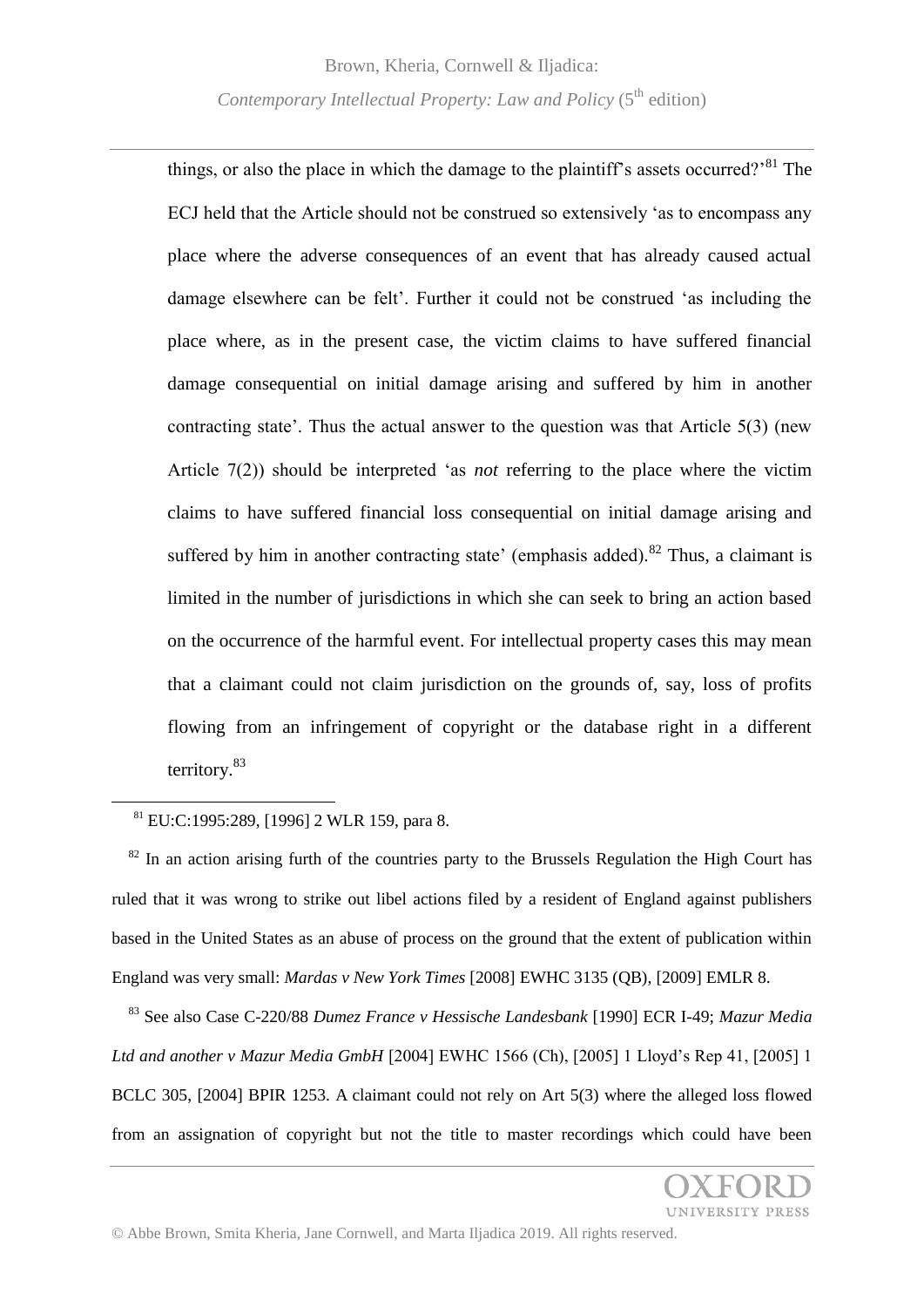things, or also the place in which the damage to the plaintiff's assets occurred?'[81] The ECJ held that the Article should not be construed so extensively 'as to encompass any place where the adverse consequences of an event that has already caused actual damage elsewhere can be felt'. Further it could not be construed 'as including the place where, as in the present case, the victim claims to have suffered financial damage consequential on initial damage arising and suffered by him in another contracting state'. Thus the actual answer to the question was that Article 5(3) (new Article 7(2)) should be interpreted 'as *not* referring to the place where the victim claims to have suffered financial loss consequential on initial damage arising and suffered by him in another contracting state' (emphasis added).[82] Thus, a claimant is limited in the number of jurisdictions in which she can seek to bring an action based on the occurrence of the harmful event. For intellectual property cases this may mean that a claimant could not claim jurisdiction on the grounds of, say, loss of profits flowing from an infringement of copyright or the database right in a different territory.[83]

---

[81] EU:C:1995:289, [1996] 2 WLR 159, para 8.

[82] In an action arising furth of the countries party to the Brussels Regulation the High Court has ruled that it was wrong to strike out libel actions filed by a resident of England against publishers based in the United States as an abuse of process on the ground that the extent of publication within England was very small: *Mardas v New York Times* [2008] EWHC 3135 (QB), [2009] EMLR 8.

[83] See also Case C-220/88 *Dumez France v Hessische Landesbank* [1990] ECR I-49; *Mazur Media Ltd and another v Mazur Media GmbH* [2004] EWHC 1566 (Ch), [2005] 1 Lloyd's Rep 41, [2005] 1 BCLC 305, [2004] BPIR 1253. A claimant could not rely on Art 5(3) where the alleged loss flowed from an assignation of copyright but not the title to master recordings which could have been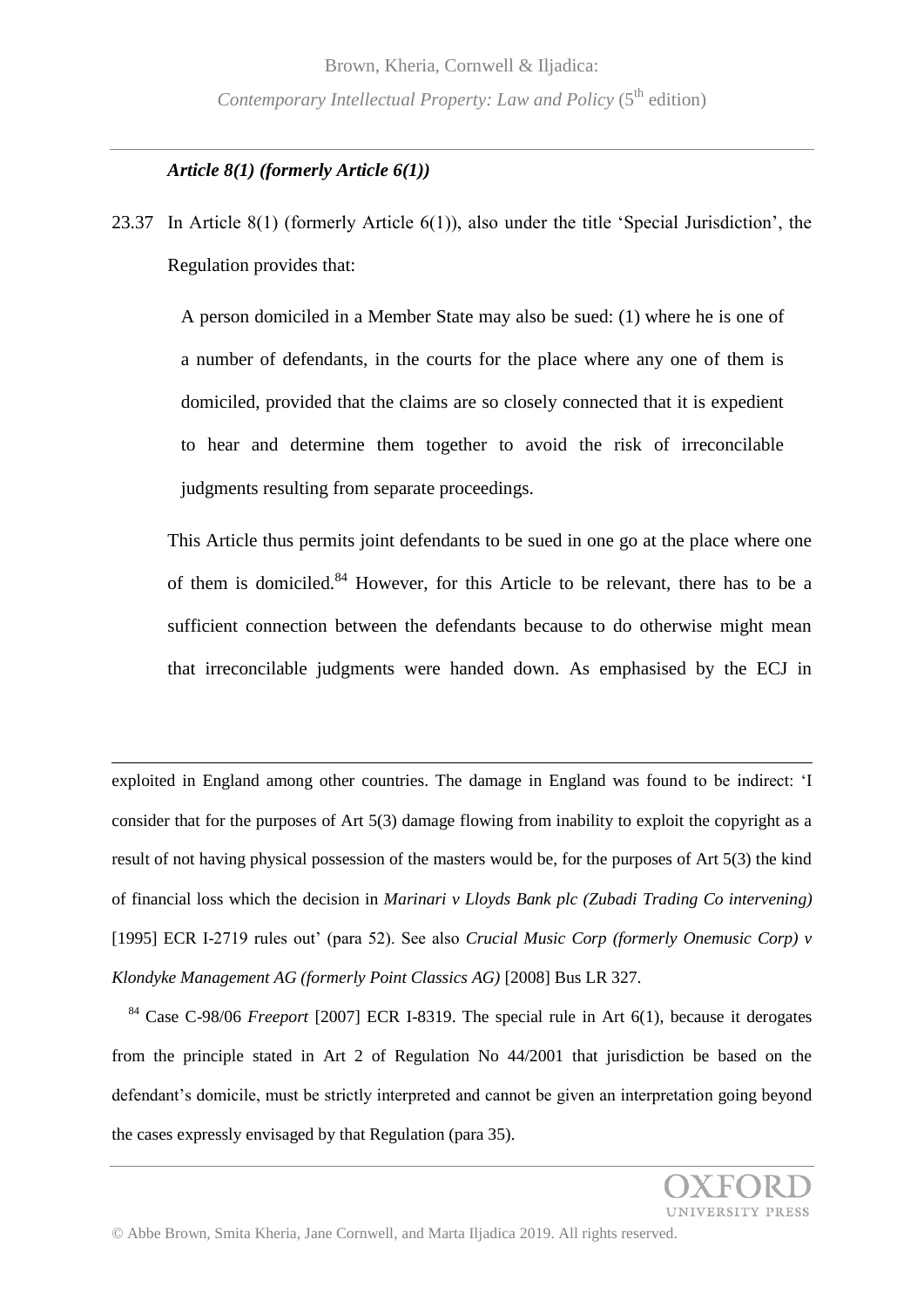### *Article 8(1) (formerly Article 6(1))*

23.37 In Article 8(1) (formerly Article 6(1)), also under the title 'Special Jurisdiction', the Regulation provides that:

> A person domiciled in a Member State may also be sued: (1) where he is one of a number of defendants, in the courts for the place where any one of them is domiciled, provided that the claims are so closely connected that it is expedient to hear and determine them together to avoid the risk of irreconcilable judgments resulting from separate proceedings.

This Article thus permits joint defendants to be sued in one go at the place where one of them is domiciled.[84] However, for this Article to be relevant, there has to be a sufficient connection between the defendants because to do otherwise might mean that irreconcilable judgments were handed down. As emphasised by the ECJ in

---

exploited in England among other countries. The damage in England was found to be indirect: 'I consider that for the purposes of Art 5(3) damage flowing from inability to exploit the copyright as a result of not having physical possession of the masters would be, for the purposes of Art 5(3) the kind of financial loss which the decision in *Marinari v Lloyds Bank plc (Zubadi Trading Co intervening)* [1995] ECR I-2719 rules out' (para 52). See also *Crucial Music Corp (formerly Onemusic Corp) v Klondyke Management AG (formerly Point Classics AG)* [2008] Bus LR 327.

[84] Case C-98/06 *Freeport* [2007] ECR I-8319. The special rule in Art 6(1), because it derogates from the principle stated in Art 2 of Regulation No 44/2001 that jurisdiction be based on the defendant's domicile, must be strictly interpreted and cannot be given an interpretation going beyond the cases expressly envisaged by that Regulation (para 35).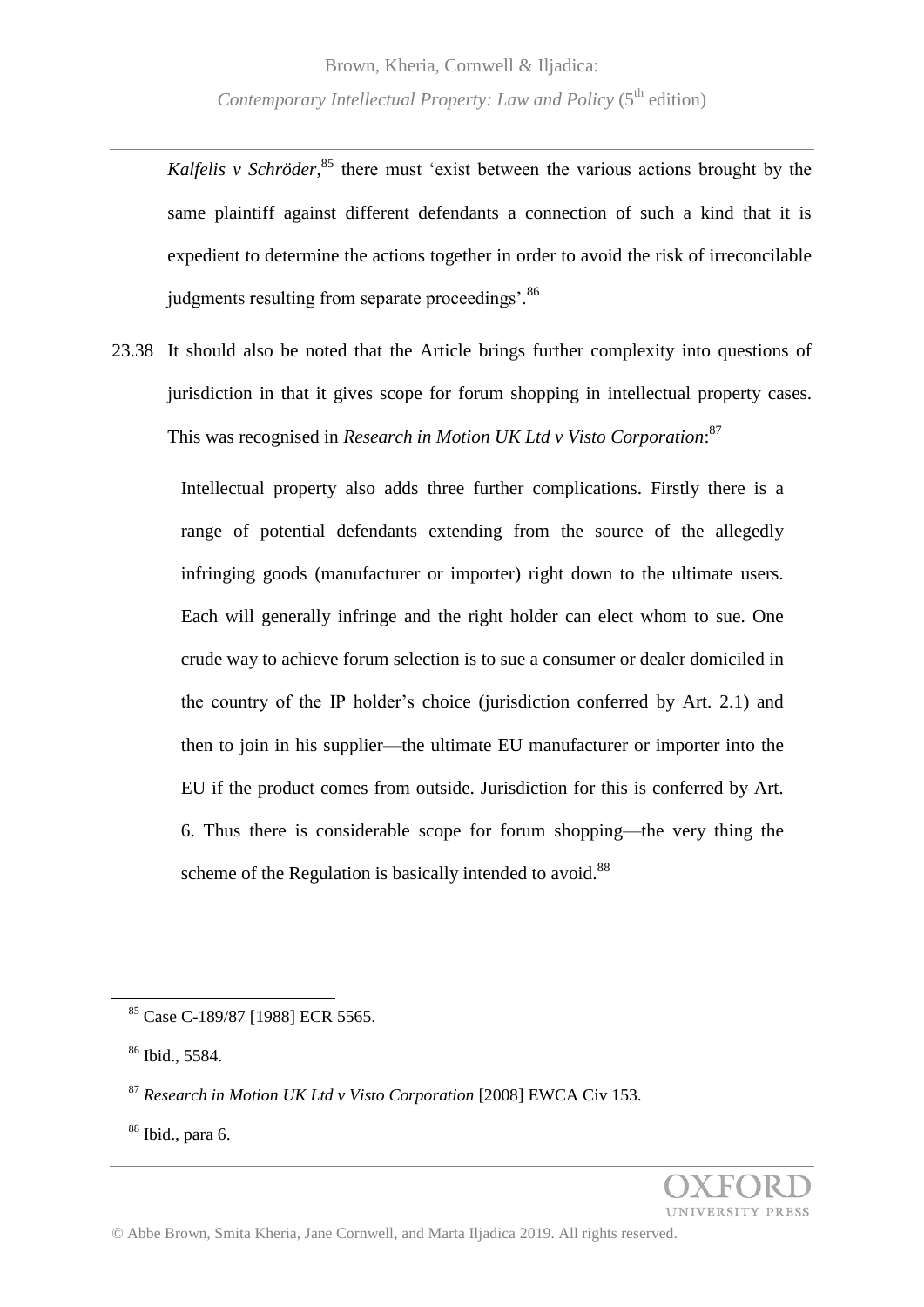*Kalfelis v Schröder*,[85] there must 'exist between the various actions brought by the same plaintiff against different defendants a connection of such a kind that it is expedient to determine the actions together in order to avoid the risk of irreconcilable judgments resulting from separate proceedings'.[86]

23.38 It should also be noted that the Article brings further complexity into questions of jurisdiction in that it gives scope for forum shopping in intellectual property cases. This was recognised in *Research in Motion UK Ltd v Visto Corporation*:[87]

> Intellectual property also adds three further complications. Firstly there is a range of potential defendants extending from the source of the allegedly infringing goods (manufacturer or importer) right down to the ultimate users. Each will generally infringe and the right holder can elect whom to sue. One crude way to achieve forum selection is to sue a consumer or dealer domiciled in the country of the IP holder's choice (jurisdiction conferred by Art. 2.1) and then to join in his supplier—the ultimate EU manufacturer or importer into the EU if the product comes from outside. Jurisdiction for this is conferred by Art. 6. Thus there is considerable scope for forum shopping—the very thing the scheme of the Regulation is basically intended to avoid.[88]

---

[85] Case C-189/87 [1988] ECR 5565.

[86] Ibid., 5584.

[87] *Research in Motion UK Ltd v Visto Corporation* [2008] EWCA Civ 153.

[88] Ibid., para 6.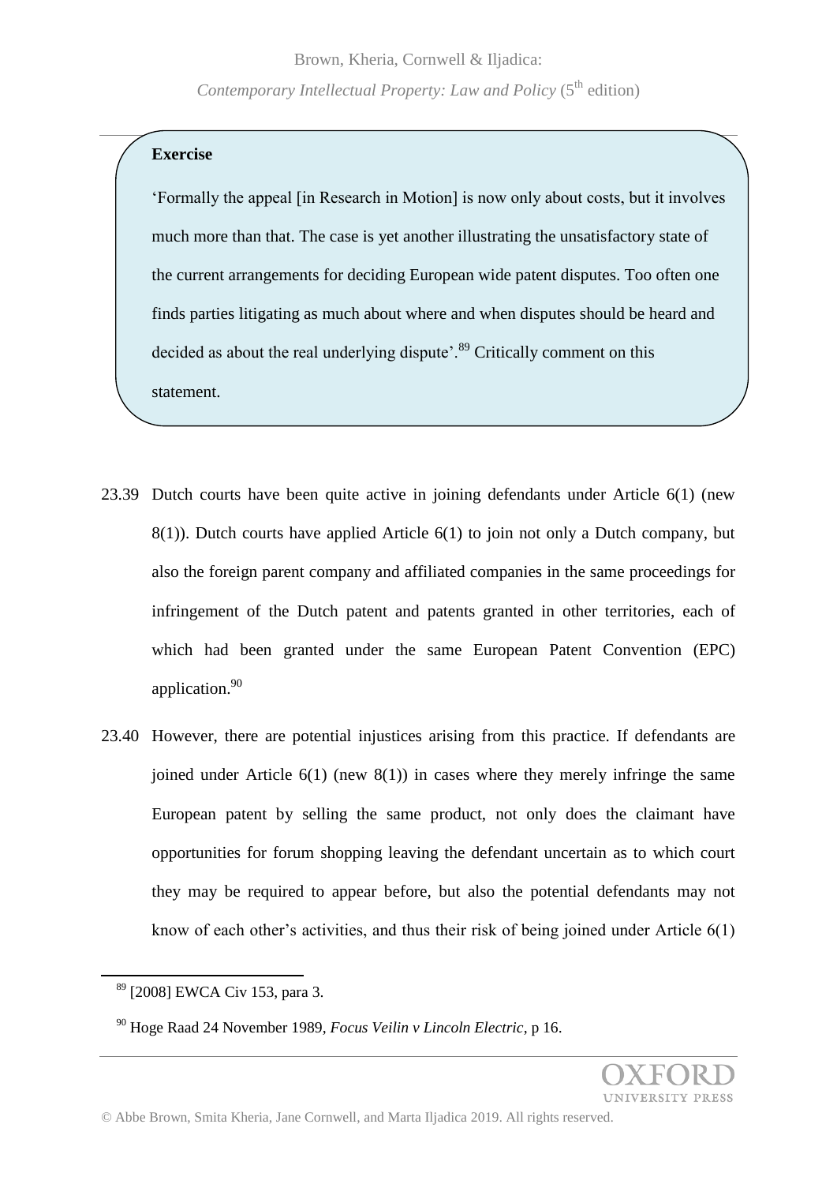**Exercise**

'Formally the appeal [in Research in Motion] is now only about costs, but it involves much more than that. The case is yet another illustrating the unsatisfactory state of the current arrangements for deciding European wide patent disputes. Too often one finds parties litigating as much about where and when disputes should be heard and decided as about the real underlying dispute'.[89] Critically comment on this statement.

23.39 Dutch courts have been quite active in joining defendants under Article 6(1) (new 8(1)). Dutch courts have applied Article 6(1) to join not only a Dutch company, but also the foreign parent company and affiliated companies in the same proceedings for infringement of the Dutch patent and patents granted in other territories, each of which had been granted under the same European Patent Convention (EPC) application.[90]

23.40 However, there are potential injustices arising from this practice. If defendants are joined under Article 6(1) (new 8(1)) in cases where they merely infringe the same European patent by selling the same product, not only does the claimant have opportunities for forum shopping leaving the defendant uncertain as to which court they may be required to appear before, but also the potential defendants may not know of each other's activities, and thus their risk of being joined under Article 6(1)

[89] [2008] EWCA Civ 153, para 3.

[90] Hoge Raad 24 November 1989, *Focus Veilin v Lincoln Electric*, p 16.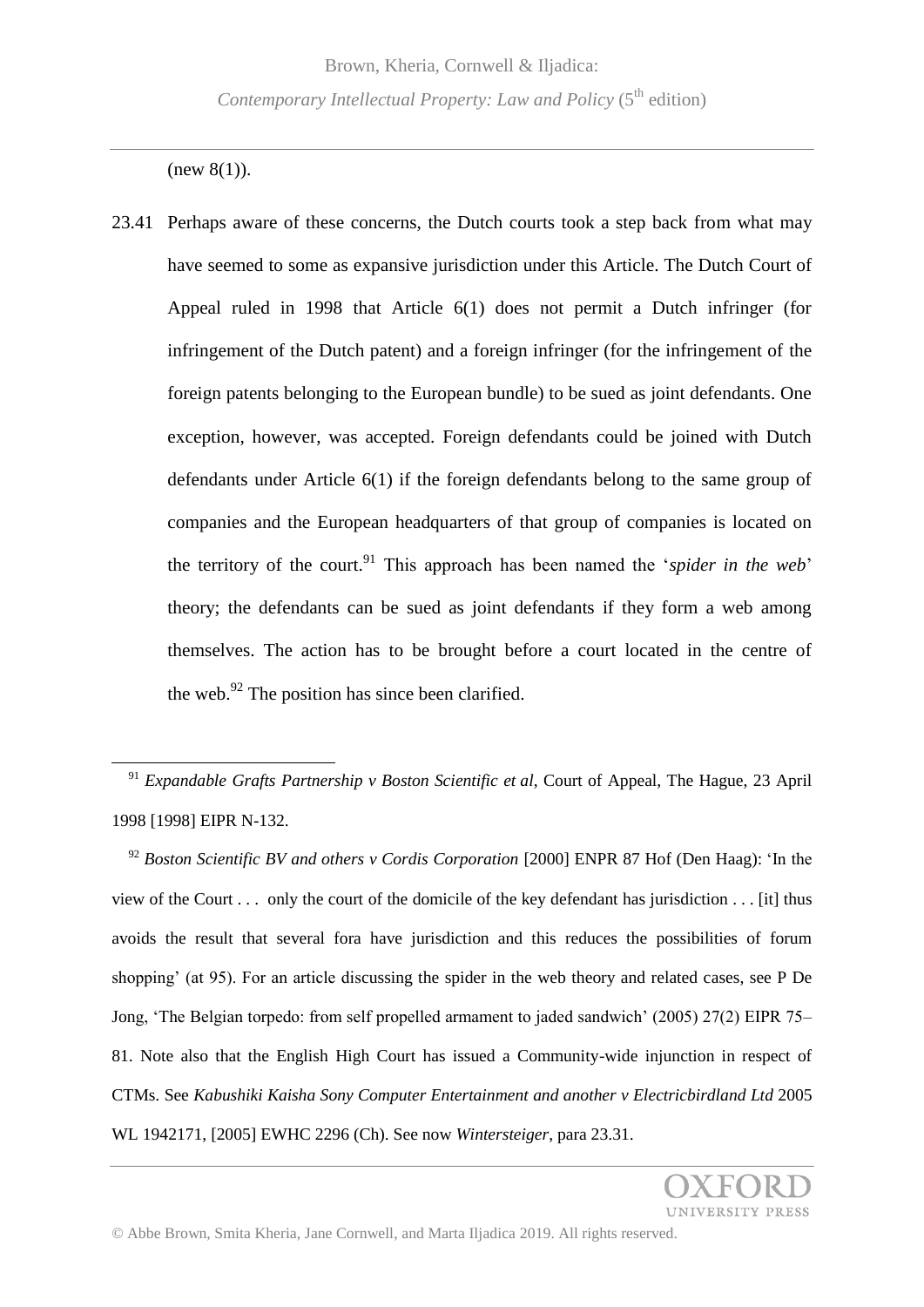(new 8(1)).

23.41 Perhaps aware of these concerns, the Dutch courts took a step back from what may have seemed to some as expansive jurisdiction under this Article. The Dutch Court of Appeal ruled in 1998 that Article 6(1) does not permit a Dutch infringer (for infringement of the Dutch patent) and a foreign infringer (for the infringement of the foreign patents belonging to the European bundle) to be sued as joint defendants. One exception, however, was accepted. Foreign defendants could be joined with Dutch defendants under Article 6(1) if the foreign defendants belong to the same group of companies and the European headquarters of that group of companies is located on the territory of the court.[91] This approach has been named the '*spider in the web*' theory; the defendants can be sued as joint defendants if they form a web among themselves. The action has to be brought before a court located in the centre of the web.[92] The position has since been clarified.

---

[91] *Expandable Grafts Partnership v Boston Scientific et al*, Court of Appeal, The Hague, 23 April 1998 [1998] EIPR N-132.

[92] *Boston Scientific BV and others v Cordis Corporation* [2000] ENPR 87 Hof (Den Haag): 'In the view of the Court . . . only the court of the domicile of the key defendant has jurisdiction . . . [it] thus avoids the result that several fora have jurisdiction and this reduces the possibilities of forum shopping' (at 95). For an article discussing the spider in the web theory and related cases, see P De Jong, 'The Belgian torpedo: from self propelled armament to jaded sandwich' (2005) 27(2) EIPR 75–81. Note also that the English High Court has issued a Community-wide injunction in respect of CTMs. See *Kabushiki Kaisha Sony Computer Entertainment and another v Electricbirdland Ltd* 2005 WL 1942171, [2005] EWHC 2296 (Ch). See now *Wintersteiger*, para 23.31.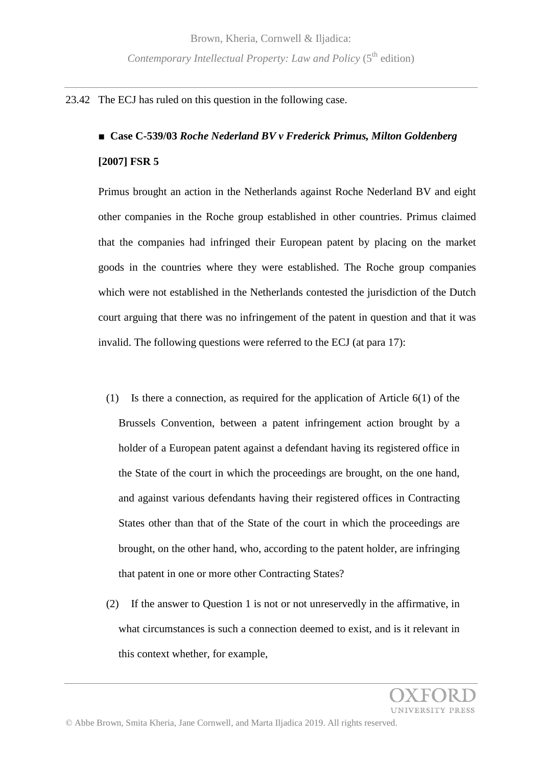23.42 The ECJ has ruled on this question in the following case.

■ **Case C-539/03** ***Roche Nederland BV v Frederick Primus, Milton Goldenberg*** **[2007] FSR 5**

Primus brought an action in the Netherlands against Roche Nederland BV and eight other companies in the Roche group established in other countries. Primus claimed that the companies had infringed their European patent by placing on the market goods in the countries where they were established. The Roche group companies which were not established in the Netherlands contested the jurisdiction of the Dutch court arguing that there was no infringement of the patent in question and that it was invalid. The following questions were referred to the ECJ (at para 17):

(1) Is there a connection, as required for the application of Article 6(1) of the Brussels Convention, between a patent infringement action brought by a holder of a European patent against a defendant having its registered office in the State of the court in which the proceedings are brought, on the one hand, and against various defendants having their registered offices in Contracting States other than that of the State of the court in which the proceedings are brought, on the other hand, who, according to the patent holder, are infringing that patent in one or more other Contracting States?

(2) If the answer to Question 1 is not or not unreservedly in the affirmative, in what circumstances is such a connection deemed to exist, and is it relevant in this context whether, for example,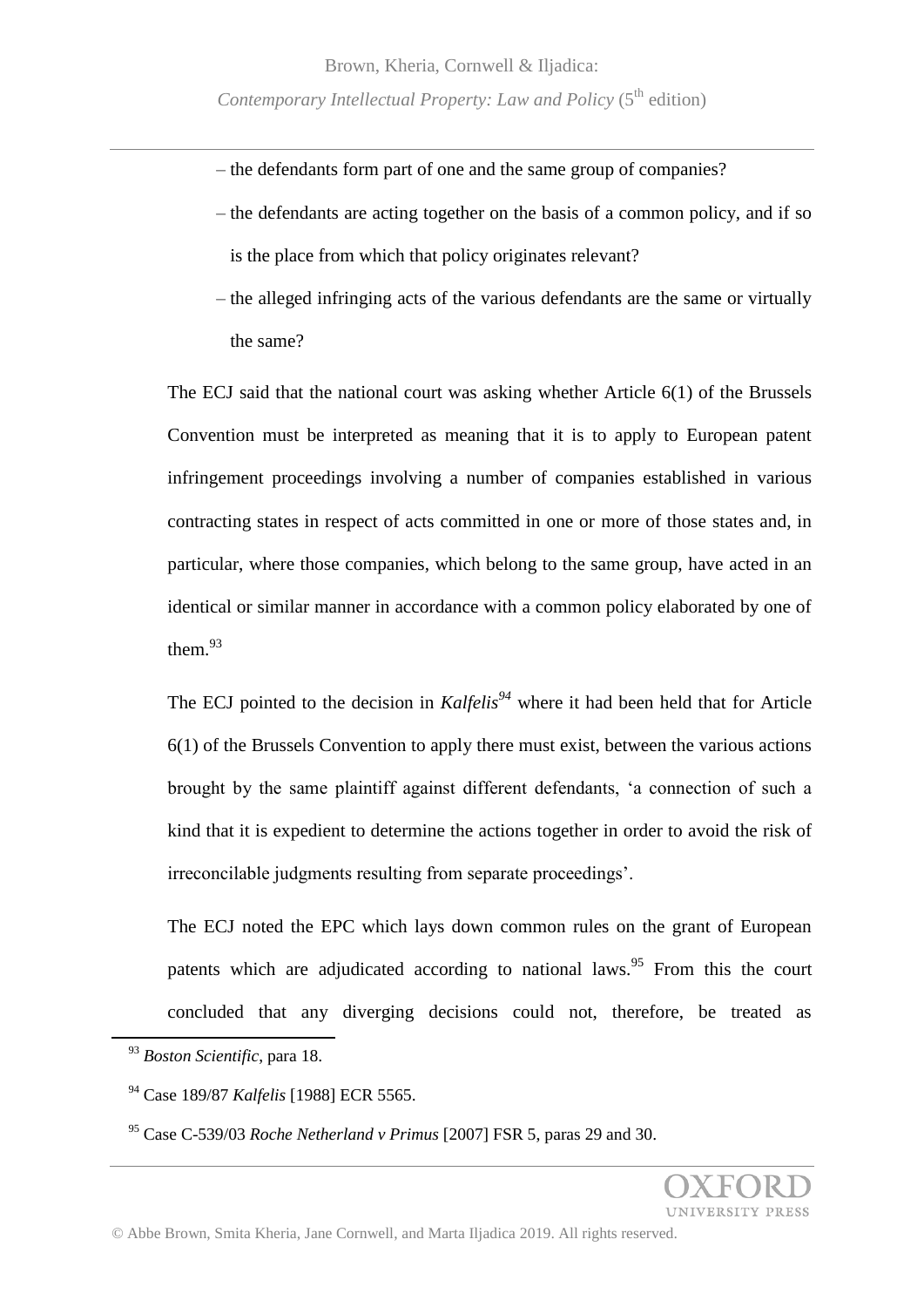– the defendants form part of one and the same group of companies?

– the defendants are acting together on the basis of a common policy, and if so is the place from which that policy originates relevant?

– the alleged infringing acts of the various defendants are the same or virtually the same?

The ECJ said that the national court was asking whether Article 6(1) of the Brussels Convention must be interpreted as meaning that it is to apply to European patent infringement proceedings involving a number of companies established in various contracting states in respect of acts committed in one or more of those states and, in particular, where those companies, which belong to the same group, have acted in an identical or similar manner in accordance with a common policy elaborated by one of them.[93]

The ECJ pointed to the decision in *Kalfelis*[94] where it had been held that for Article 6(1) of the Brussels Convention to apply there must exist, between the various actions brought by the same plaintiff against different defendants, 'a connection of such a kind that it is expedient to determine the actions together in order to avoid the risk of irreconcilable judgments resulting from separate proceedings'.

The ECJ noted the EPC which lays down common rules on the grant of European patents which are adjudicated according to national laws.[95] From this the court concluded that any diverging decisions could not, therefore, be treated as

[93] *Boston Scientific*, para 18.

[94] Case 189/87 *Kalfelis* [1988] ECR 5565.

[95] Case C-539/03 *Roche Netherland v Primus* [2007] FSR 5, paras 29 and 30.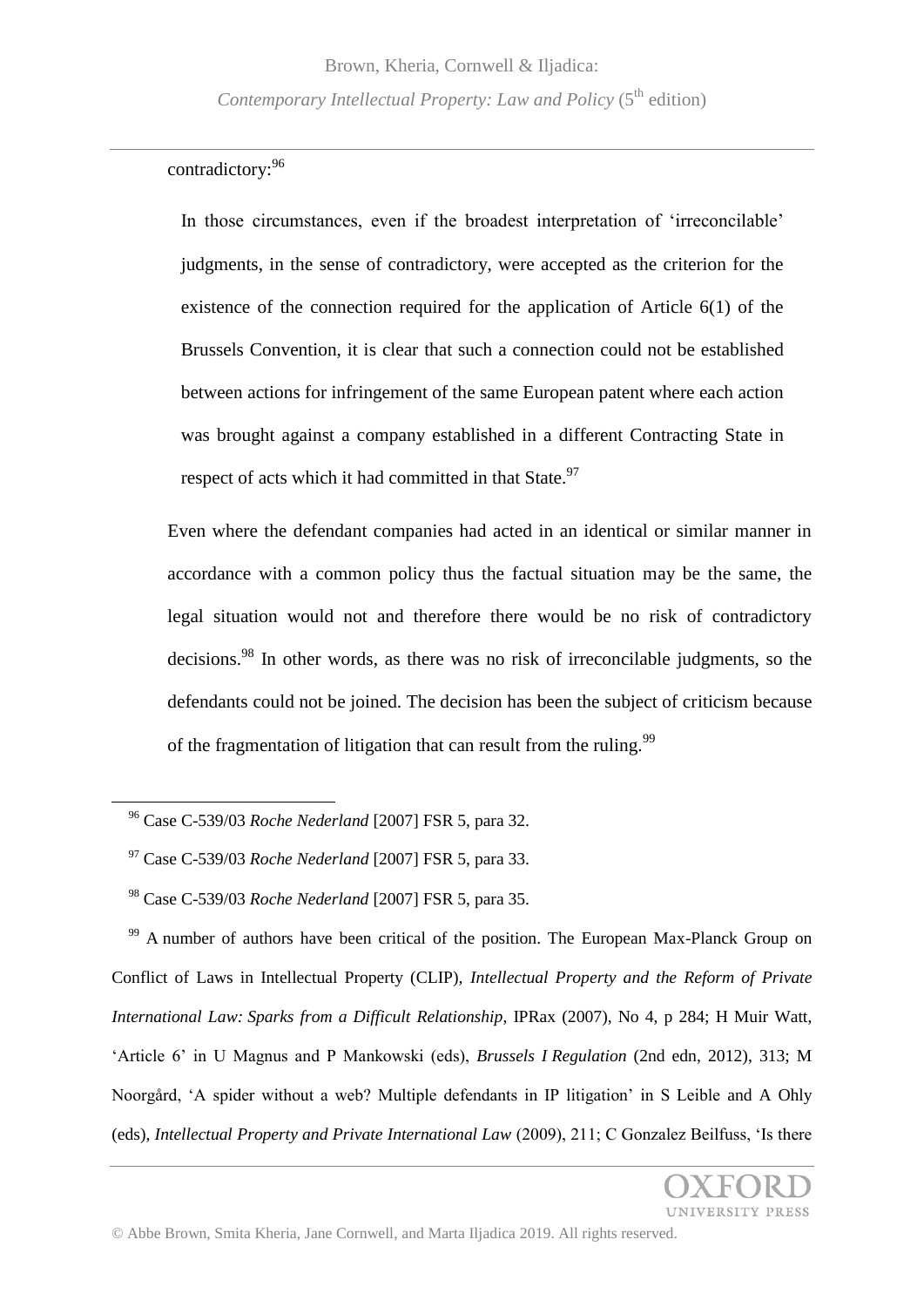contradictory:[96]

> In those circumstances, even if the broadest interpretation of 'irreconcilable' judgments, in the sense of contradictory, were accepted as the criterion for the existence of the connection required for the application of Article 6(1) of the Brussels Convention, it is clear that such a connection could not be established between actions for infringement of the same European patent where each action was brought against a company established in a different Contracting State in respect of acts which it had committed in that State.[97]

Even where the defendant companies had acted in an identical or similar manner in accordance with a common policy thus the factual situation may be the same, the legal situation would not and therefore there would be no risk of contradictory decisions.[98] In other words, as there was no risk of irreconcilable judgments, so the defendants could not be joined. The decision has been the subject of criticism because of the fragmentation of litigation that can result from the ruling.[99]

---

[96] Case C-539/03 *Roche Nederland* [2007] FSR 5, para 32.

[97] Case C-539/03 *Roche Nederland* [2007] FSR 5, para 33.

[98] Case C-539/03 *Roche Nederland* [2007] FSR 5, para 35.

[99] A number of authors have been critical of the position. The European Max-Planck Group on Conflict of Laws in Intellectual Property (CLIP), *Intellectual Property and the Reform of Private International Law: Sparks from a Difficult Relationship*, IPRax (2007), No 4, p 284; H Muir Watt, 'Article 6' in U Magnus and P Mankowski (eds), *Brussels I Regulation* (2nd edn, 2012), 313; M Noorgård, 'A spider without a web? Multiple defendants in IP litigation' in S Leible and A Ohly (eds), *Intellectual Property and Private International Law* (2009), 211; C Gonzalez Beilfuss, 'Is there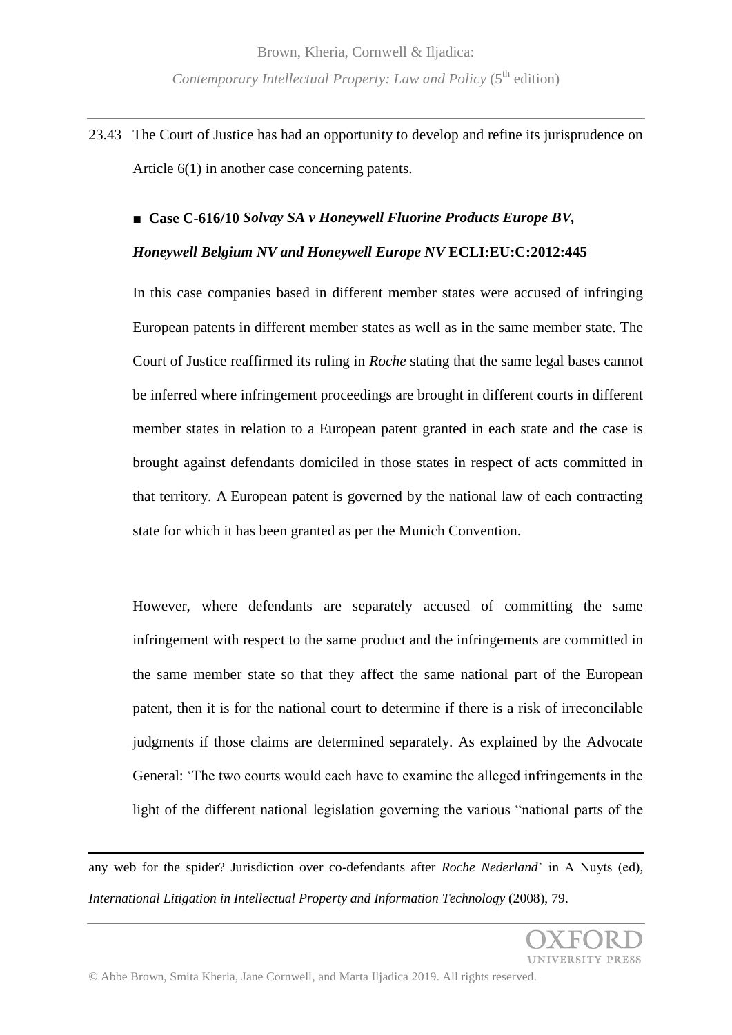23.43 The Court of Justice has had an opportunity to develop and refine its jurisprudence on Article 6(1) in another case concerning patents.

■ **Case C-616/10** ***Solvay SA v Honeywell Fluorine Products Europe BV, Honeywell Belgium NV and Honeywell Europe NV*** **ECLI:EU:C:2012:445**

In this case companies based in different member states were accused of infringing European patents in different member states as well as in the same member state. The Court of Justice reaffirmed its ruling in *Roche* stating that the same legal bases cannot be inferred where infringement proceedings are brought in different courts in different member states in relation to a European patent granted in each state and the case is brought against defendants domiciled in those states in respect of acts committed in that territory. A European patent is governed by the national law of each contracting state for which it has been granted as per the Munich Convention.

However, where defendants are separately accused of committing the same infringement with respect to the same product and the infringements are committed in the same member state so that they affect the same national part of the European patent, then it is for the national court to determine if there is a risk of irreconcilable judgments if those claims are determined separately. As explained by the Advocate General: 'The two courts would each have to examine the alleged infringements in the light of the different national legislation governing the various "national parts of the

---

any web for the spider? Jurisdiction over co-defendants after *Roche Nederland*' in A Nuyts (ed), *International Litigation in Intellectual Property and Information Technology* (2008), 79.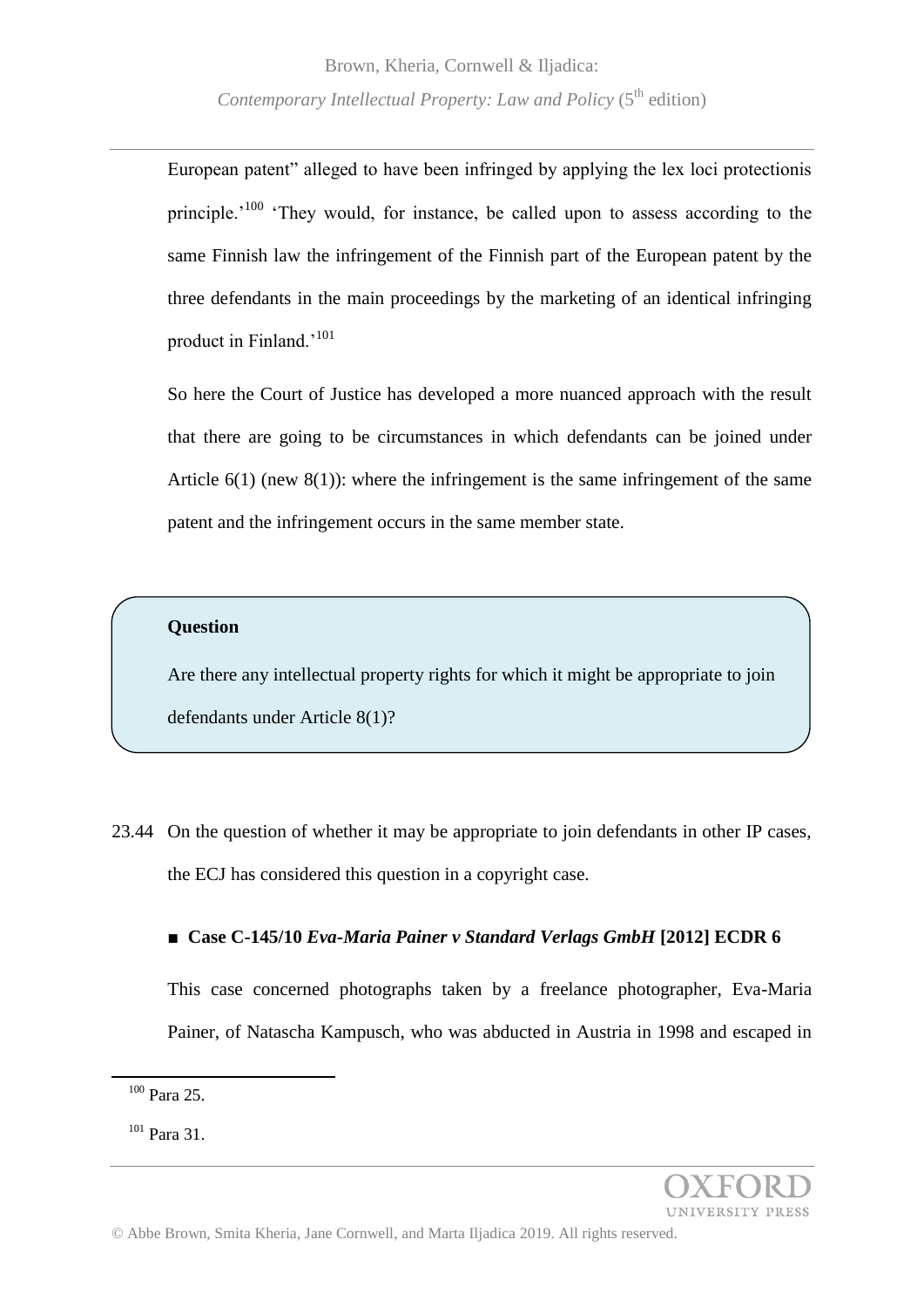European patent" alleged to have been infringed by applying the lex loci protectionis principle.'[100] 'They would, for instance, be called upon to assess according to the same Finnish law the infringement of the Finnish part of the European patent by the three defendants in the main proceedings by the marketing of an identical infringing product in Finland.'[101]

So here the Court of Justice has developed a more nuanced approach with the result that there are going to be circumstances in which defendants can be joined under Article 6(1) (new 8(1)): where the infringement is the same infringement of the same patent and the infringement occurs in the same member state.

> **Question**
>
> Are there any intellectual property rights for which it might be appropriate to join defendants under Article 8(1)?

23.44 On the question of whether it may be appropriate to join defendants in other IP cases, the ECJ has considered this question in a copyright case.

■ **Case C-145/10 *Eva-Maria Painer v Standard Verlags GmbH* [2012] ECDR 6**

This case concerned photographs taken by a freelance photographer, Eva-Maria Painer, of Natascha Kampusch, who was abducted in Austria in 1998 and escaped in

[100] Para 25.

[101] Para 31.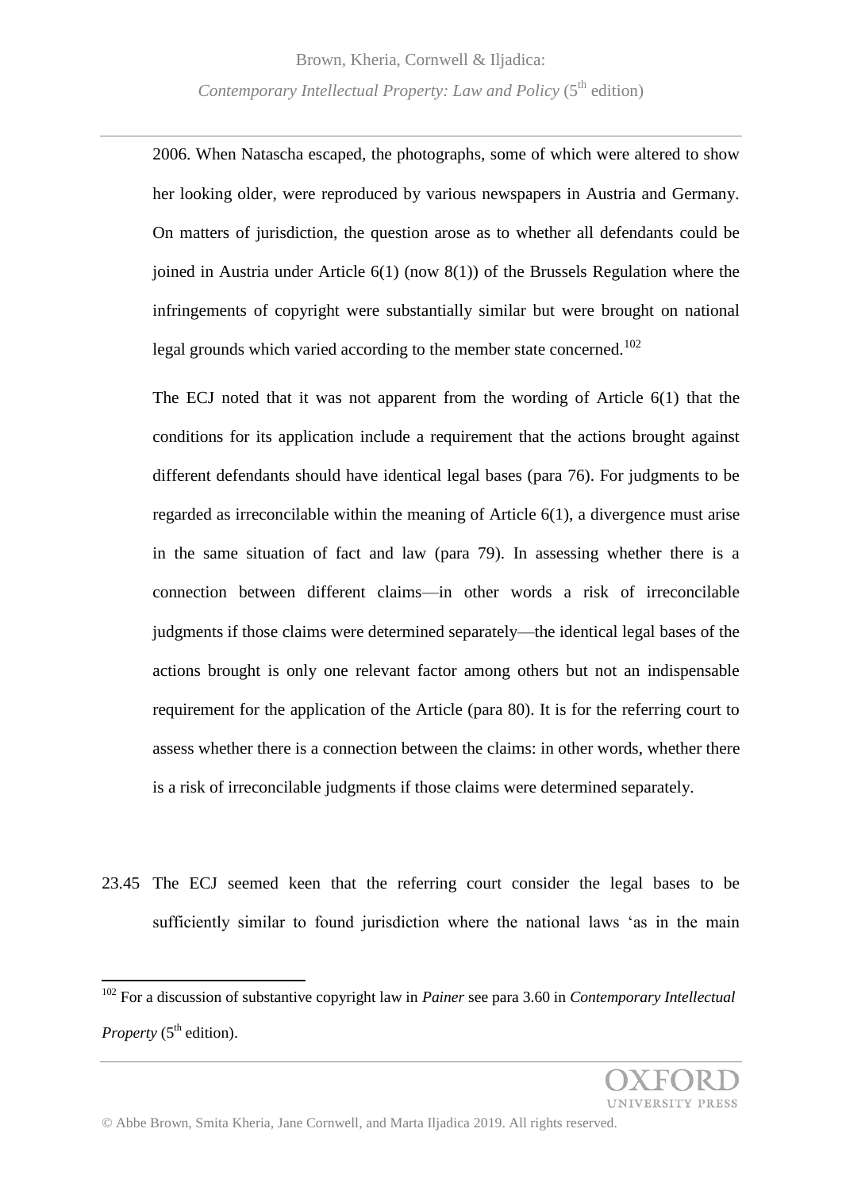2006. When Natascha escaped, the photographs, some of which were altered to show her looking older, were reproduced by various newspapers in Austria and Germany. On matters of jurisdiction, the question arose as to whether all defendants could be joined in Austria under Article 6(1) (now 8(1)) of the Brussels Regulation where the infringements of copyright were substantially similar but were brought on national legal grounds which varied according to the member state concerned.[102]

The ECJ noted that it was not apparent from the wording of Article 6(1) that the conditions for its application include a requirement that the actions brought against different defendants should have identical legal bases (para 76). For judgments to be regarded as irreconcilable within the meaning of Article 6(1), a divergence must arise in the same situation of fact and law (para 79). In assessing whether there is a connection between different claims—in other words a risk of irreconcilable judgments if those claims were determined separately—the identical legal bases of the actions brought is only one relevant factor among others but not an indispensable requirement for the application of the Article (para 80). It is for the referring court to assess whether there is a connection between the claims: in other words, whether there is a risk of irreconcilable judgments if those claims were determined separately.

23.45 The ECJ seemed keen that the referring court consider the legal bases to be sufficiently similar to found jurisdiction where the national laws 'as in the main

[102] For a discussion of substantive copyright law in *Painer* see para 3.60 in *Contemporary Intellectual Property* (5th edition).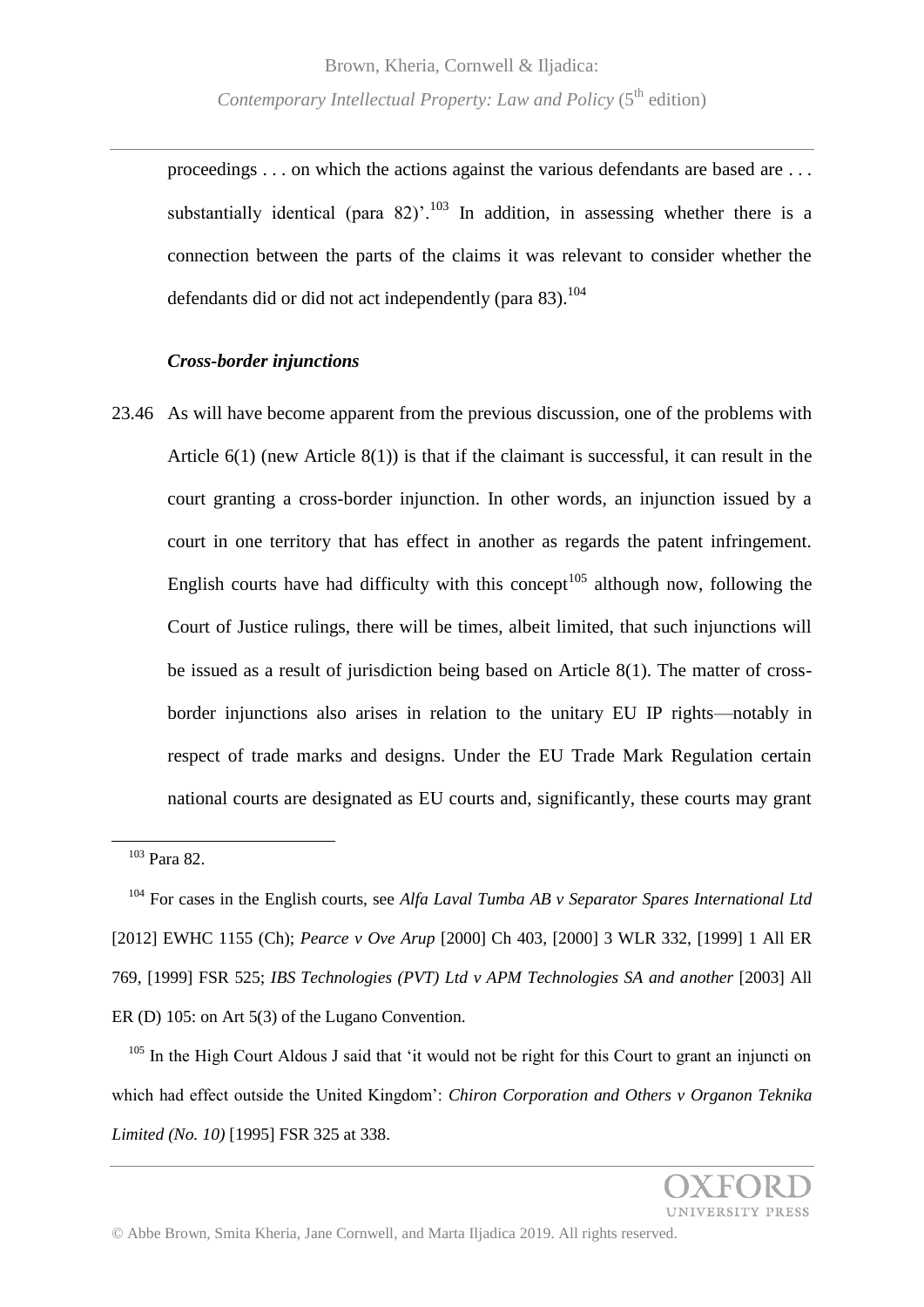proceedings . . . on which the actions against the various defendants are based are . . . substantially identical (para 82)'.[103] In addition, in assessing whether there is a connection between the parts of the claims it was relevant to consider whether the defendants did or did not act independently (para 83).[104]

### *Cross-border injunctions*

23.46 As will have become apparent from the previous discussion, one of the problems with Article 6(1) (new Article 8(1)) is that if the claimant is successful, it can result in the court granting a cross-border injunction. In other words, an injunction issued by a court in one territory that has effect in another as regards the patent infringement. English courts have had difficulty with this concept[105] although now, following the Court of Justice rulings, there will be times, albeit limited, that such injunctions will be issued as a result of jurisdiction being based on Article 8(1). The matter of cross-border injunctions also arises in relation to the unitary EU IP rights—notably in respect of trade marks and designs. Under the EU Trade Mark Regulation certain national courts are designated as EU courts and, significantly, these courts may grant

---

[103] Para 82.

[104] For cases in the English courts, see *Alfa Laval Tumba AB v Separator Spares International Ltd* [2012] EWHC 1155 (Ch); *Pearce v Ove Arup* [2000] Ch 403, [2000] 3 WLR 332, [1999] 1 All ER 769, [1999] FSR 525; *IBS Technologies (PVT) Ltd v APM Technologies SA and another* [2003] All ER (D) 105: on Art 5(3) of the Lugano Convention.

[105] In the High Court Aldous J said that 'it would not be right for this Court to grant an injuncti on which had effect outside the United Kingdom': *Chiron Corporation and Others v Organon Teknika Limited (No. 10)* [1995] FSR 325 at 338.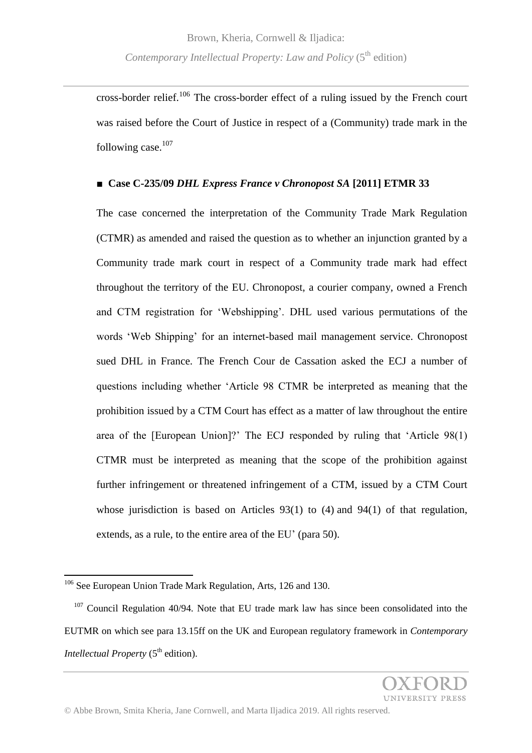cross-border relief.[106] The cross-border effect of a ruling issued by the French court was raised before the Court of Justice in respect of a (Community) trade mark in the following case.[107]

■ **Case C-235/09** ***DHL Express France v Chronopost SA*** **[2011] ETMR 33**

The case concerned the interpretation of the Community Trade Mark Regulation (CTMR) as amended and raised the question as to whether an injunction granted by a Community trade mark court in respect of a Community trade mark had effect throughout the territory of the EU. Chronopost, a courier company, owned a French and CTM registration for 'Webshipping'. DHL used various permutations of the words 'Web Shipping' for an internet-based mail management service. Chronopost sued DHL in France. The French Cour de Cassation asked the ECJ a number of questions including whether 'Article 98 CTMR be interpreted as meaning that the prohibition issued by a CTM Court has effect as a matter of law throughout the entire area of the [European Union]?' The ECJ responded by ruling that 'Article 98(1) CTMR must be interpreted as meaning that the scope of the prohibition against further infringement or threatened infringement of a CTM, issued by a CTM Court whose jurisdiction is based on Articles 93(1) to (4) and 94(1) of that regulation, extends, as a rule, to the entire area of the EU' (para 50).

---

[106] See European Union Trade Mark Regulation, Arts, 126 and 130.

[107] Council Regulation 40/94. Note that EU trade mark law has since been consolidated into the EUTMR on which see para 13.15ff on the UK and European regulatory framework in *Contemporary Intellectual Property* (5th edition).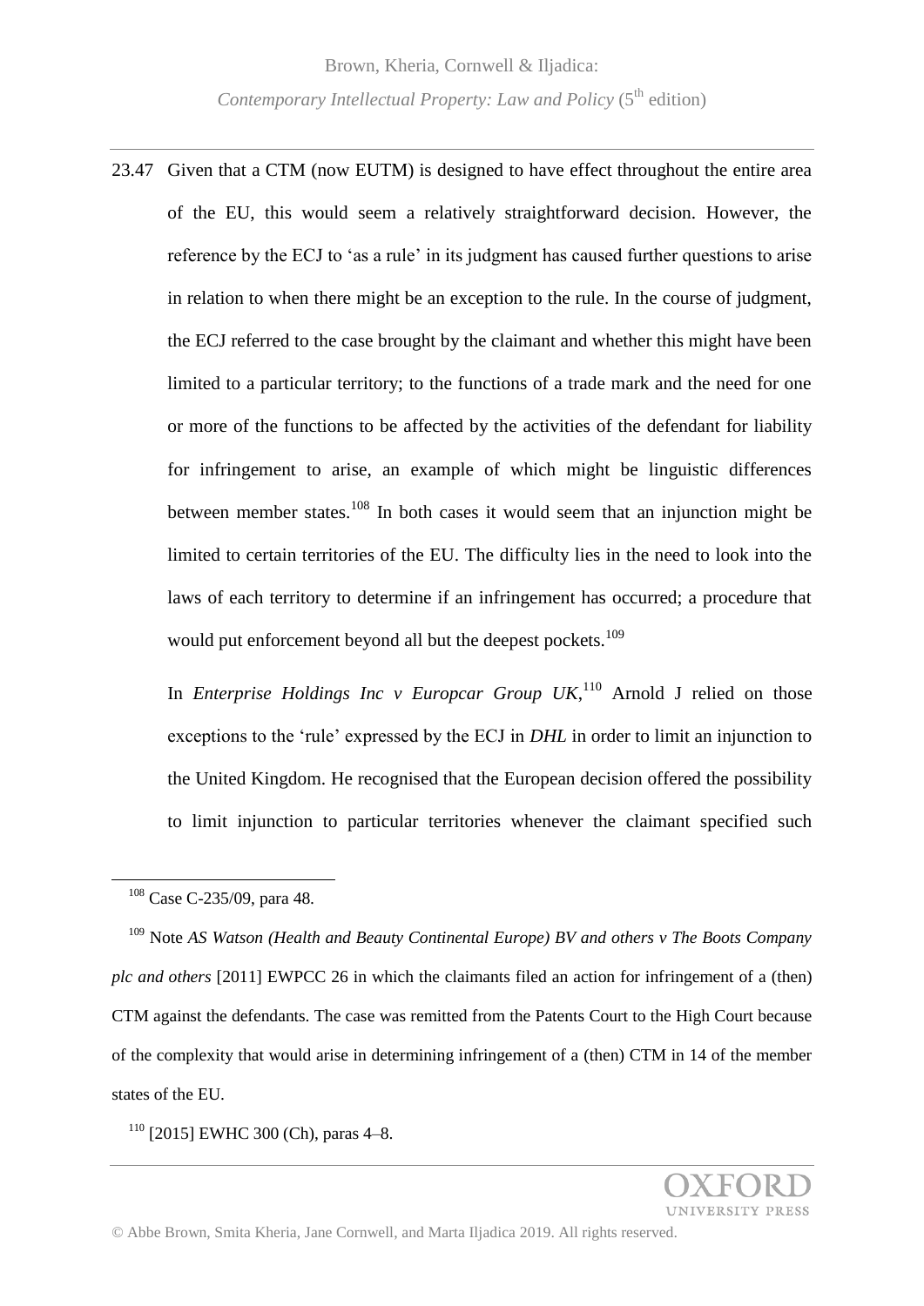23.47 Given that a CTM (now EUTM) is designed to have effect throughout the entire area of the EU, this would seem a relatively straightforward decision. However, the reference by the ECJ to 'as a rule' in its judgment has caused further questions to arise in relation to when there might be an exception to the rule. In the course of judgment, the ECJ referred to the case brought by the claimant and whether this might have been limited to a particular territory; to the functions of a trade mark and the need for one or more of the functions to be affected by the activities of the defendant for liability for infringement to arise, an example of which might be linguistic differences between member states.[108] In both cases it would seem that an injunction might be limited to certain territories of the EU. The difficulty lies in the need to look into the laws of each territory to determine if an infringement has occurred; a procedure that would put enforcement beyond all but the deepest pockets.[109]

In *Enterprise Holdings Inc v Europcar Group UK*,[110] Arnold J relied on those exceptions to the 'rule' expressed by the ECJ in *DHL* in order to limit an injunction to the United Kingdom. He recognised that the European decision offered the possibility to limit injunction to particular territories whenever the claimant specified such

---

[108] Case C-235/09, para 48.

[109] Note *AS Watson (Health and Beauty Continental Europe) BV and others v The Boots Company plc and others* [2011] EWPCC 26 in which the claimants filed an action for infringement of a (then) CTM against the defendants. The case was remitted from the Patents Court to the High Court because of the complexity that would arise in determining infringement of a (then) CTM in 14 of the member states of the EU.

[110] [2015] EWHC 300 (Ch), paras 4–8.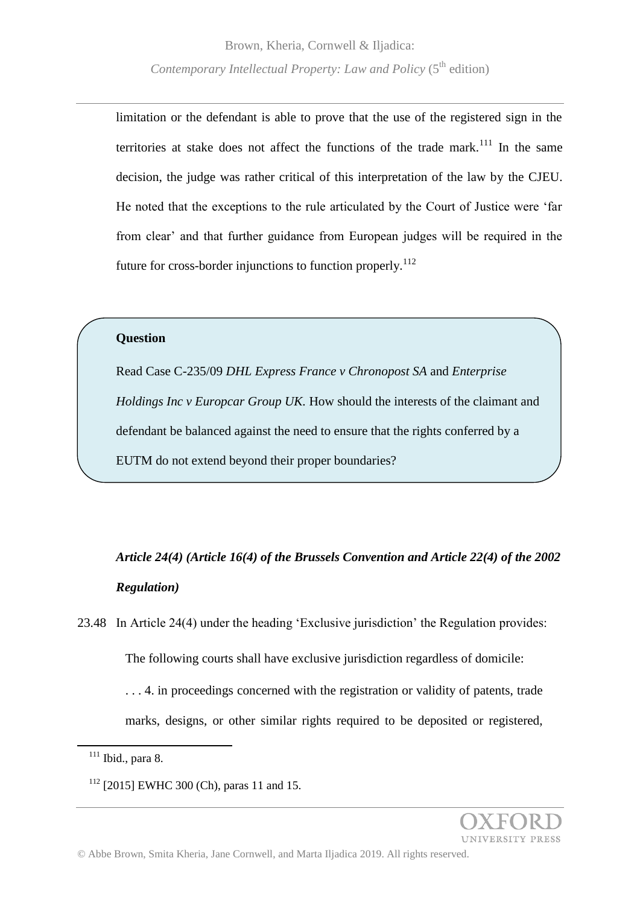limitation or the defendant is able to prove that the use of the registered sign in the territories at stake does not affect the functions of the trade mark.[111] In the same decision, the judge was rather critical of this interpretation of the law by the CJEU. He noted that the exceptions to the rule articulated by the Court of Justice were 'far from clear' and that further guidance from European judges will be required in the future for cross-border injunctions to function properly.[112]

> **Question**
>
> Read Case C-235/09 *DHL Express France v Chronopost SA* and *Enterprise Holdings Inc v Europcar Group UK*. How should the interests of the claimant and defendant be balanced against the need to ensure that the rights conferred by a EUTM do not extend beyond their proper boundaries?

### *Article 24(4) (Article 16(4) of the Brussels Convention and Article 22(4) of the 2002 Regulation)*

23.48 In Article 24(4) under the heading 'Exclusive jurisdiction' the Regulation provides:

> The following courts shall have exclusive jurisdiction regardless of domicile:
>
> . . . 4. in proceedings concerned with the registration or validity of patents, trade marks, designs, or other similar rights required to be deposited or registered,

---

[111] Ibid., para 8.

[112] [2015] EWHC 300 (Ch), paras 11 and 15.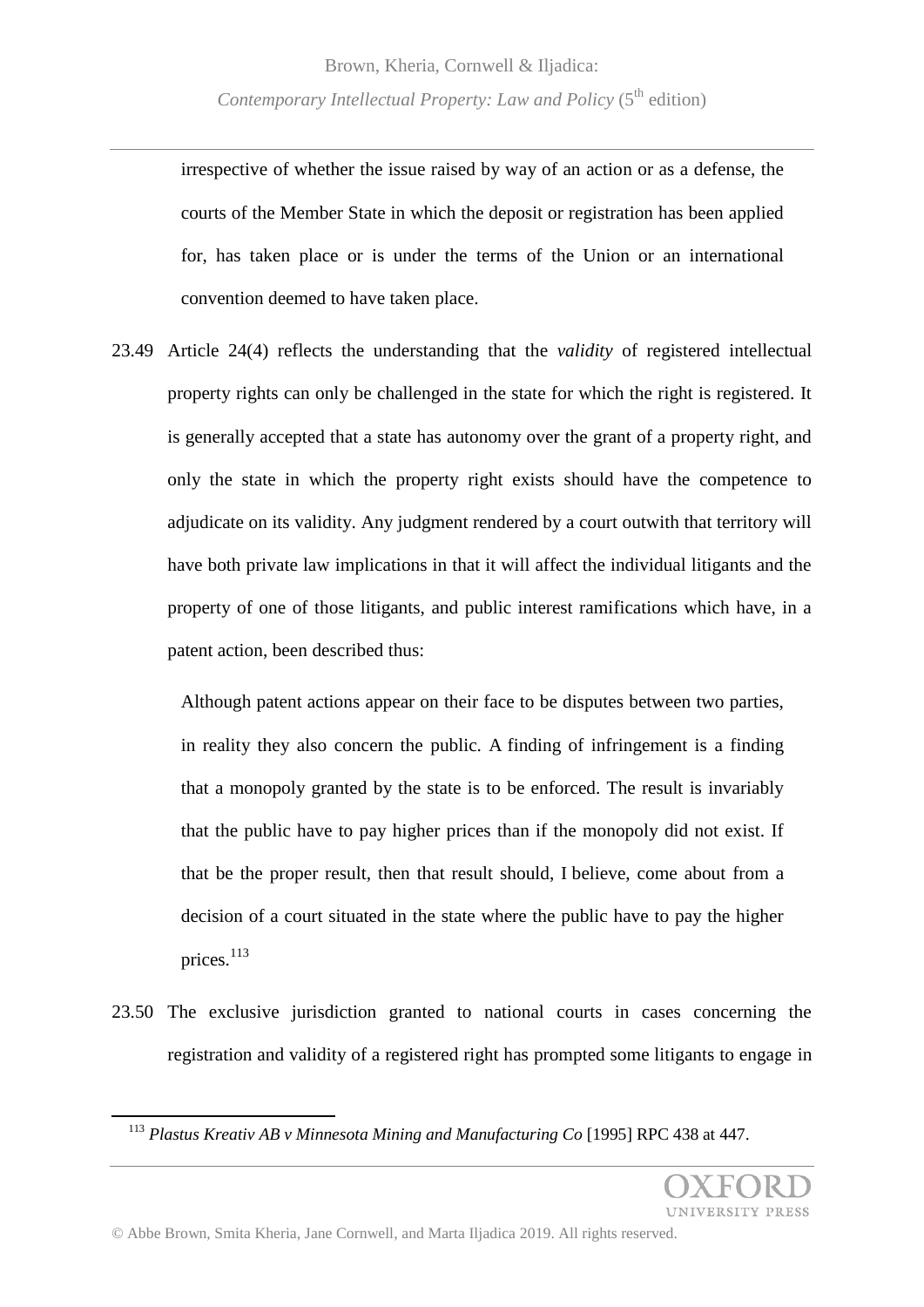> irrespective of whether the issue raised by way of an action or as a defense, the courts of the Member State in which the deposit or registration has been applied for, has taken place or is under the terms of the Union or an international convention deemed to have taken place.

23.49 Article 24(4) reflects the understanding that the *validity* of registered intellectual property rights can only be challenged in the state for which the right is registered. It is generally accepted that a state has autonomy over the grant of a property right, and only the state in which the property right exists should have the competence to adjudicate on its validity. Any judgment rendered by a court outwith that territory will have both private law implications in that it will affect the individual litigants and the property of one of those litigants, and public interest ramifications which have, in a patent action, been described thus:

> Although patent actions appear on their face to be disputes between two parties, in reality they also concern the public. A finding of infringement is a finding that a monopoly granted by the state is to be enforced. The result is invariably that the public have to pay higher prices than if the monopoly did not exist. If that be the proper result, then that result should, I believe, come about from a decision of a court situated in the state where the public have to pay the higher prices.[113]

23.50 The exclusive jurisdiction granted to national courts in cases concerning the registration and validity of a registered right has prompted some litigants to engage in

---

[113] *Plastus Kreativ AB v Minnesota Mining and Manufacturing Co* [1995] RPC 438 at 447.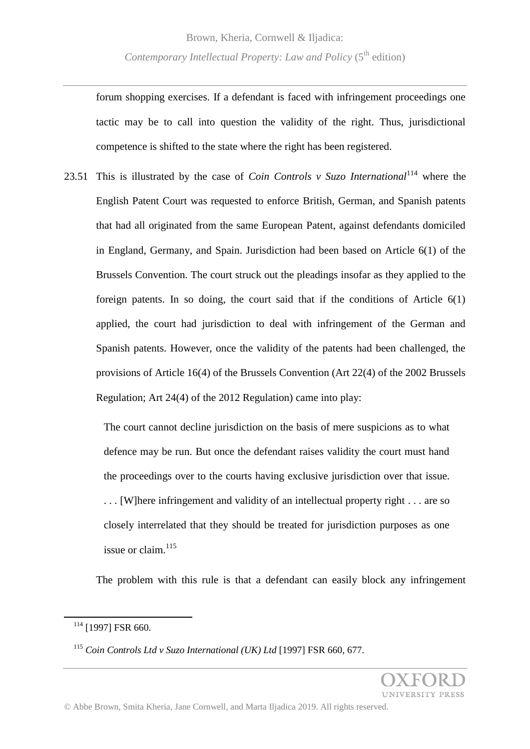forum shopping exercises. If a defendant is faced with infringement proceedings one tactic may be to call into question the validity of the right. Thus, jurisdictional competence is shifted to the state where the right has been registered.

23.51 This is illustrated by the case of *Coin Controls v Suzo International*[114] where the English Patent Court was requested to enforce British, German, and Spanish patents that had all originated from the same European Patent, against defendants domiciled in England, Germany, and Spain. Jurisdiction had been based on Article 6(1) of the Brussels Convention. The court struck out the pleadings insofar as they applied to the foreign patents. In so doing, the court said that if the conditions of Article 6(1) applied, the court had jurisdiction to deal with infringement of the German and Spanish patents. However, once the validity of the patents had been challenged, the provisions of Article 16(4) of the Brussels Convention (Art 22(4) of the 2002 Brussels Regulation; Art 24(4) of the 2012 Regulation) came into play:

> The court cannot decline jurisdiction on the basis of mere suspicions as to what defence may be run. But once the defendant raises validity the court must hand the proceedings over to the courts having exclusive jurisdiction over that issue. . . . [W]here infringement and validity of an intellectual property right . . . are so closely interrelated that they should be treated for jurisdiction purposes as one issue or claim.[115]

The problem with this rule is that a defendant can easily block any infringement

---

[114] [1997] FSR 660.

[115] *Coin Controls Ltd v Suzo International (UK) Ltd* [1997] FSR 660, 677.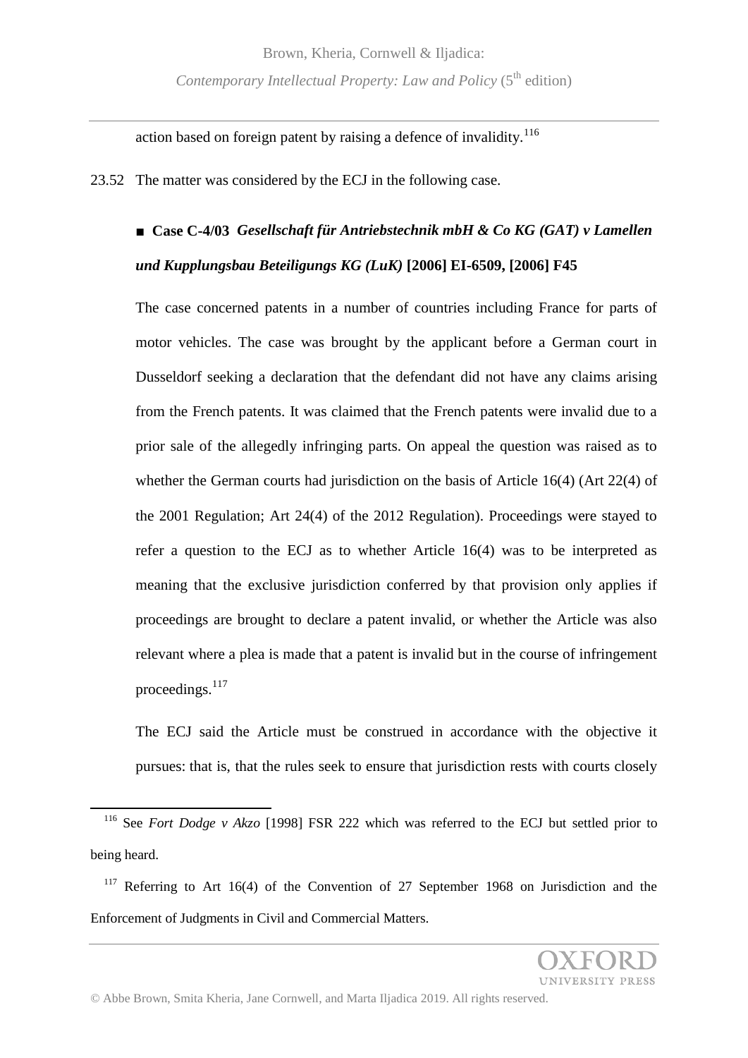action based on foreign patent by raising a defence of invalidity.[116]

23.52 The matter was considered by the ECJ in the following case.

■ **Case C-4/03** ***Gesellschaft für Antriebstechnik mbH & Co KG (GAT) v Lamellen und Kupplungsbau Beteiligungs KG (LuK)*** **[2006] EI-6509, [2006] F45**

The case concerned patents in a number of countries including France for parts of motor vehicles. The case was brought by the applicant before a German court in Dusseldorf seeking a declaration that the defendant did not have any claims arising from the French patents. It was claimed that the French patents were invalid due to a prior sale of the allegedly infringing parts. On appeal the question was raised as to whether the German courts had jurisdiction on the basis of Article 16(4) (Art 22(4) of the 2001 Regulation; Art 24(4) of the 2012 Regulation). Proceedings were stayed to refer a question to the ECJ as to whether Article 16(4) was to be interpreted as meaning that the exclusive jurisdiction conferred by that provision only applies if proceedings are brought to declare a patent invalid, or whether the Article was also relevant where a plea is made that a patent is invalid but in the course of infringement proceedings.[117]

The ECJ said the Article must be construed in accordance with the objective it pursues: that is, that the rules seek to ensure that jurisdiction rests with courts closely

---

[116] See *Fort Dodge v Akzo* [1998] FSR 222 which was referred to the ECJ but settled prior to being heard.

[117] Referring to Art 16(4) of the Convention of 27 September 1968 on Jurisdiction and the Enforcement of Judgments in Civil and Commercial Matters.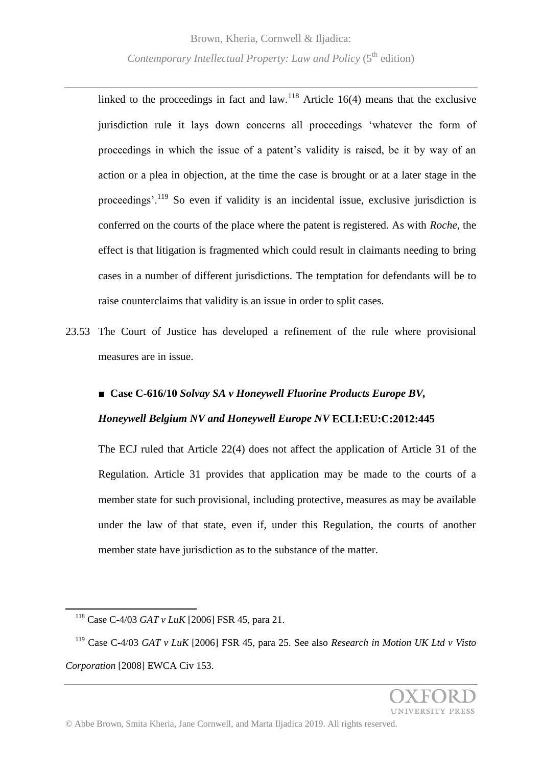linked to the proceedings in fact and law.[118] Article 16(4) means that the exclusive jurisdiction rule it lays down concerns all proceedings 'whatever the form of proceedings in which the issue of a patent's validity is raised, be it by way of an action or a plea in objection, at the time the case is brought or at a later stage in the proceedings'.[119] So even if validity is an incidental issue, exclusive jurisdiction is conferred on the courts of the place where the patent is registered. As with *Roche*, the effect is that litigation is fragmented which could result in claimants needing to bring cases in a number of different jurisdictions. The temptation for defendants will be to raise counterclaims that validity is an issue in order to split cases.

23.53 The Court of Justice has developed a refinement of the rule where provisional measures are in issue.

■ **Case C-616/10 *Solvay SA v Honeywell Fluorine Products Europe BV, Honeywell Belgium NV and Honeywell Europe NV* ECLI:EU:C:2012:445**

The ECJ ruled that Article 22(4) does not affect the application of Article 31 of the Regulation. Article 31 provides that application may be made to the courts of a member state for such provisional, including protective, measures as may be available under the law of that state, even if, under this Regulation, the courts of another member state have jurisdiction as to the substance of the matter.

---

[118] Case C-4/03 *GAT v LuK* [2006] FSR 45, para 21.

[119] Case C-4/03 *GAT v LuK* [2006] FSR 45, para 25. See also *Research in Motion UK Ltd v Visto Corporation* [2008] EWCA Civ 153.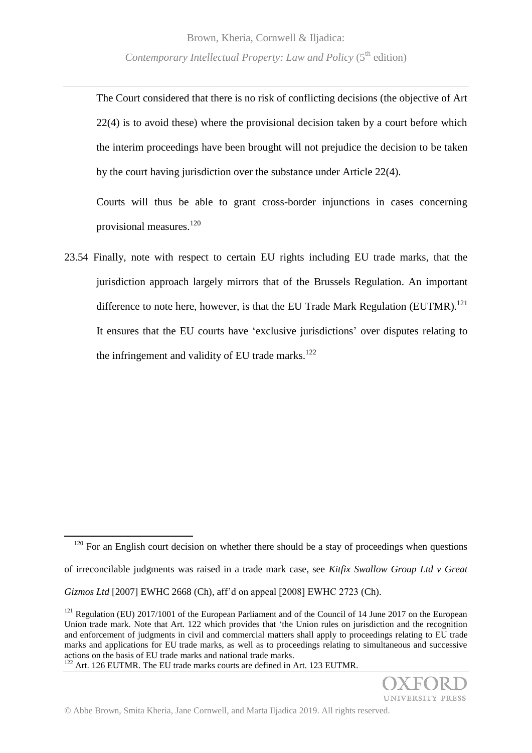The Court considered that there is no risk of conflicting decisions (the objective of Art 22(4) is to avoid these) where the provisional decision taken by a court before which the interim proceedings have been brought will not prejudice the decision to be taken by the court having jurisdiction over the substance under Article 22(4).

Courts will thus be able to grant cross-border injunctions in cases concerning provisional measures.[120]

23.54 Finally, note with respect to certain EU rights including EU trade marks, that the jurisdiction approach largely mirrors that of the Brussels Regulation. An important difference to note here, however, is that the EU Trade Mark Regulation (EUTMR).[121] It ensures that the EU courts have 'exclusive jurisdictions' over disputes relating to the infringement and validity of EU trade marks.[122]

---

[120] For an English court decision on whether there should be a stay of proceedings when questions of irreconcilable judgments was raised in a trade mark case, see *Kitfix Swallow Group Ltd v Great Gizmos Ltd* [2007] EWHC 2668 (Ch), aff'd on appeal [2008] EWHC 2723 (Ch).

[121] Regulation (EU) 2017/1001 of the European Parliament and of the Council of 14 June 2017 on the European Union trade mark. Note that Art. 122 which provides that 'the Union rules on jurisdiction and the recognition and enforcement of judgments in civil and commercial matters shall apply to proceedings relating to EU trade marks and applications for EU trade marks, as well as to proceedings relating to simultaneous and successive actions on the basis of EU trade marks and national trade marks.

[122] Art. 126 EUTMR. The EU trade marks courts are defined in Art. 123 EUTMR.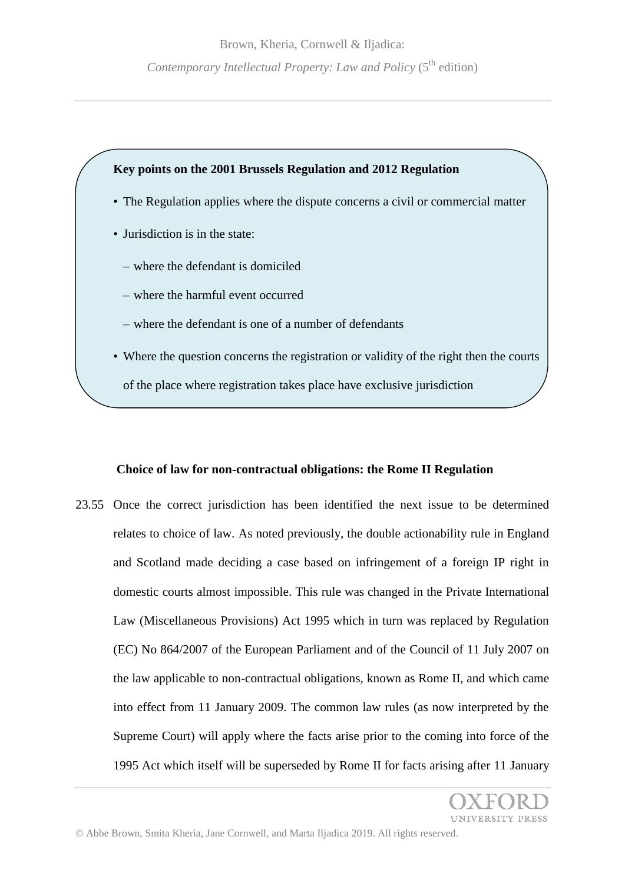**Key points on the 2001 Brussels Regulation and 2012 Regulation**

- The Regulation applies where the dispute concerns a civil or commercial matter
- Jurisdiction is in the state:
  - where the defendant is domiciled
  - where the harmful event occurred
  - where the defendant is one of a number of defendants
- Where the question concerns the registration or validity of the right then the courts of the place where registration takes place have exclusive jurisdiction

### Choice of law for non-contractual obligations: the Rome II Regulation

23.55 Once the correct jurisdiction has been identified the next issue to be determined relates to choice of law. As noted previously, the double actionability rule in England and Scotland made deciding a case based on infringement of a foreign IP right in domestic courts almost impossible. This rule was changed in the Private International Law (Miscellaneous Provisions) Act 1995 which in turn was replaced by Regulation (EC) No 864/2007 of the European Parliament and of the Council of 11 July 2007 on the law applicable to non-contractual obligations, known as Rome II, and which came into effect from 11 January 2009. The common law rules (as now interpreted by the Supreme Court) will apply where the facts arise prior to the coming into force of the 1995 Act which itself will be superseded by Rome II for facts arising after 11 January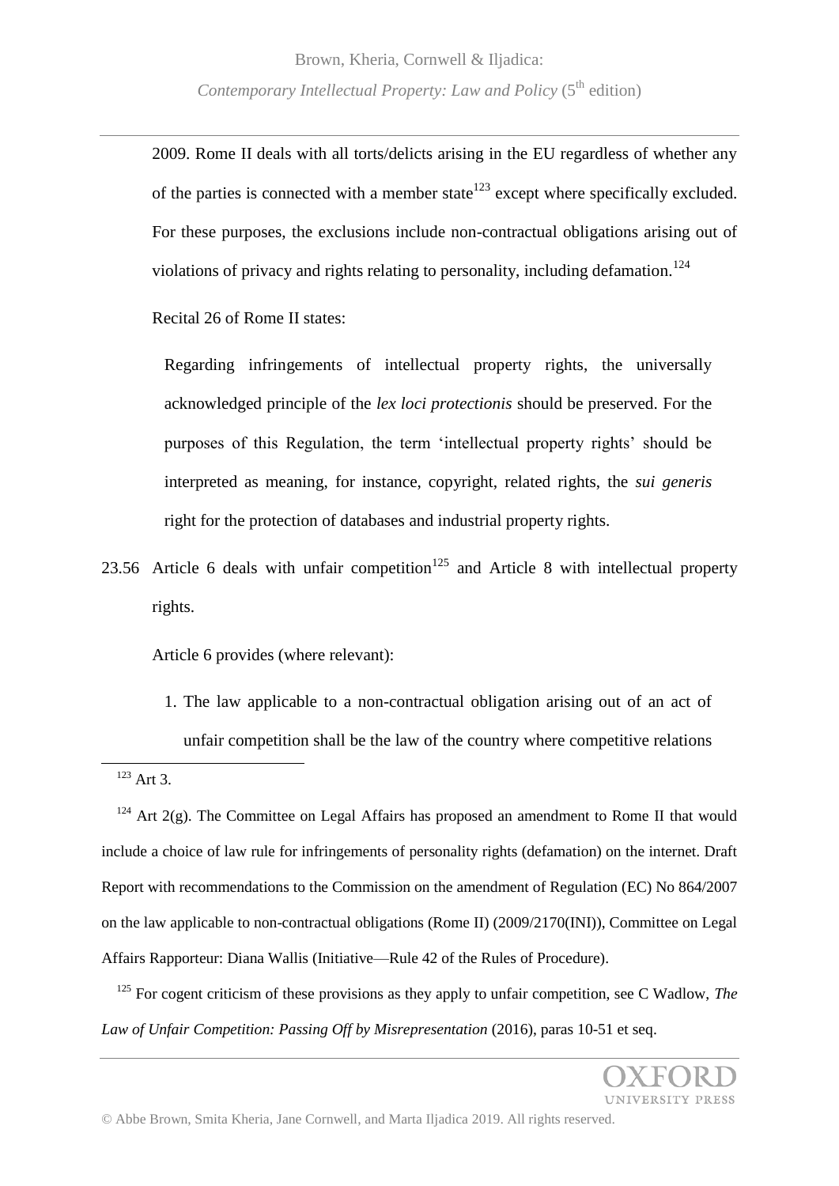2009. Rome II deals with all torts/delicts arising in the EU regardless of whether any of the parties is connected with a member state[123] except where specifically excluded. For these purposes, the exclusions include non-contractual obligations arising out of violations of privacy and rights relating to personality, including defamation.[124]

Recital 26 of Rome II states:

> Regarding infringements of intellectual property rights, the universally acknowledged principle of the *lex loci protectionis* should be preserved. For the purposes of this Regulation, the term 'intellectual property rights' should be interpreted as meaning, for instance, copyright, related rights, the *sui generis* right for the protection of databases and industrial property rights.

23.56 Article 6 deals with unfair competition[125] and Article 8 with intellectual property rights.

Article 6 provides (where relevant):

> 1. The law applicable to a non-contractual obligation arising out of an act of unfair competition shall be the law of the country where competitive relations

---

[123] Art 3.

[124] Art 2(g). The Committee on Legal Affairs has proposed an amendment to Rome II that would include a choice of law rule for infringements of personality rights (defamation) on the internet. Draft Report with recommendations to the Commission on the amendment of Regulation (EC) No 864/2007 on the law applicable to non-contractual obligations (Rome II) (2009/2170(INI)), Committee on Legal Affairs Rapporteur: Diana Wallis (Initiative—Rule 42 of the Rules of Procedure).

[125] For cogent criticism of these provisions as they apply to unfair competition, see C Wadlow, *The Law of Unfair Competition: Passing Off by Misrepresentation* (2016), paras 10-51 et seq.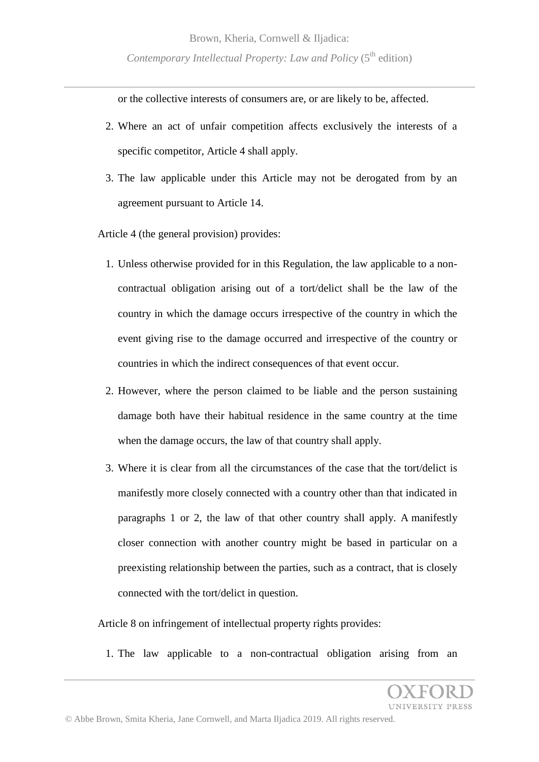or the collective interests of consumers are, or are likely to be, affected.

2. Where an act of unfair competition affects exclusively the interests of a specific competitor, Article 4 shall apply.
3. The law applicable under this Article may not be derogated from by an agreement pursuant to Article 14.

Article 4 (the general provision) provides:

1. Unless otherwise provided for in this Regulation, the law applicable to a non-contractual obligation arising out of a tort/delict shall be the law of the country in which the damage occurs irrespective of the country in which the event giving rise to the damage occurred and irrespective of the country or countries in which the indirect consequences of that event occur.
2. However, where the person claimed to be liable and the person sustaining damage both have their habitual residence in the same country at the time when the damage occurs, the law of that country shall apply.
3. Where it is clear from all the circumstances of the case that the tort/delict is manifestly more closely connected with a country other than that indicated in paragraphs 1 or 2, the law of that other country shall apply. A manifestly closer connection with another country might be based in particular on a preexisting relationship between the parties, such as a contract, that is closely connected with the tort/delict in question.

Article 8 on infringement of intellectual property rights provides:

1. The law applicable to a non-contractual obligation arising from an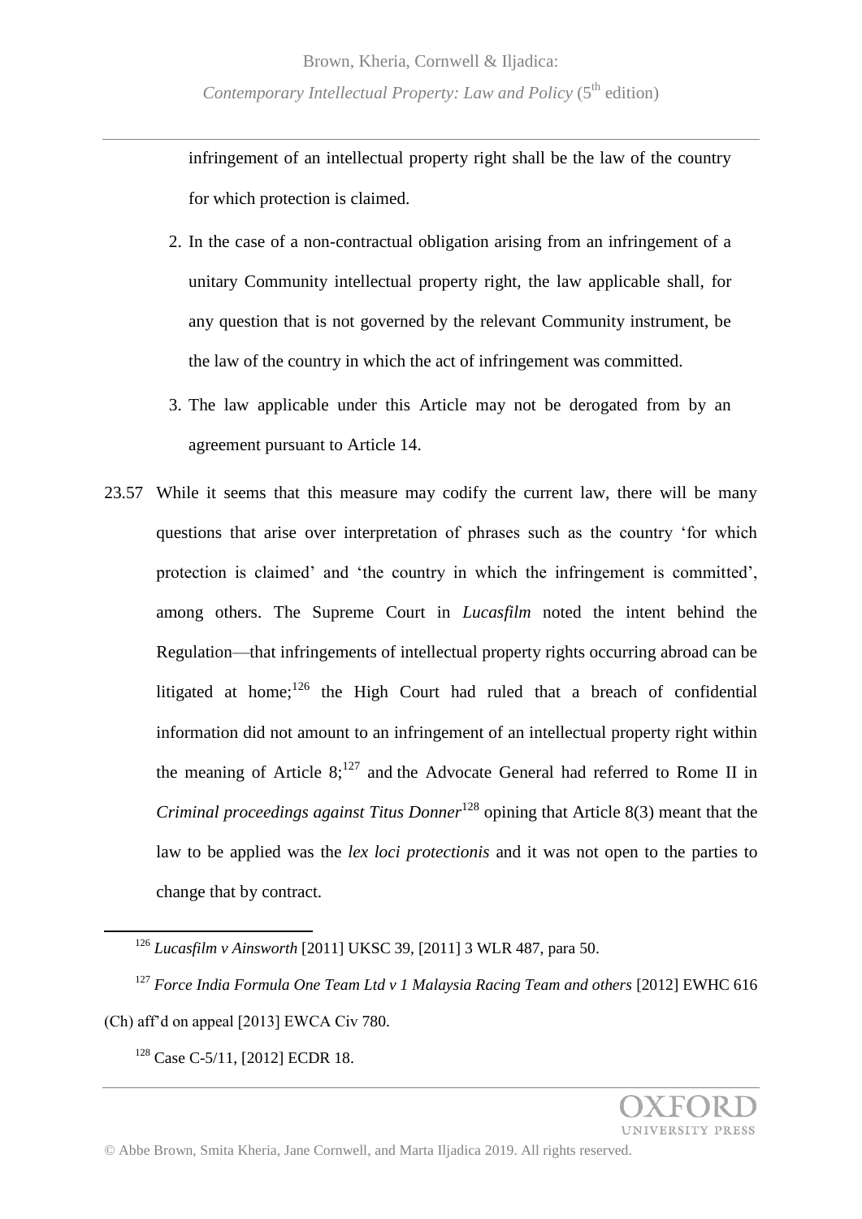infringement of an intellectual property right shall be the law of the country for which protection is claimed.

2. In the case of a non-contractual obligation arising from an infringement of a unitary Community intellectual property right, the law applicable shall, for any question that is not governed by the relevant Community instrument, be the law of the country in which the act of infringement was committed.
3. The law applicable under this Article may not be derogated from by an agreement pursuant to Article 14.

23.57 While it seems that this measure may codify the current law, there will be many questions that arise over interpretation of phrases such as the country 'for which protection is claimed' and 'the country in which the infringement is committed', among others. The Supreme Court in *Lucasfilm* noted the intent behind the Regulation—that infringements of intellectual property rights occurring abroad can be litigated at home;[126] the High Court had ruled that a breach of confidential information did not amount to an infringement of an intellectual property right within the meaning of Article 8;[127] and the Advocate General had referred to Rome II in *Criminal proceedings against Titus Donner*[128] opining that Article 8(3) meant that the law to be applied was the *lex loci protectionis* and it was not open to the parties to change that by contract.

---

[126] *Lucasfilm v Ainsworth* [2011] UKSC 39, [2011] 3 WLR 487, para 50.

[127] *Force India Formula One Team Ltd v 1 Malaysia Racing Team and others* [2012] EWHC 616 (Ch) aff'd on appeal [2013] EWCA Civ 780.

[128] Case C-5/11, [2012] ECDR 18.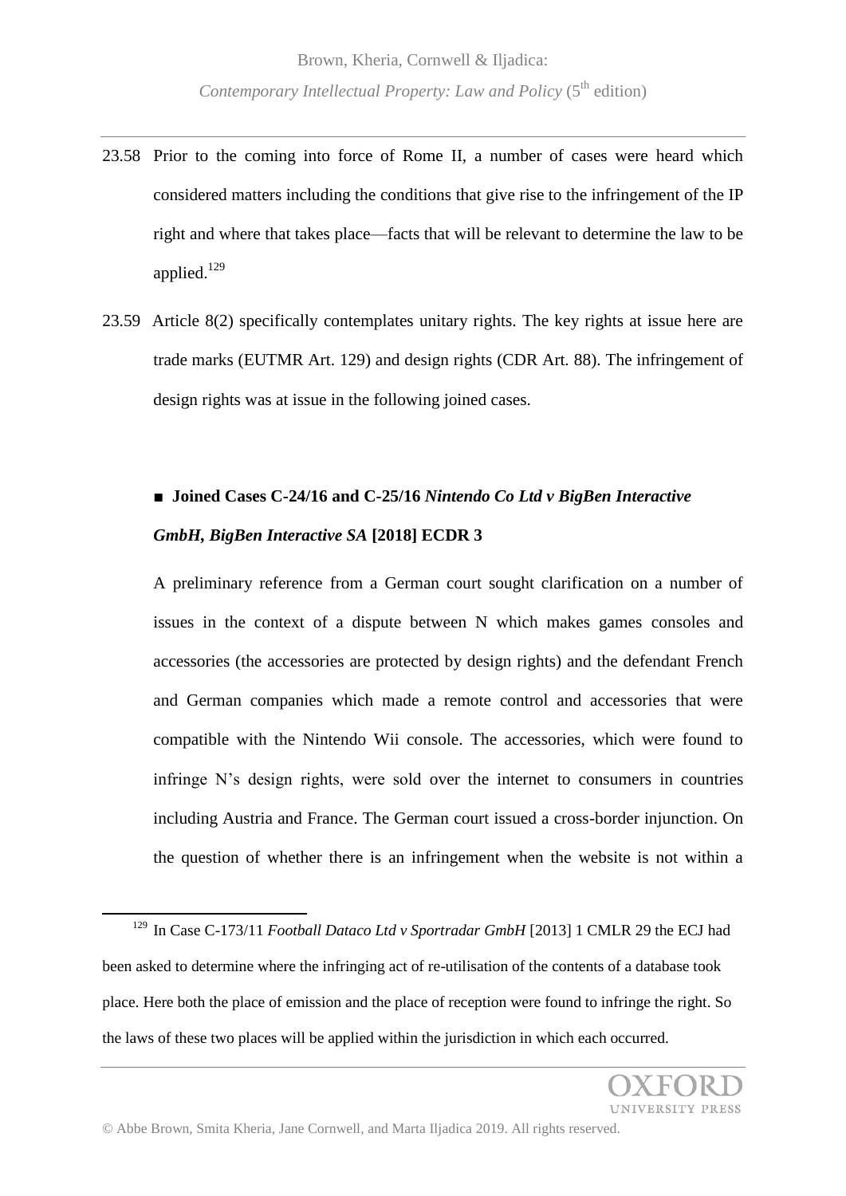23.58 Prior to the coming into force of Rome II, a number of cases were heard which considered matters including the conditions that give rise to the infringement of the IP right and where that takes place—facts that will be relevant to determine the law to be applied.[129]

23.59 Article 8(2) specifically contemplates unitary rights. The key rights at issue here are trade marks (EUTMR Art. 129) and design rights (CDR Art. 88). The infringement of design rights was at issue in the following joined cases.

■ **Joined Cases C-24/16 and C-25/16** ***Nintendo Co Ltd v BigBen Interactive GmbH, BigBen Interactive SA*** **[2018] ECDR 3**

A preliminary reference from a German court sought clarification on a number of issues in the context of a dispute between N which makes games consoles and accessories (the accessories are protected by design rights) and the defendant French and German companies which made a remote control and accessories that were compatible with the Nintendo Wii console. The accessories, which were found to infringe N's design rights, were sold over the internet to consumers in countries including Austria and France. The German court issued a cross-border injunction. On the question of whether there is an infringement when the website is not within a

---

[129] In Case C-173/11 *Football Dataco Ltd v Sportradar GmbH* [2013] 1 CMLR 29 the ECJ had been asked to determine where the infringing act of re-utilisation of the contents of a database took place. Here both the place of emission and the place of reception were found to infringe the right. So the laws of these two places will be applied within the jurisdiction in which each occurred.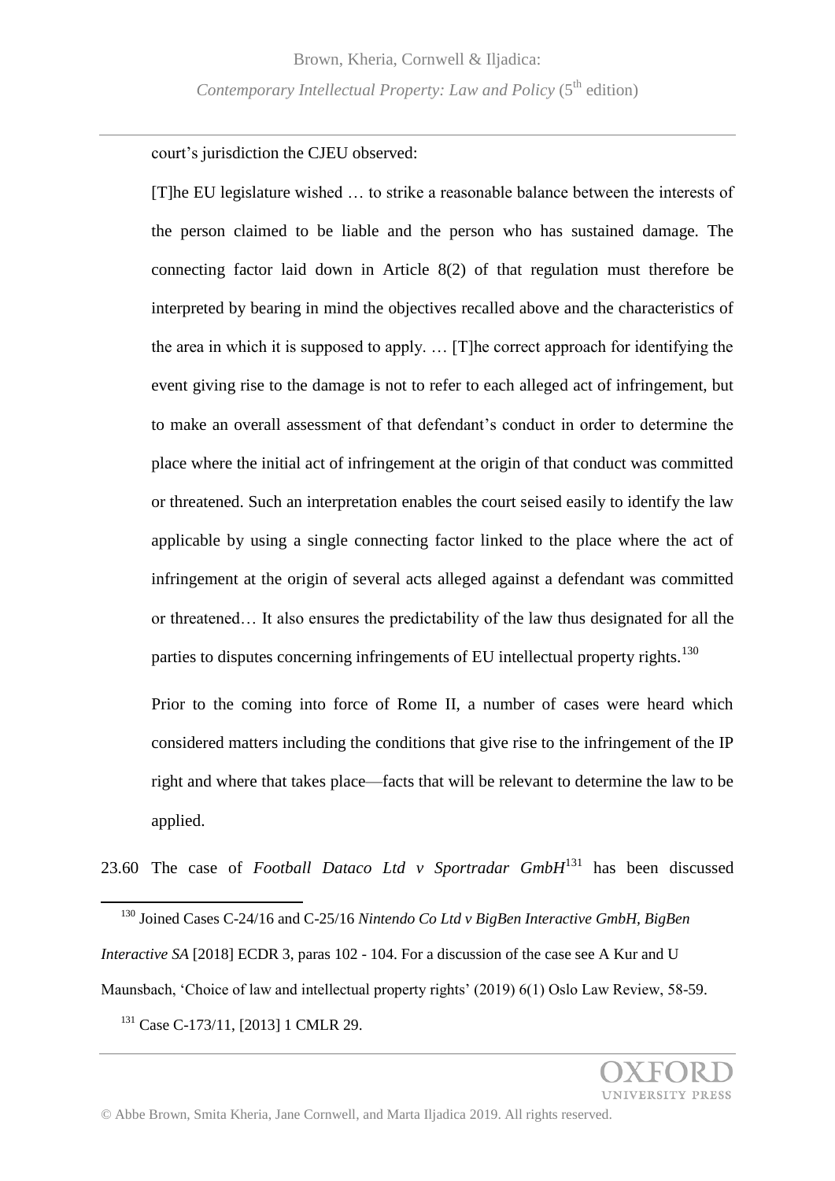court's jurisdiction the CJEU observed:

> [T]he EU legislature wished … to strike a reasonable balance between the interests of the person claimed to be liable and the person who has sustained damage. The connecting factor laid down in Article 8(2) of that regulation must therefore be interpreted by bearing in mind the objectives recalled above and the characteristics of the area in which it is supposed to apply. … [T]he correct approach for identifying the event giving rise to the damage is not to refer to each alleged act of infringement, but to make an overall assessment of that defendant's conduct in order to determine the place where the initial act of infringement at the origin of that conduct was committed or threatened. Such an interpretation enables the court seised easily to identify the law applicable by using a single connecting factor linked to the place where the act of infringement at the origin of several acts alleged against a defendant was committed or threatened… It also ensures the predictability of the law thus designated for all the parties to disputes concerning infringements of EU intellectual property rights.[130]

Prior to the coming into force of Rome II, a number of cases were heard which considered matters including the conditions that give rise to the infringement of the IP right and where that takes place—facts that will be relevant to determine the law to be applied.

23.60 The case of *Football Dataco Ltd v Sportradar GmbH*[131] has been discussed

---

[130] Joined Cases C-24/16 and C-25/16 *Nintendo Co Ltd v BigBen Interactive GmbH, BigBen Interactive SA* [2018] ECDR 3, paras 102 - 104. For a discussion of the case see A Kur and U Maunsbach, 'Choice of law and intellectual property rights' (2019) 6(1) Oslo Law Review, 58-59.

[131] Case C-173/11, [2013] 1 CMLR 29.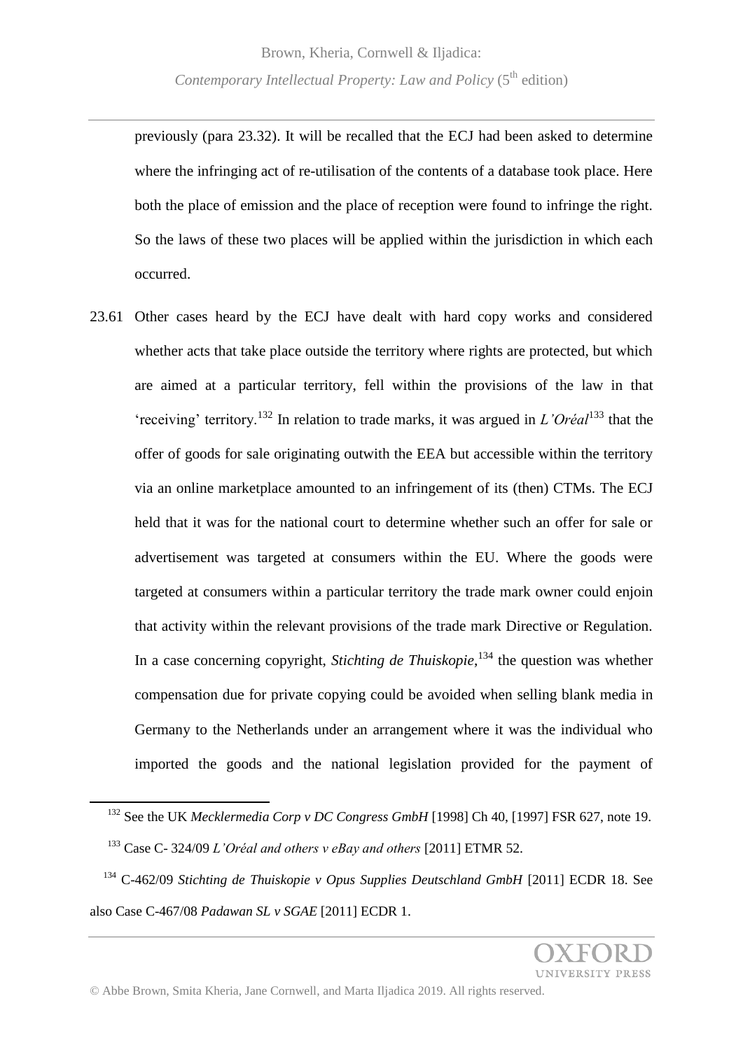previously (para 23.32). It will be recalled that the ECJ had been asked to determine where the infringing act of re-utilisation of the contents of a database took place. Here both the place of emission and the place of reception were found to infringe the right. So the laws of these two places will be applied within the jurisdiction in which each occurred.

23.61 Other cases heard by the ECJ have dealt with hard copy works and considered whether acts that take place outside the territory where rights are protected, but which are aimed at a particular territory, fell within the provisions of the law in that 'receiving' territory.[132] In relation to trade marks, it was argued in *L'Oréal*[133] that the offer of goods for sale originating outwith the EEA but accessible within the territory via an online marketplace amounted to an infringement of its (then) CTMs. The ECJ held that it was for the national court to determine whether such an offer for sale or advertisement was targeted at consumers within the EU. Where the goods were targeted at consumers within a particular territory the trade mark owner could enjoin that activity within the relevant provisions of the trade mark Directive or Regulation. In a case concerning copyright, *Stichting de Thuiskopie*,[134] the question was whether compensation due for private copying could be avoided when selling blank media in Germany to the Netherlands under an arrangement where it was the individual who imported the goods and the national legislation provided for the payment of

---

[132] See the UK *Mecklermedia Corp v DC Congress GmbH* [1998] Ch 40, [1997] FSR 627, note 19.

[133] Case C- 324/09 *L'Oréal and others v eBay and others* [2011] ETMR 52.

[134] C-462/09 *Stichting de Thuiskopie v Opus Supplies Deutschland GmbH* [2011] ECDR 18. See also Case C-467/08 *Padawan SL v SGAE* [2011] ECDR 1.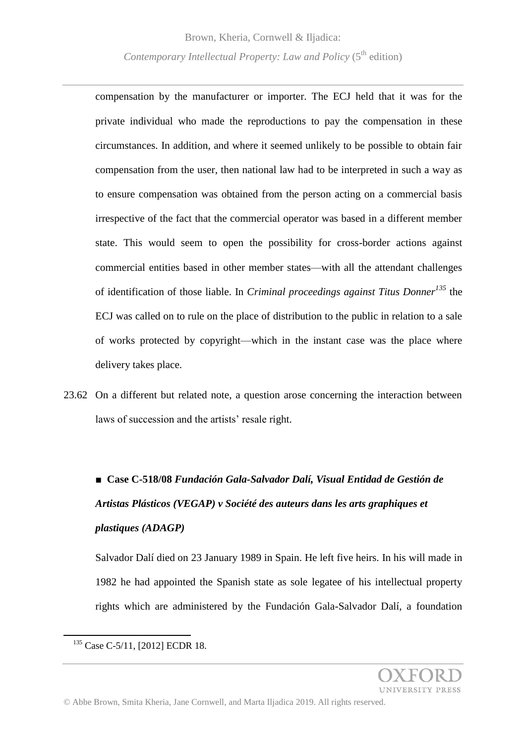compensation by the manufacturer or importer. The ECJ held that it was for the private individual who made the reproductions to pay the compensation in these circumstances. In addition, and where it seemed unlikely to be possible to obtain fair compensation from the user, then national law had to be interpreted in such a way as to ensure compensation was obtained from the person acting on a commercial basis irrespective of the fact that the commercial operator was based in a different member state. This would seem to open the possibility for cross-border actions against commercial entities based in other member states—with all the attendant challenges of identification of those liable. In *Criminal proceedings against Titus Donner*[135] the ECJ was called on to rule on the place of distribution to the public in relation to a sale of works protected by copyright—which in the instant case was the place where delivery takes place.

23.62 On a different but related note, a question arose concerning the interaction between laws of succession and the artists' resale right.

■ **Case C-518/08 *Fundación Gala-Salvador Dalí, Visual Entidad de Gestión de Artistas Plásticos (VEGAP) v Société des auteurs dans les arts graphiques et plastiques (ADAGP)***

Salvador Dalí died on 23 January 1989 in Spain. He left five heirs. In his will made in 1982 he had appointed the Spanish state as sole legatee of his intellectual property rights which are administered by the Fundación Gala-Salvador Dalí, a foundation

[135] Case C-5/11, [2012] ECDR 18.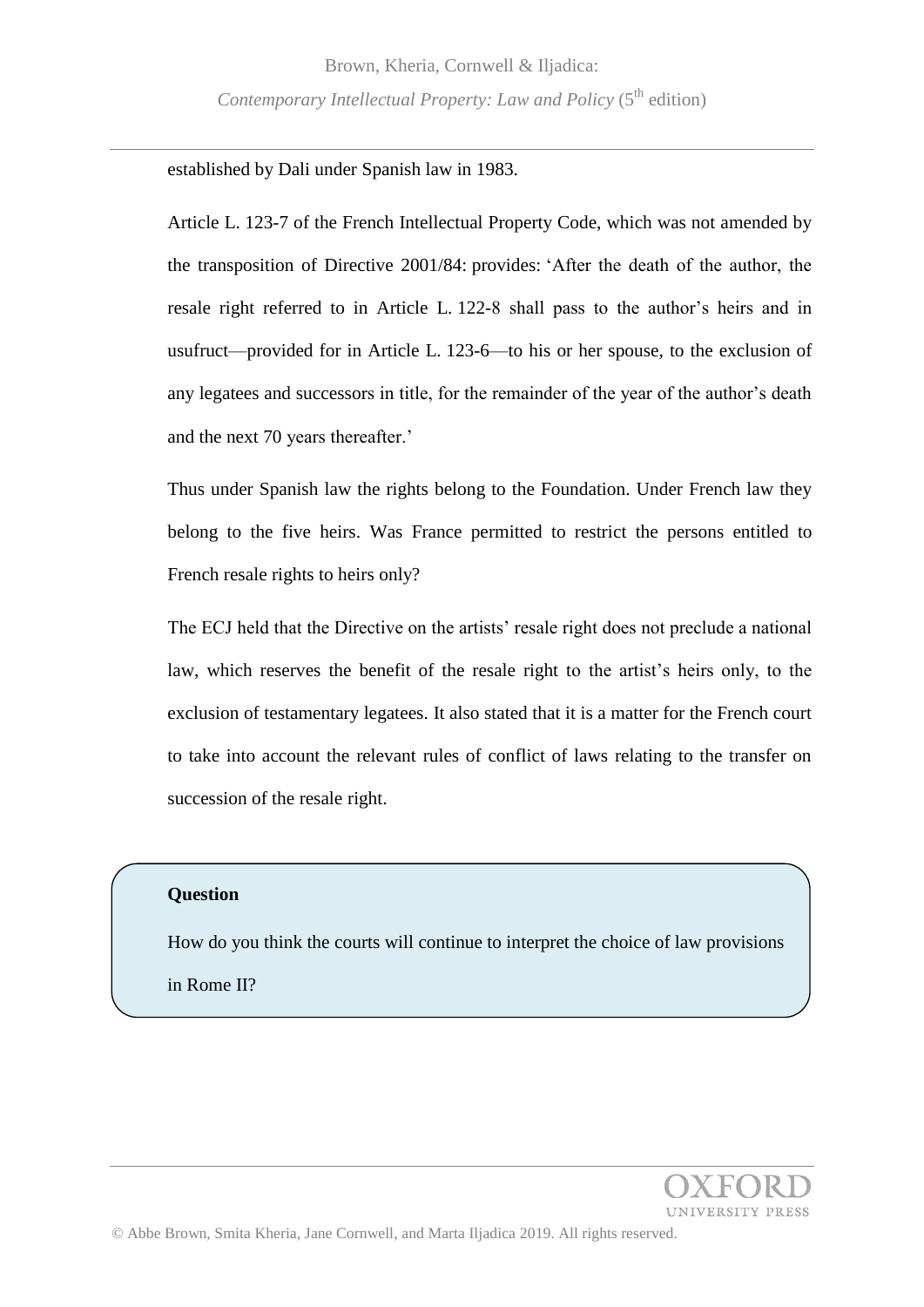established by Dali under Spanish law in 1983.

Article L. 123-7 of the French Intellectual Property Code, which was not amended by the transposition of Directive 2001/84: provides: 'After the death of the author, the resale right referred to in Article L. 122-8 shall pass to the author's heirs and in usufruct—provided for in Article L. 123-6—to his or her spouse, to the exclusion of any legatees and successors in title, for the remainder of the year of the author's death and the next 70 years thereafter.'

Thus under Spanish law the rights belong to the Foundation. Under French law they belong to the five heirs. Was France permitted to restrict the persons entitled to French resale rights to heirs only?

The ECJ held that the Directive on the artists' resale right does not preclude a national law, which reserves the benefit of the resale right to the artist's heirs only, to the exclusion of testamentary legatees. It also stated that it is a matter for the French court to take into account the relevant rules of conflict of laws relating to the transfer on succession of the resale right.

**Question**

How do you think the courts will continue to interpret the choice of law provisions in Rome II?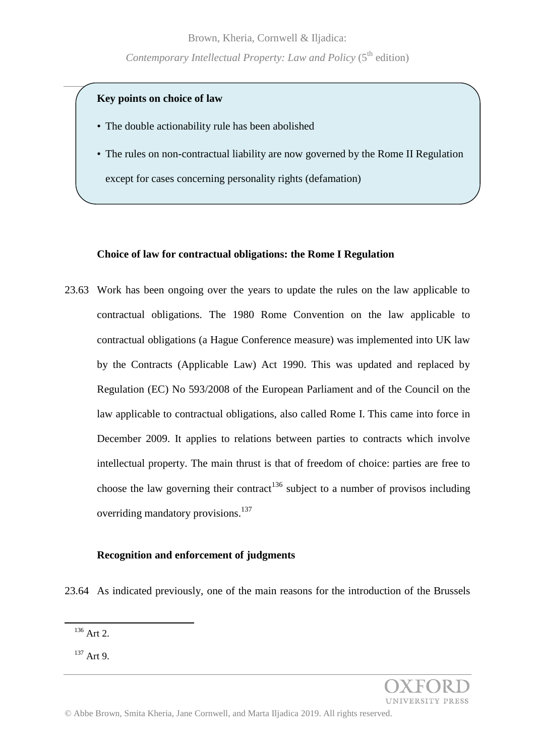**Key points on choice of law**

- The double actionability rule has been abolished
- The rules on non-contractual liability are now governed by the Rome II Regulation except for cases concerning personality rights (defamation)

**Choice of law for contractual obligations: the Rome I Regulation**

23.63 Work has been ongoing over the years to update the rules on the law applicable to contractual obligations. The 1980 Rome Convention on the law applicable to contractual obligations (a Hague Conference measure) was implemented into UK law by the Contracts (Applicable Law) Act 1990. This was updated and replaced by Regulation (EC) No 593/2008 of the European Parliament and of the Council on the law applicable to contractual obligations, also called Rome I. This came into force in December 2009. It applies to relations between parties to contracts which involve intellectual property. The main thrust is that of freedom of choice: parties are free to choose the law governing their contract[136] subject to a number of provisos including overriding mandatory provisions.[137]

**Recognition and enforcement of judgments**

23.64 As indicated previously, one of the main reasons for the introduction of the Brussels

---

[136] Art 2.

[137] Art 9.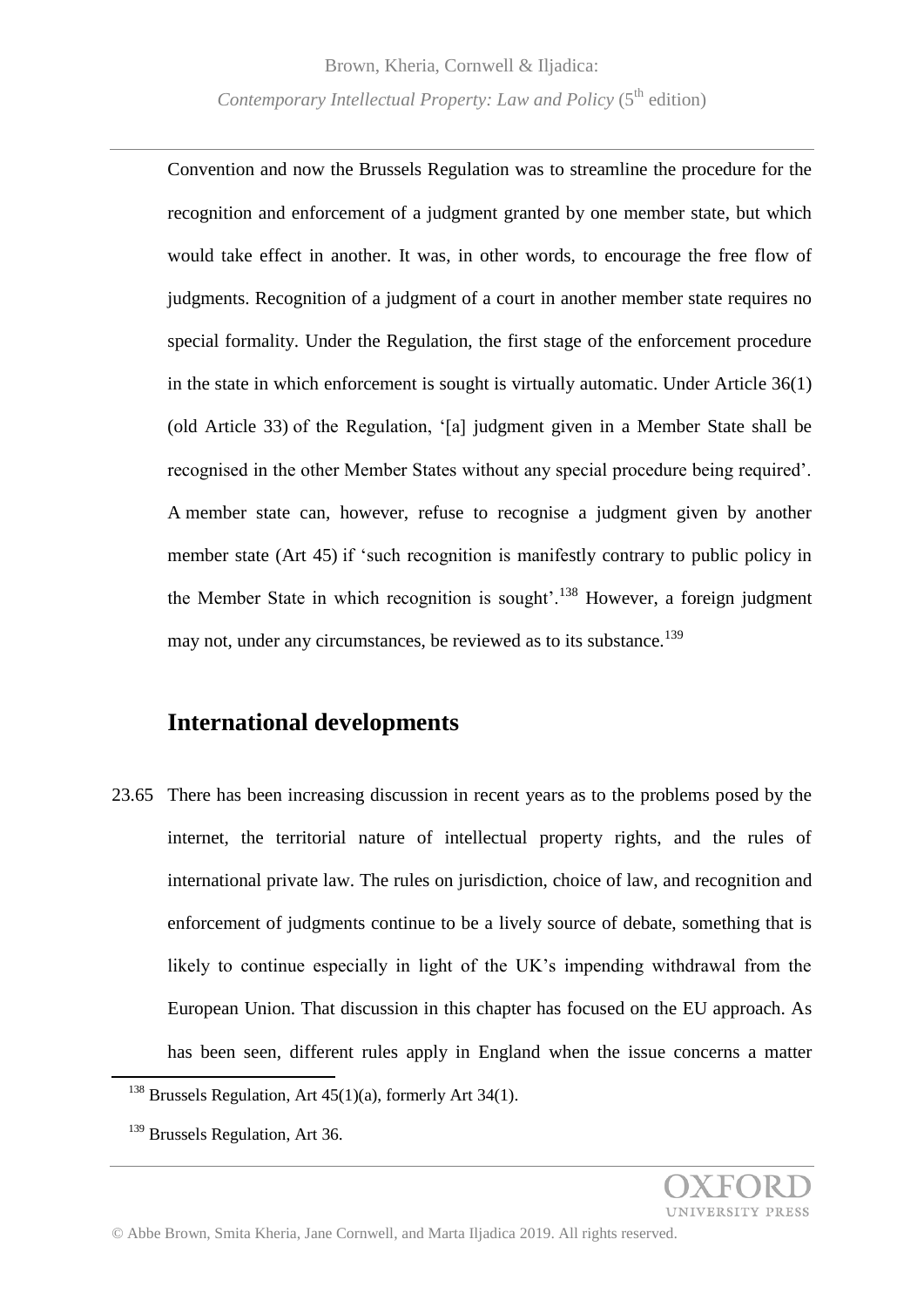Convention and now the Brussels Regulation was to streamline the procedure for the recognition and enforcement of a judgment granted by one member state, but which would take effect in another. It was, in other words, to encourage the free flow of judgments. Recognition of a judgment of a court in another member state requires no special formality. Under the Regulation, the first stage of the enforcement procedure in the state in which enforcement is sought is virtually automatic. Under Article 36(1) (old Article 33) of the Regulation, '[a] judgment given in a Member State shall be recognised in the other Member States without any special procedure being required'. A member state can, however, refuse to recognise a judgment given by another member state (Art 45) if 'such recognition is manifestly contrary to public policy in the Member State in which recognition is sought'.[138] However, a foreign judgment may not, under any circumstances, be reviewed as to its substance.[139]

## International developments

23.65 There has been increasing discussion in recent years as to the problems posed by the internet, the territorial nature of intellectual property rights, and the rules of international private law. The rules on jurisdiction, choice of law, and recognition and enforcement of judgments continue to be a lively source of debate, something that is likely to continue especially in light of the UK's impending withdrawal from the European Union. That discussion in this chapter has focused on the EU approach. As has been seen, different rules apply in England when the issue concerns a matter

---

[138] Brussels Regulation, Art 45(1)(a), formerly Art 34(1).

[139] Brussels Regulation, Art 36.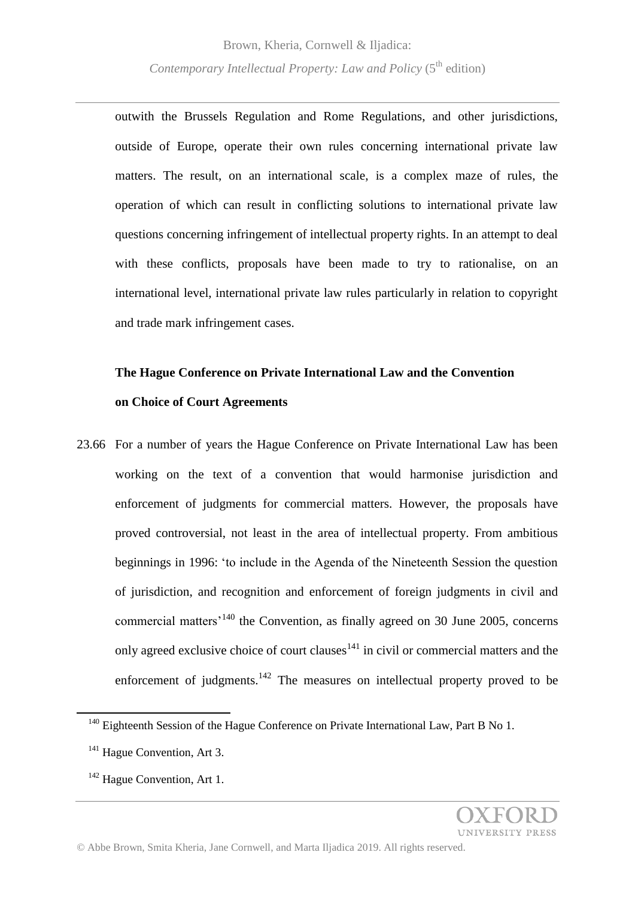outwith the Brussels Regulation and Rome Regulations, and other jurisdictions, outside of Europe, operate their own rules concerning international private law matters. The result, on an international scale, is a complex maze of rules, the operation of which can result in conflicting solutions to international private law questions concerning infringement of intellectual property rights. In an attempt to deal with these conflicts, proposals have been made to try to rationalise, on an international level, international private law rules particularly in relation to copyright and trade mark infringement cases.

**The Hague Conference on Private International Law and the Convention on Choice of Court Agreements**

23.66 For a number of years the Hague Conference on Private International Law has been working on the text of a convention that would harmonise jurisdiction and enforcement of judgments for commercial matters. However, the proposals have proved controversial, not least in the area of intellectual property. From ambitious beginnings in 1996: 'to include in the Agenda of the Nineteenth Session the question of jurisdiction, and recognition and enforcement of foreign judgments in civil and commercial matters'[140] the Convention, as finally agreed on 30 June 2005, concerns only agreed exclusive choice of court clauses[141] in civil or commercial matters and the enforcement of judgments.[142] The measures on intellectual property proved to be

[140] Eighteenth Session of the Hague Conference on Private International Law, Part B No 1.

[141] Hague Convention, Art 3.

[142] Hague Convention, Art 1.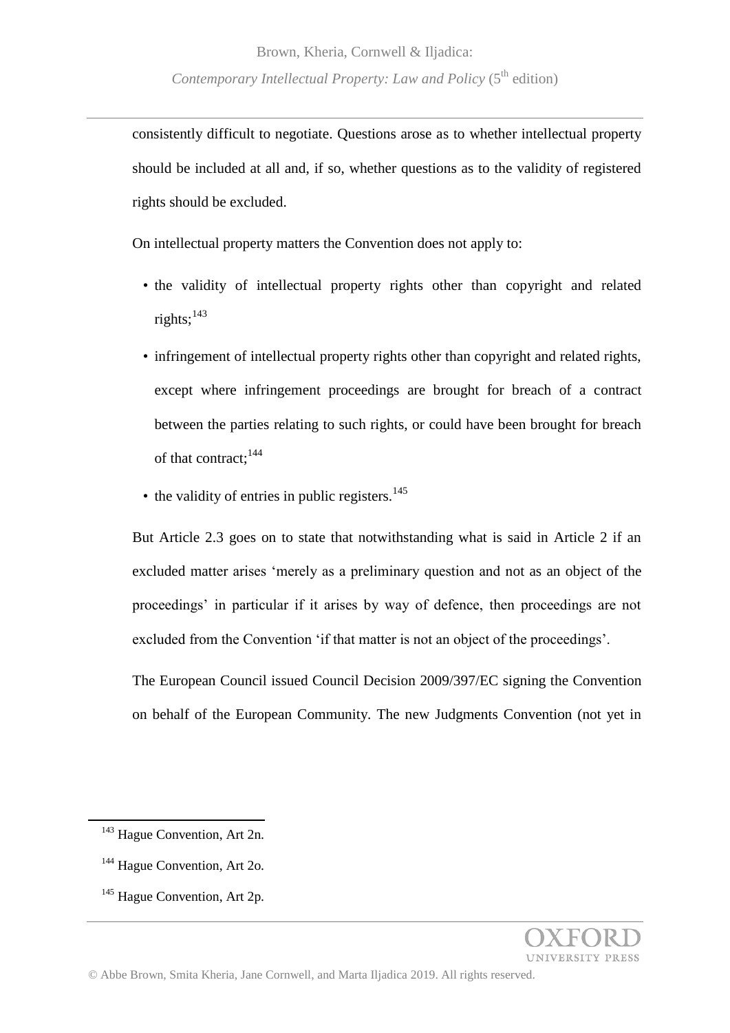consistently difficult to negotiate. Questions arose as to whether intellectual property should be included at all and, if so, whether questions as to the validity of registered rights should be excluded.

On intellectual property matters the Convention does not apply to:

- the validity of intellectual property rights other than copyright and related rights;[143]
- infringement of intellectual property rights other than copyright and related rights, except where infringement proceedings are brought for breach of a contract between the parties relating to such rights, or could have been brought for breach of that contract;[144]
- the validity of entries in public registers.[145]

But Article 2.3 goes on to state that notwithstanding what is said in Article 2 if an excluded matter arises 'merely as a preliminary question and not as an object of the proceedings' in particular if it arises by way of defence, then proceedings are not excluded from the Convention 'if that matter is not an object of the proceedings'.

The European Council issued Council Decision 2009/397/EC signing the Convention on behalf of the European Community. The new Judgments Convention (not yet in

---

[143] Hague Convention, Art 2n.

[144] Hague Convention, Art 2o.

[145] Hague Convention, Art 2p.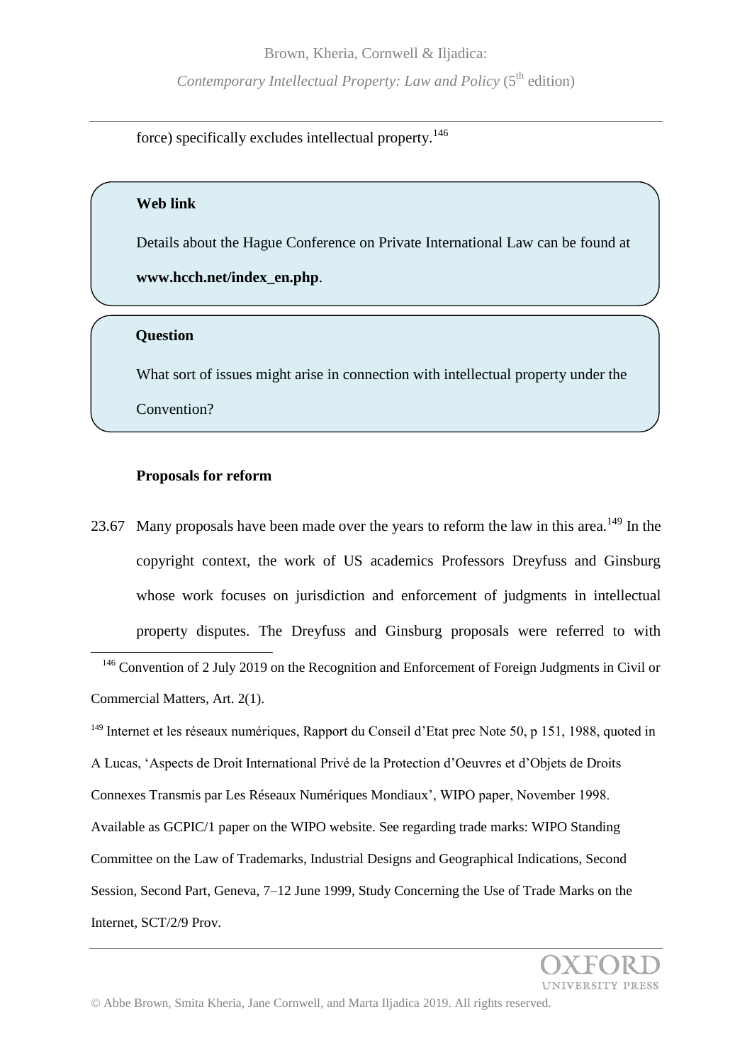force) specifically excludes intellectual property.[146]

> **Web link**
>
> Details about the Hague Conference on Private International Law can be found at **www.hcch.net/index_en.php**.

> **Question**
>
> What sort of issues might arise in connection with intellectual property under the Convention?

**Proposals for reform**

23.67 Many proposals have been made over the years to reform the law in this area.[149] In the copyright context, the work of US academics Professors Dreyfuss and Ginsburg whose work focuses on jurisdiction and enforcement of judgments in intellectual property disputes. The Dreyfuss and Ginsburg proposals were referred to with

---

[146] Convention of 2 July 2019 on the Recognition and Enforcement of Foreign Judgments in Civil or Commercial Matters, Art. 2(1).

[149] Internet et les réseaux numériques, Rapport du Conseil d'Etat prec Note 50, p 151, 1988, quoted in A Lucas, 'Aspects de Droit International Privé de la Protection d'Oeuvres et d'Objets de Droits Connexes Transmis par Les Réseaux Numériques Mondiaux', WIPO paper, November 1998. Available as GCPIC/1 paper on the WIPO website. See regarding trade marks: WIPO Standing Committee on the Law of Trademarks, Industrial Designs and Geographical Indications, Second Session, Second Part, Geneva, 7–12 June 1999, Study Concerning the Use of Trade Marks on the Internet, SCT/2/9 Prov.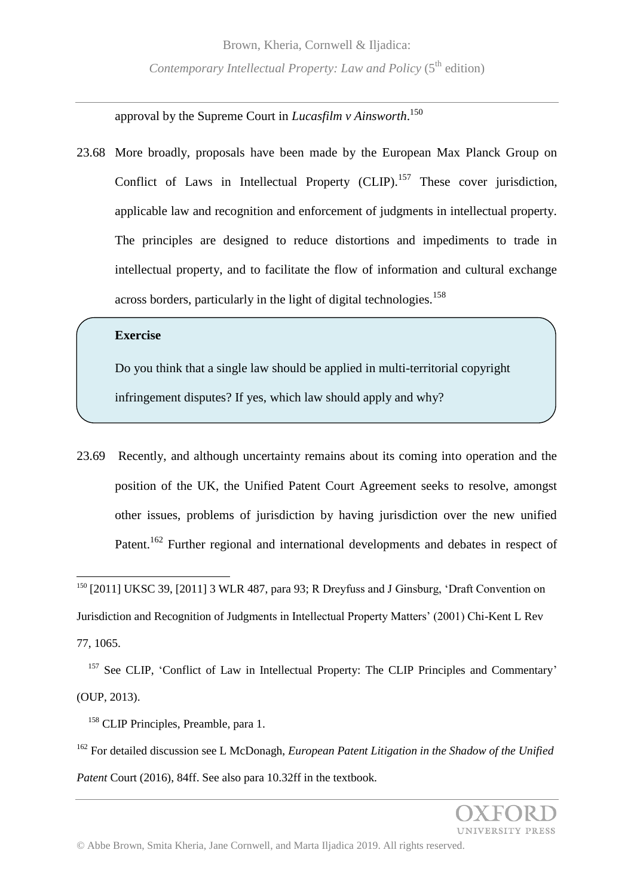approval by the Supreme Court in *Lucasfilm v Ainsworth*.[150]

23.68 More broadly, proposals have been made by the European Max Planck Group on Conflict of Laws in Intellectual Property (CLIP).[157] These cover jurisdiction, applicable law and recognition and enforcement of judgments in intellectual property. The principles are designed to reduce distortions and impediments to trade in intellectual property, and to facilitate the flow of information and cultural exchange across borders, particularly in the light of digital technologies.[158]

> **Exercise**
>
> Do you think that a single law should be applied in multi-territorial copyright infringement disputes? If yes, which law should apply and why?

23.69 Recently, and although uncertainty remains about its coming into operation and the position of the UK, the Unified Patent Court Agreement seeks to resolve, amongst other issues, problems of jurisdiction by having jurisdiction over the new unified Patent.[162] Further regional and international developments and debates in respect of

---

[150] [2011] UKSC 39, [2011] 3 WLR 487, para 93; R Dreyfuss and J Ginsburg, 'Draft Convention on Jurisdiction and Recognition of Judgments in Intellectual Property Matters' (2001) Chi-Kent L Rev 77, 1065.

[157] See CLIP, 'Conflict of Law in Intellectual Property: The CLIP Principles and Commentary' (OUP, 2013).

[158] CLIP Principles, Preamble, para 1.

[162] For detailed discussion see L McDonagh, *European Patent Litigation in the Shadow of the Unified Patent* Court (2016), 84ff. See also para 10.32ff in the textbook.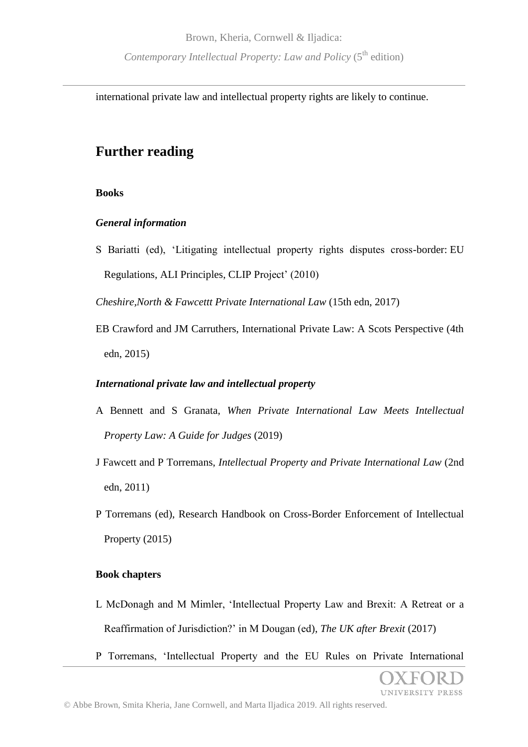international private law and intellectual property rights are likely to continue.

## Further reading

**Books**

***General information***

S Bariatti (ed), 'Litigating intellectual property rights disputes cross-border: EU Regulations, ALI Principles, CLIP Project' (2010)

*Cheshire,North & Fawcettt Private International Law* (15th edn, 2017)

EB Crawford and JM Carruthers, International Private Law: A Scots Perspective (4th edn, 2015)

***International private law and intellectual property***

A Bennett and S Granata, *When Private International Law Meets Intellectual Property Law: A Guide for Judges* (2019)

J Fawcett and P Torremans, *Intellectual Property and Private International Law* (2nd edn, 2011)

P Torremans (ed), Research Handbook on Cross-Border Enforcement of Intellectual Property (2015)

**Book chapters**

L McDonagh and M Mimler, 'Intellectual Property Law and Brexit: A Retreat or a Reaffirmation of Jurisdiction?' in M Dougan (ed), *The UK after Brexit* (2017)

P Torremans, 'Intellectual Property and the EU Rules on Private International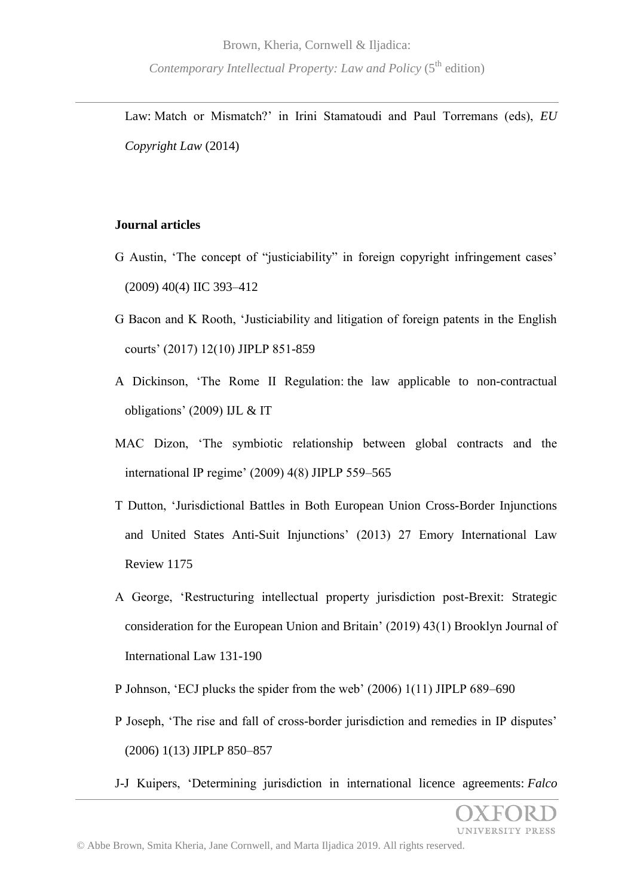Law: Match or Mismatch?' in Irini Stamatoudi and Paul Torremans (eds), *EU Copyright Law* (2014)

**Journal articles**

G Austin, 'The concept of "justiciability" in foreign copyright infringement cases' (2009) 40(4) IIC 393–412

G Bacon and K Rooth, 'Justiciability and litigation of foreign patents in the English courts' (2017) 12(10) JIPLP 851-859

A Dickinson, 'The Rome II Regulation: the law applicable to non-contractual obligations' (2009) IJL & IT

MAC Dizon, 'The symbiotic relationship between global contracts and the international IP regime' (2009) 4(8) JIPLP 559–565

T Dutton, 'Jurisdictional Battles in Both European Union Cross-Border Injunctions and United States Anti-Suit Injunctions' (2013) 27 Emory International Law Review 1175

A George, 'Restructuring intellectual property jurisdiction post-Brexit: Strategic consideration for the European Union and Britain' (2019) 43(1) Brooklyn Journal of International Law 131-190

P Johnson, 'ECJ plucks the spider from the web' (2006) 1(11) JIPLP 689–690

P Joseph, 'The rise and fall of cross-border jurisdiction and remedies in IP disputes' (2006) 1(13) JIPLP 850–857

J-J Kuipers, 'Determining jurisdiction in international licence agreements: *Falco*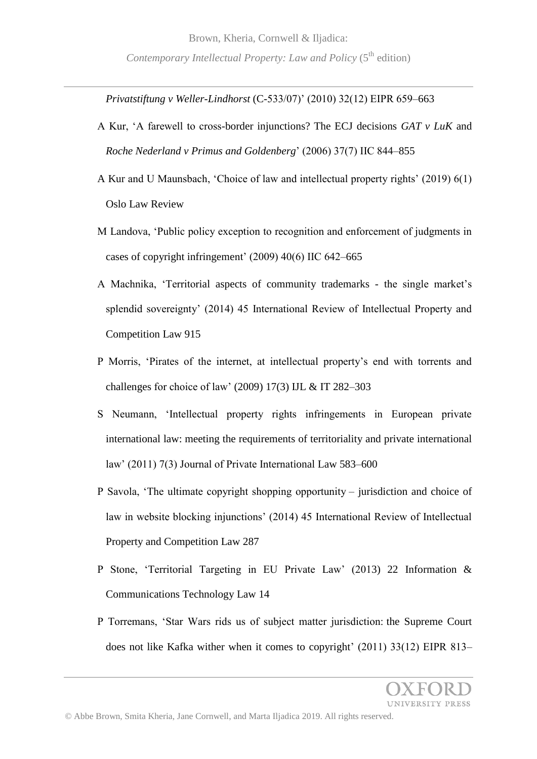*Privatstiftung v Weller-Lindhorst* (C-533/07)' (2010) 32(12) EIPR 659–663

A Kur, 'A farewell to cross-border injunctions? The ECJ decisions *GAT v LuK* and *Roche Nederland v Primus and Goldenberg*' (2006) 37(7) IIC 844–855

A Kur and U Maunsbach, 'Choice of law and intellectual property rights' (2019) 6(1) Oslo Law Review

M Landova, 'Public policy exception to recognition and enforcement of judgments in cases of copyright infringement' (2009) 40(6) IIC 642–665

A Machnika, 'Territorial aspects of community trademarks - the single market's splendid sovereignty' (2014) 45 International Review of Intellectual Property and Competition Law 915

P Morris, 'Pirates of the internet, at intellectual property's end with torrents and challenges for choice of law' (2009) 17(3) IJL & IT 282–303

S Neumann, 'Intellectual property rights infringements in European private international law: meeting the requirements of territoriality and private international law' (2011) 7(3) Journal of Private International Law 583–600

P Savola, 'The ultimate copyright shopping opportunity – jurisdiction and choice of law in website blocking injunctions' (2014) 45 International Review of Intellectual Property and Competition Law 287

P Stone, 'Territorial Targeting in EU Private Law' (2013) 22 Information & Communications Technology Law 14

P Torremans, 'Star Wars rids us of subject matter jurisdiction: the Supreme Court does not like Kafka wither when it comes to copyright' (2011) 33(12) EIPR 813–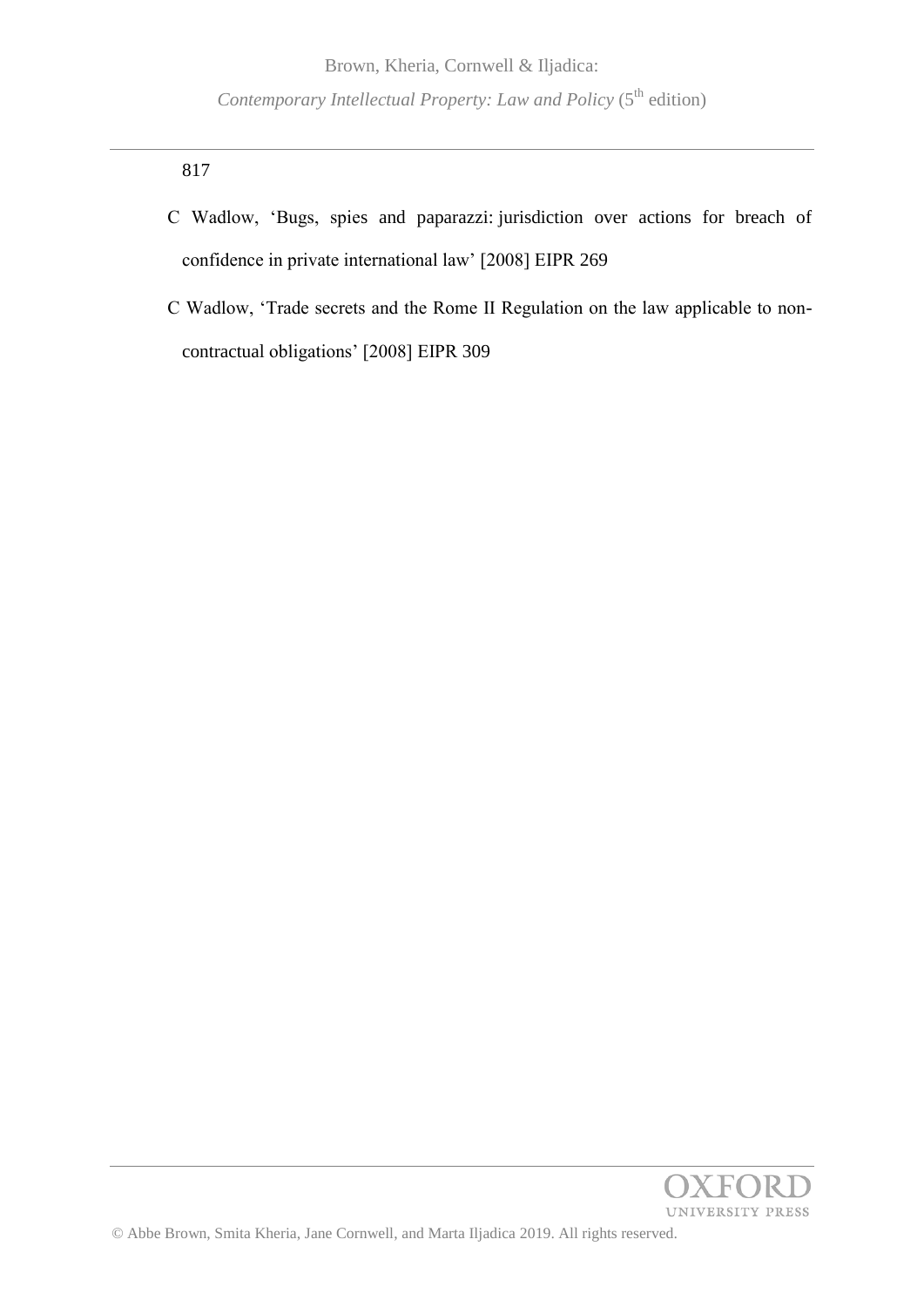817

C Wadlow, 'Bugs, spies and paparazzi: jurisdiction over actions for breach of confidence in private international law' [2008] EIPR 269

C Wadlow, 'Trade secrets and the Rome II Regulation on the law applicable to non-contractual obligations' [2008] EIPR 309